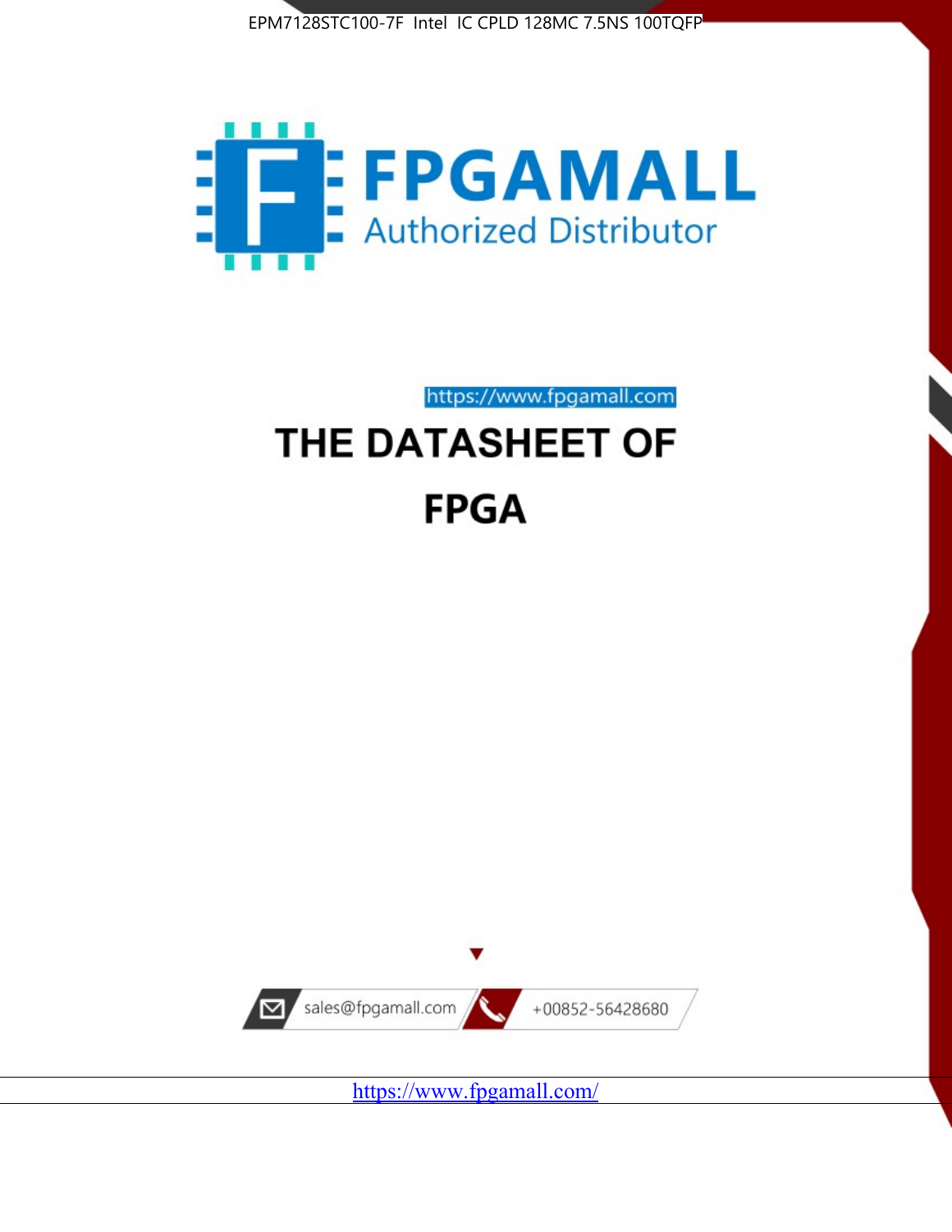EPM7128STC100-7F Intel IC CPLD 128MC 7.5NS 100TQFP

FPGAMALL

Authorized Distributor

https://www.fpgamall.com

# THE DATASHEET OF

# FPGA

sales@fpgamall.com

+00852-56428680

https://www.fpgamall.com/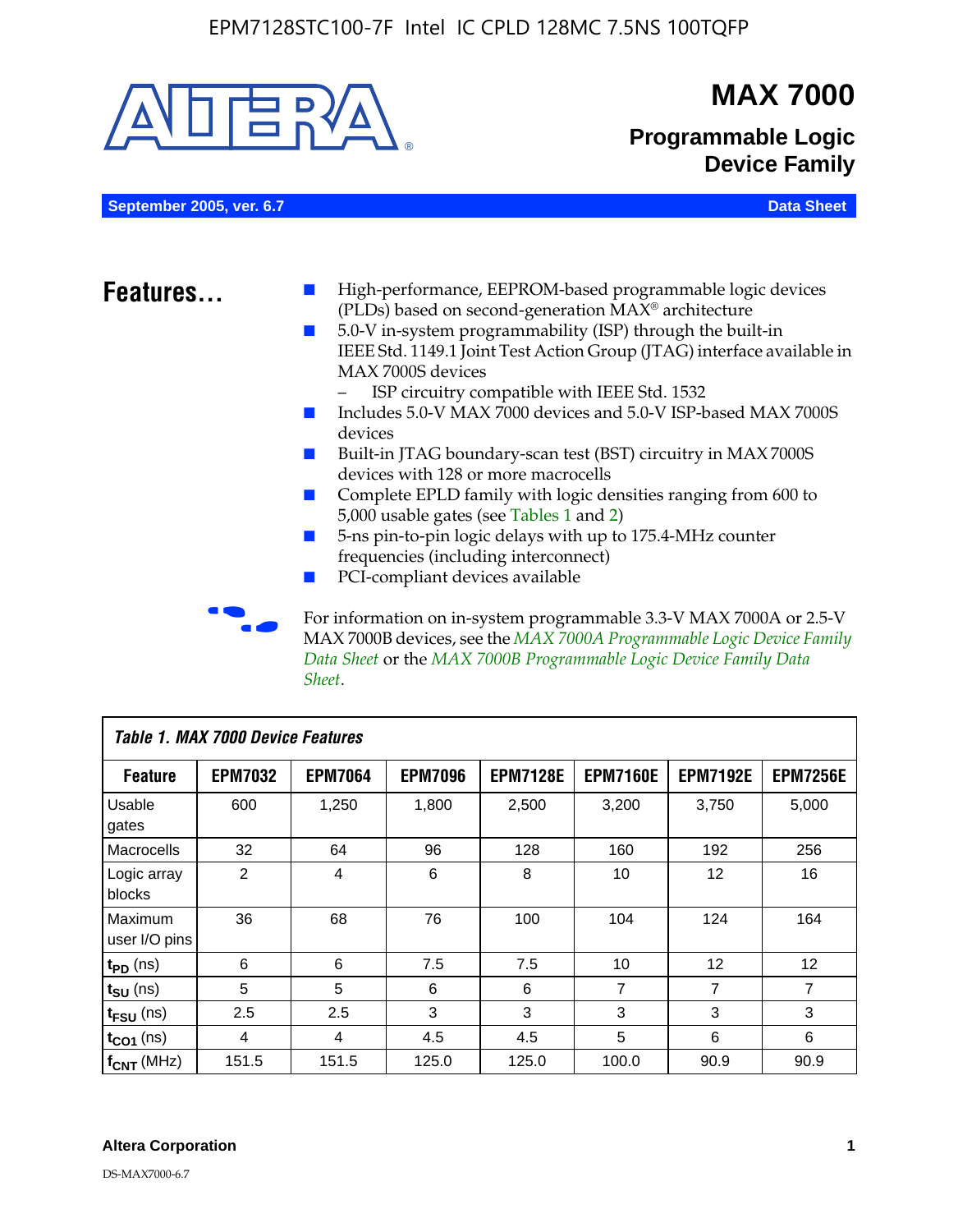# MAX 7000

## Programmable Logic Device Family

September 2005, ver. 6.7 — Data Sheet

## Features...

- High-performance, EEPROM-based programmable logic devices (PLDs) based on second-generation MAX® architecture
- 5.0-V in-system programmability (ISP) through the built-in IEEE Std. 1149.1 Joint Test Action Group (JTAG) interface available in MAX 7000S devices
  - ISP circuitry compatible with IEEE Std. 1532
- Includes 5.0-V MAX 7000 devices and 5.0-V ISP-based MAX 7000S devices
- Built-in JTAG boundary-scan test (BST) circuitry in MAX 7000S devices with 128 or more macrocells
- Complete EPLD family with logic densities ranging from 600 to 5,000 usable gates (see Tables 1 and 2)
- 5-ns pin-to-pin logic delays with up to 175.4-MHz counter frequencies (including interconnect)
- PCI-compliant devices available

For information on in-system programmable 3.3-V MAX 7000A or 2.5-V MAX 7000B devices, see the *MAX 7000A Programmable Logic Device Family Data Sheet* or the *MAX 7000B Programmable Logic Device Family Data Sheet*.

**Table 1. MAX 7000 Device Features**

| Feature | EPM7032 | EPM7064 | EPM7096 | EPM7128E | EPM7160E | EPM7192E | EPM7256E |
|---|---|---|---|---|---|---|---|
| Usable gates | 600 | 1,250 | 1,800 | 2,500 | 3,200 | 3,750 | 5,000 |
| Macrocells | 32 | 64 | 96 | 128 | 160 | 192 | 256 |
| Logic array blocks | 2 | 4 | 6 | 8 | 10 | 12 | 16 |
| Maximum user I/O pins | 36 | 68 | 76 | 100 | 104 | 124 | 164 |
| $t_{PD}$ (ns) | 6 | 6 | 7.5 | 7.5 | 10 | 12 | 12 |
| $t_{SU}$ (ns) | 5 | 5 | 6 | 6 | 7 | 7 | 7 |
| $t_{FSU}$ (ns) | 2.5 | 2.5 | 3 | 3 | 3 | 3 | 3 |
| $t_{CO1}$ (ns) | 4 | 4 | 4.5 | 4.5 | 5 | 6 | 6 |
| $f_{CNT}$ (MHz) | 151.5 | 151.5 | 125.0 | 125.0 | 100.0 | 90.9 | 90.9 |

Altera Corporation

DS-MAX7000-6.7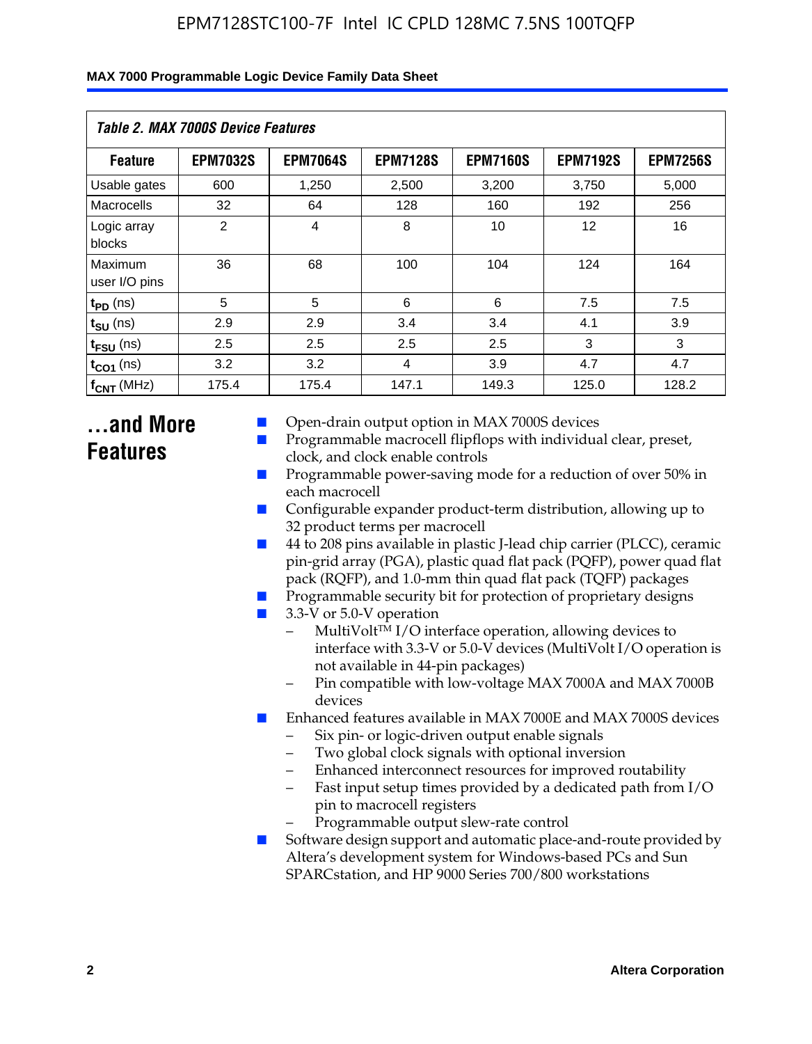*Table 2. MAX 7000S Device Features*

| Feature | EPM7032S | EPM7064S | EPM7128S | EPM7160S | EPM7192S | EPM7256S |
|---|---|---|---|---|---|---|
| Usable gates | 600 | 1,250 | 2,500 | 3,200 | 3,750 | 5,000 |
| Macrocells | 32 | 64 | 128 | 160 | 192 | 256 |
| Logic array blocks | 2 | 4 | 8 | 10 | 12 | 16 |
| Maximum user I/O pins | 36 | 68 | 100 | 104 | 124 | 164 |
| $t_{PD}$ (ns) | 5 | 5 | 6 | 6 | 7.5 | 7.5 |
| $t_{SU}$ (ns) | 2.9 | 2.9 | 3.4 | 3.4 | 4.1 | 3.9 |
| $t_{FSU}$ (ns) | 2.5 | 2.5 | 2.5 | 2.5 | 3 | 3 |
| $t_{CO1}$ (ns) | 3.2 | 3.2 | 4 | 3.9 | 4.7 | 4.7 |
| $f_{CNT}$ (MHz) | 175.4 | 175.4 | 147.1 | 149.3 | 125.0 | 128.2 |

## ...and More Features

- Open-drain output option in MAX 7000S devices
- Programmable macrocell flipflops with individual clear, preset, clock, and clock enable controls
- Programmable power-saving mode for a reduction of over 50% in each macrocell
- Configurable expander product-term distribution, allowing up to 32 product terms per macrocell
- 44 to 208 pins available in plastic J-lead chip carrier (PLCC), ceramic pin-grid array (PGA), plastic quad flat pack (PQFP), power quad flat pack (RQFP), and 1.0-mm thin quad flat pack (TQFP) packages
- Programmable security bit for protection of proprietary designs
- 3.3-V or 5.0-V operation
  - MultiVolt™ I/O interface operation, allowing devices to interface with 3.3-V or 5.0-V devices (MultiVolt I/O operation is not available in 44-pin packages)
  - Pin compatible with low-voltage MAX 7000A and MAX 7000B devices
- Enhanced features available in MAX 7000E and MAX 7000S devices
  - Six pin- or logic-driven output enable signals
  - Two global clock signals with optional inversion
  - Enhanced interconnect resources for improved routability
  - Fast input setup times provided by a dedicated path from I/O pin to macrocell registers
  - Programmable output slew-rate control
- Software design support and automatic place-and-route provided by Altera's development system for Windows-based PCs and Sun SPARCstation, and HP 9000 Series 700/800 workstations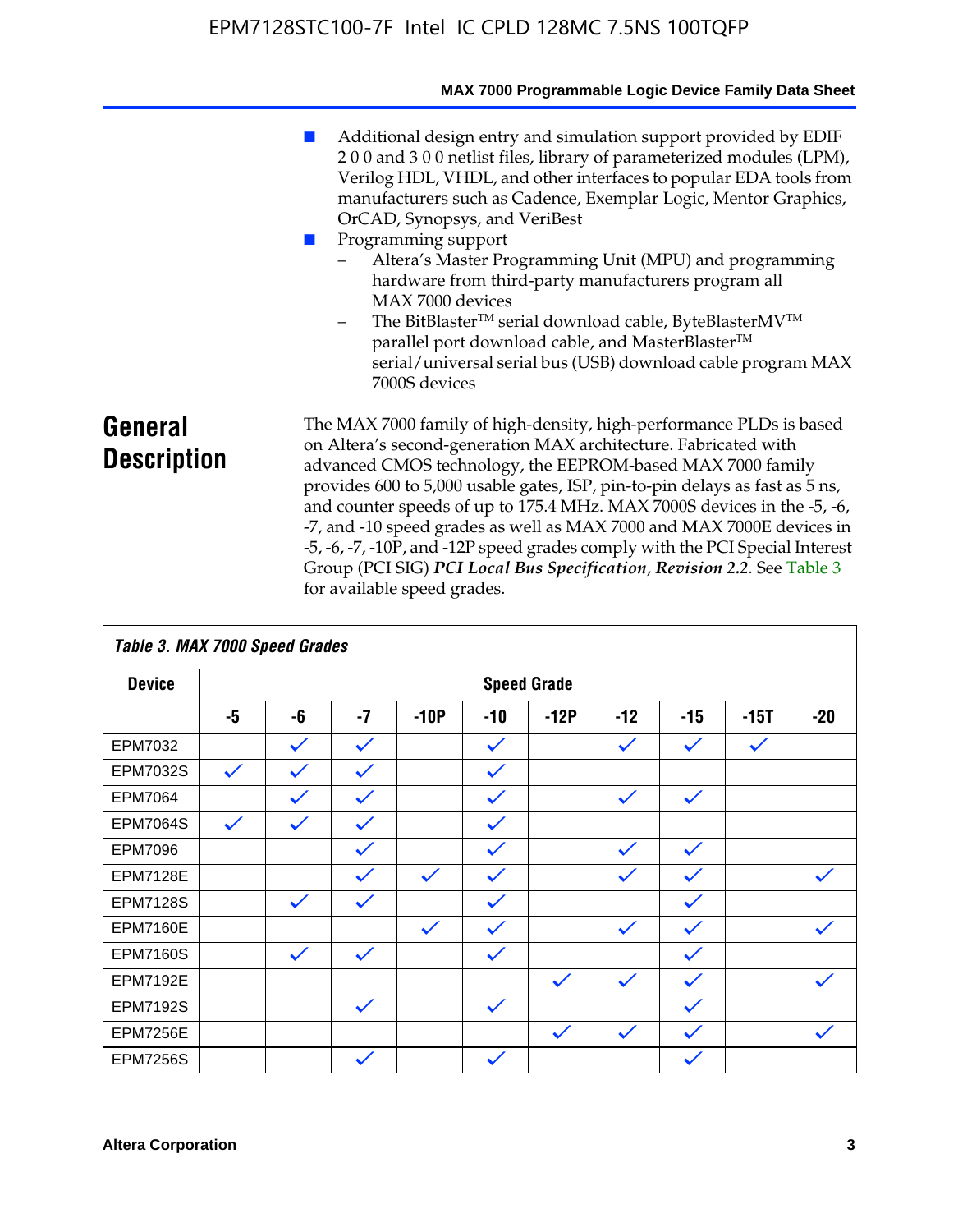- Additional design entry and simulation support provided by EDIF 2 0 0 and 3 0 0 netlist files, library of parameterized modules (LPM), Verilog HDL, VHDL, and other interfaces to popular EDA tools from manufacturers such as Cadence, Exemplar Logic, Mentor Graphics, OrCAD, Synopsys, and VeriBest
- Programming support
  - Altera's Master Programming Unit (MPU) and programming hardware from third-party manufacturers program all MAX 7000 devices
  - The BitBlaster™ serial download cable, ByteBlasterMV™ parallel port download cable, and MasterBlaster™ serial/universal serial bus (USB) download cable program MAX 7000S devices

## General Description

The MAX 7000 family of high-density, high-performance PLDs is based on Altera's second-generation MAX architecture. Fabricated with advanced CMOS technology, the EEPROM-based MAX 7000 family provides 600 to 5,000 usable gates, ISP, pin-to-pin delays as fast as 5 ns, and counter speeds of up to 175.4 MHz. MAX 7000S devices in the -5, -6, -7, and -10 speed grades as well as MAX 7000 and MAX 7000E devices in -5, -6, -7, -10P, and -12P speed grades comply with the PCI Special Interest Group (PCI SIG) ***PCI Local Bus Specification*, *Revision 2.2***. See Table 3 for available speed grades.

*Table 3. MAX 7000 Speed Grades*

| Device | Speed Grade | | | | | | | | | |
|---|---|---|---|---|---|---|---|---|---|---|
| | -5 | -6 | -7 | -10P | -10 | -12P | -12 | -15 | -15T | -20 |
| EPM7032 | | ✓ | ✓ | | ✓ | | ✓ | ✓ | ✓ | |
| EPM7032S | ✓ | ✓ | ✓ | | ✓ | | | | | |
| EPM7064 | | ✓ | ✓ | | ✓ | | ✓ | ✓ | | |
| EPM7064S | ✓ | ✓ | ✓ | | ✓ | | | | | |
| EPM7096 | | | ✓ | | ✓ | | ✓ | ✓ | | |
| EPM7128E | | | ✓ | ✓ | ✓ | | ✓ | ✓ | | ✓ |
| EPM7128S | | ✓ | ✓ | | ✓ | | | ✓ | | |
| EPM7160E | | | | ✓ | ✓ | | ✓ | ✓ | | ✓ |
| EPM7160S | | ✓ | ✓ | | ✓ | | | ✓ | | |
| EPM7192E | | | | | | ✓ | ✓ | ✓ | | ✓ |
| EPM7192S | | | ✓ | | ✓ | | | ✓ | | |
| EPM7256E | | | | | | ✓ | ✓ | ✓ | | ✓ |
| EPM7256S | | | ✓ | | ✓ | | | ✓ | | |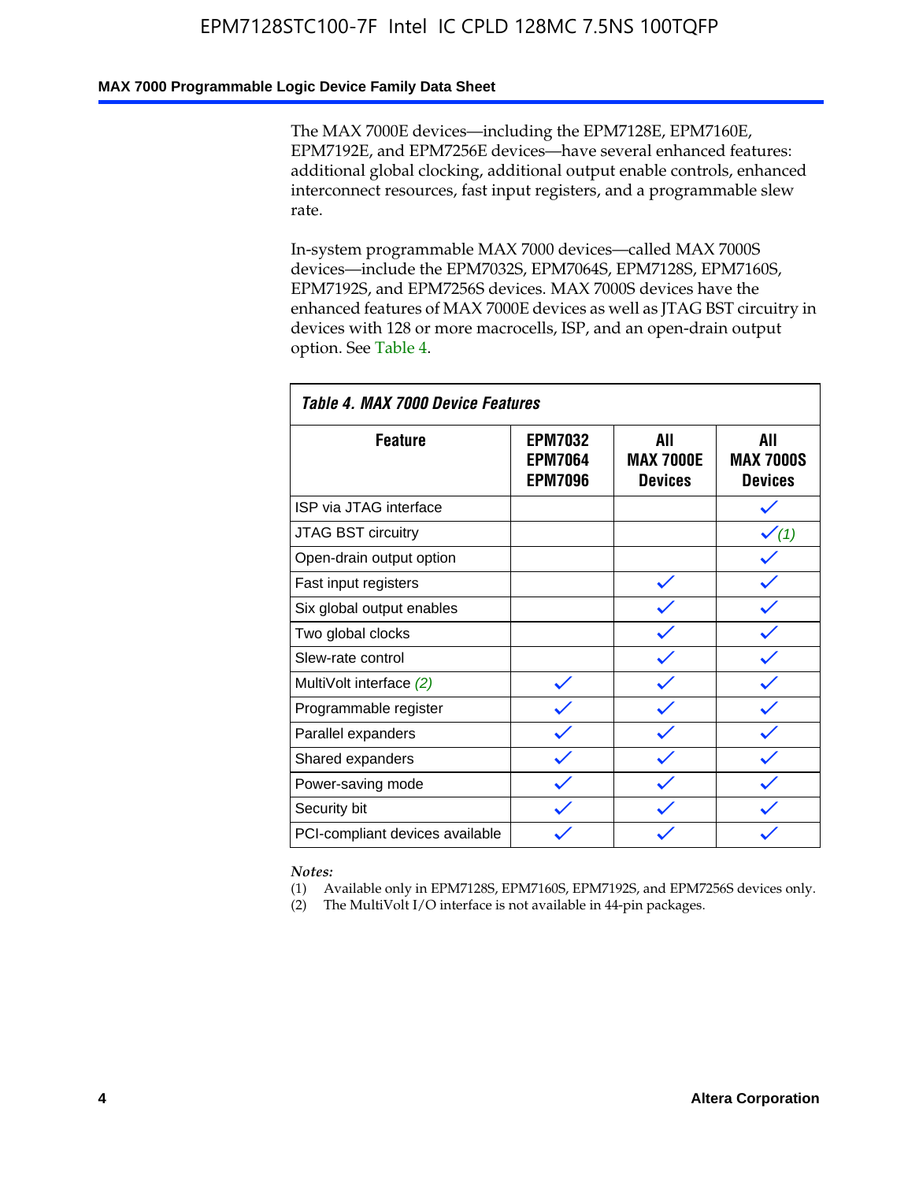The MAX 7000E devices—including the EPM7128E, EPM7160E, EPM7192E, and EPM7256E devices—have several enhanced features: additional global clocking, additional output enable controls, enhanced interconnect resources, fast input registers, and a programmable slew rate.

In-system programmable MAX 7000 devices—called MAX 7000S devices—include the EPM7032S, EPM7064S, EPM7128S, EPM7160S, EPM7192S, and EPM7256S devices. MAX 7000S devices have the enhanced features of MAX 7000E devices as well as JTAG BST circuitry in devices with 128 or more macrocells, ISP, and an open-drain output option. See Table 4.

**Table 4. MAX 7000 Device Features**

| Feature | EPM7032 EPM7064 EPM7096 | All MAX 7000E Devices | All MAX 7000S Devices |
|---|---|---|---|
| ISP via JTAG interface | | | ✓ |
| JTAG BST circuitry | | | ✓ *(1)* |
| Open-drain output option | | | ✓ |
| Fast input registers | | ✓ | ✓ |
| Six global output enables | | ✓ | ✓ |
| Two global clocks | | ✓ | ✓ |
| Slew-rate control | | ✓ | ✓ |
| MultiVolt interface *(2)* | ✓ | ✓ | ✓ |
| Programmable register | ✓ | ✓ | ✓ |
| Parallel expanders | ✓ | ✓ | ✓ |
| Shared expanders | ✓ | ✓ | ✓ |
| Power-saving mode | ✓ | ✓ | ✓ |
| Security bit | ✓ | ✓ | ✓ |
| PCI-compliant devices available | ✓ | ✓ | ✓ |

*Notes:*
(1) Available only in EPM7128S, EPM7160S, EPM7192S, and EPM7256S devices only.
(2) The MultiVolt I/O interface is not available in 44-pin packages.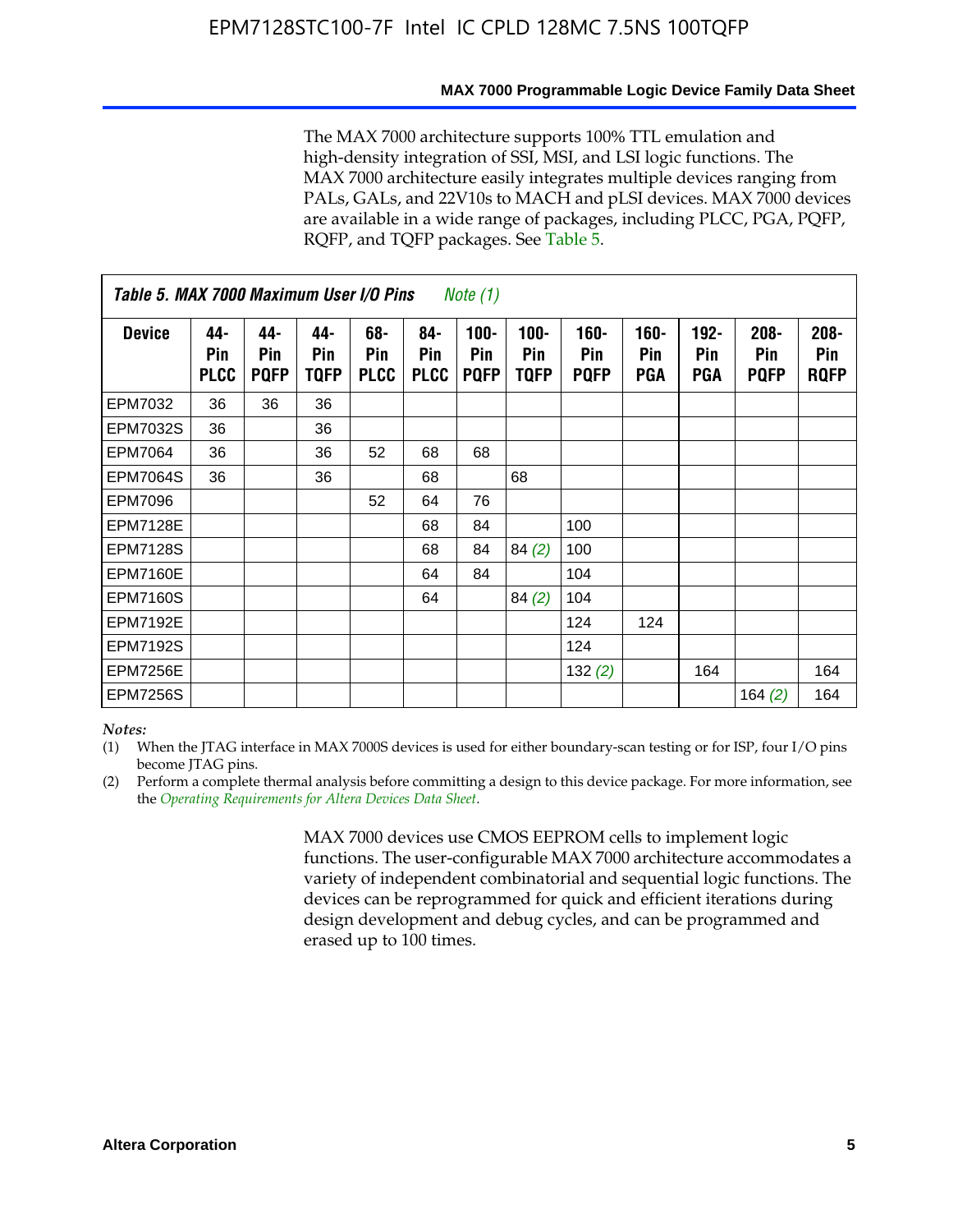The MAX 7000 architecture supports 100% TTL emulation and high-density integration of SSI, MSI, and LSI logic functions. The MAX 7000 architecture easily integrates multiple devices ranging from PALs, GALs, and 22V10s to MACH and pLSI devices. MAX 7000 devices are available in a wide range of packages, including PLCC, PGA, PQFP, RQFP, and TQFP packages. See Table 5.

**Table 5. MAX 7000 Maximum User I/O Pins** *Note (1)*

| Device | 44-Pin PLCC | 44-Pin PQFP | 44-Pin TQFP | 68-Pin PLCC | 84-Pin PLCC | 100-Pin PQFP | 100-Pin TQFP | 160-Pin PQFP | 160-Pin PGA | 192-Pin PGA | 208-Pin PQFP | 208-Pin RQFP |
|---|---|---|---|---|---|---|---|---|---|---|---|---|
| EPM7032 | 36 | 36 | 36 | | | | | | | | | |
| EPM7032S | 36 | | 36 | | | | | | | | | |
| EPM7064 | 36 | | 36 | 52 | 68 | 68 | | | | | | |
| EPM7064S | 36 | | 36 | | 68 | | 68 | | | | | |
| EPM7096 | | | | 52 | 64 | 76 | | | | | | |
| EPM7128E | | | | | 68 | 84 | | 100 | | | | |
| EPM7128S | | | | | 68 | 84 | 84 *(2)* | 100 | | | | |
| EPM7160E | | | | | 64 | 84 | | 104 | | | | |
| EPM7160S | | | | | 64 | | 84 *(2)* | 104 | | | | |
| EPM7192E | | | | | | | | 124 | 124 | | | |
| EPM7192S | | | | | | | | 124 | | | | |
| EPM7256E | | | | | | | | 132 *(2)* | | 164 | | 164 |
| EPM7256S | | | | | | | | | | | 164 *(2)* | 164 |

*Notes:*

(1) When the JTAG interface in MAX 7000S devices is used for either boundary-scan testing or for ISP, four I/O pins become JTAG pins.

(2) Perform a complete thermal analysis before committing a design to this device package. For more information, see the *Operating Requirements for Altera Devices Data Sheet*.

MAX 7000 devices use CMOS EEPROM cells to implement logic functions. The user-configurable MAX 7000 architecture accommodates a variety of independent combinatorial and sequential logic functions. The devices can be reprogrammed for quick and efficient iterations during design development and debug cycles, and can be programmed and erased up to 100 times.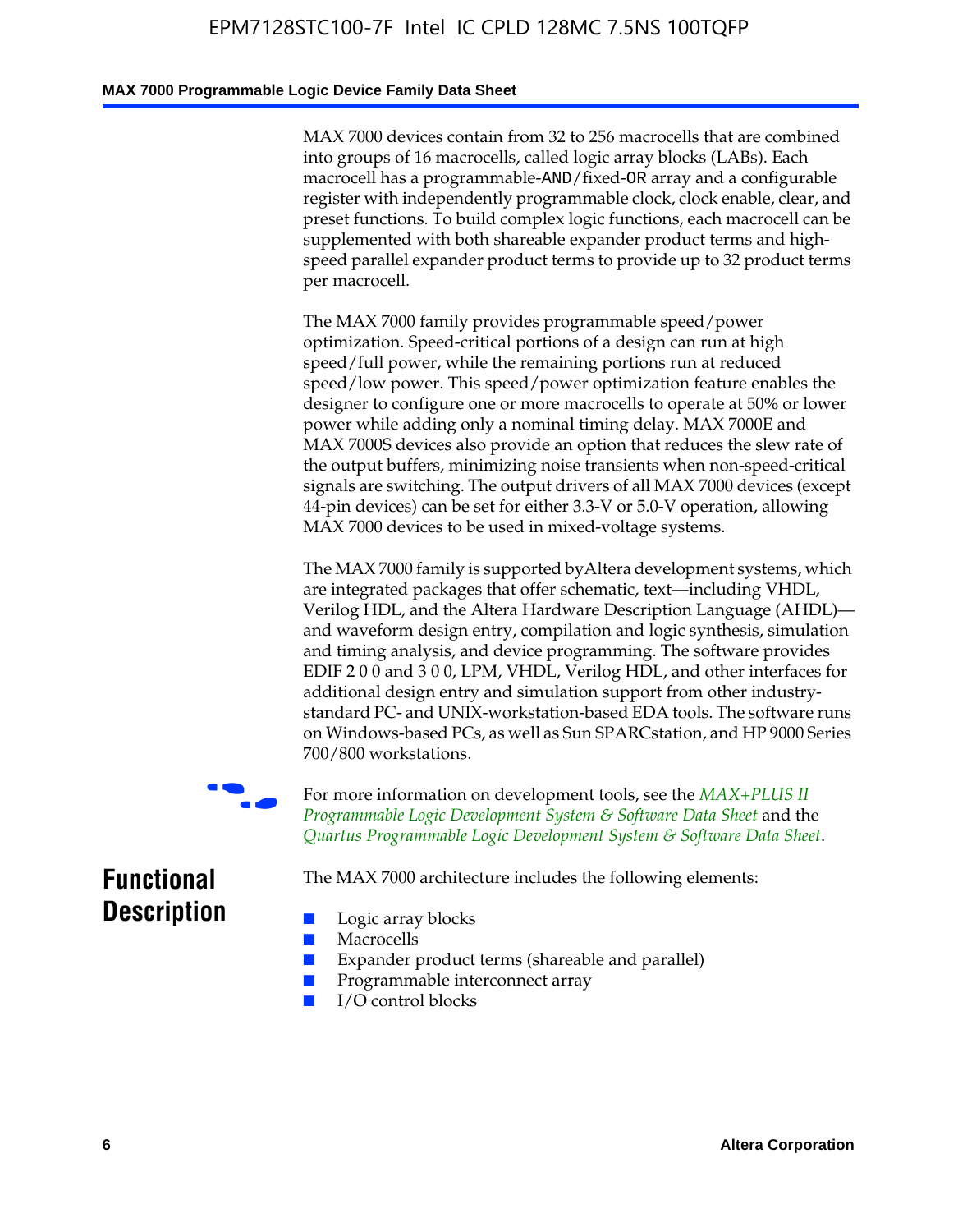MAX 7000 devices contain from 32 to 256 macrocells that are combined into groups of 16 macrocells, called logic array blocks (LABs). Each macrocell has a programmable-AND/fixed-OR array and a configurable register with independently programmable clock, clock enable, clear, and preset functions. To build complex logic functions, each macrocell can be supplemented with both shareable expander product terms and high-speed parallel expander product terms to provide up to 32 product terms per macrocell.

The MAX 7000 family provides programmable speed/power optimization. Speed-critical portions of a design can run at high speed/full power, while the remaining portions run at reduced speed/low power. This speed/power optimization feature enables the designer to configure one or more macrocells to operate at 50% or lower power while adding only a nominal timing delay. MAX 7000E and MAX 7000S devices also provide an option that reduces the slew rate of the output buffers, minimizing noise transients when non-speed-critical signals are switching. The output drivers of all MAX 7000 devices (except 44-pin devices) can be set for either 3.3-V or 5.0-V operation, allowing MAX 7000 devices to be used in mixed-voltage systems.

The MAX 7000 family is supported by Altera development systems, which are integrated packages that offer schematic, text—including VHDL, Verilog HDL, and the Altera Hardware Description Language (AHDL)—and waveform design entry, compilation and logic synthesis, simulation and timing analysis, and device programming. The software provides EDIF 2 0 0 and 3 0 0, LPM, VHDL, Verilog HDL, and other interfaces for additional design entry and simulation support from other industry-standard PC- and UNIX-workstation-based EDA tools. The software runs on Windows-based PCs, as well as Sun SPARCstation, and HP 9000 Series 700/800 workstations.

For more information on development tools, see the *MAX+PLUS II Programmable Logic Development System & Software Data Sheet* and the *Quartus Programmable Logic Development System & Software Data Sheet*.

## Functional Description

The MAX 7000 architecture includes the following elements:

- Logic array blocks
- Macrocells
- Expander product terms (shareable and parallel)
- Programmable interconnect array
- I/O control blocks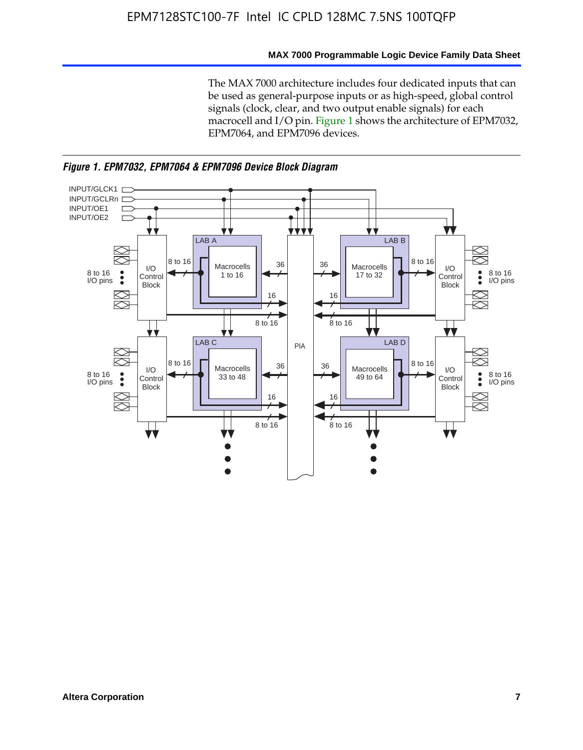The MAX 7000 architecture includes four dedicated inputs that can be used as general-purpose inputs or as high-speed, global control signals (clock, clear, and two output enable signals) for each macrocell and I/O pin. Figure 1 shows the architecture of EPM7032, EPM7064, and EPM7096 devices.

*Figure 1. EPM7032, EPM7064 & EPM7096 Device Block Diagram*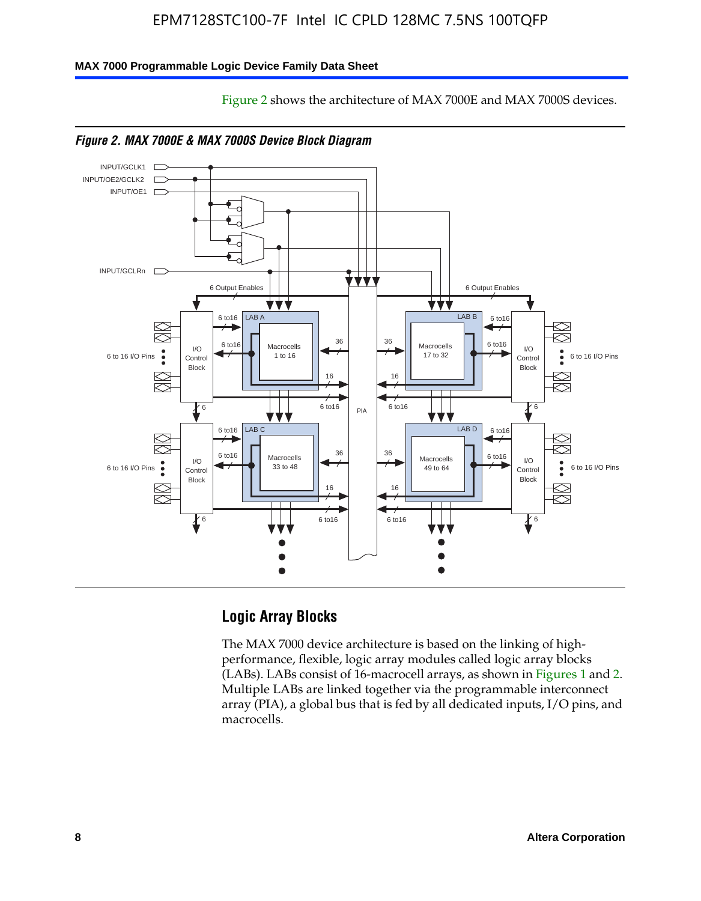Figure 2 shows the architecture of MAX 7000E and MAX 7000S devices.

*Figure 2. MAX 7000E & MAX 7000S Device Block Diagram*

## Logic Array Blocks

The MAX 7000 device architecture is based on the linking of high-performance, flexible, logic array modules called logic array blocks (LABs). LABs consist of 16-macrocell arrays, as shown in Figures 1 and 2. Multiple LABs are linked together via the programmable interconnect array (PIA), a global bus that is fed by all dedicated inputs, I/O pins, and macrocells.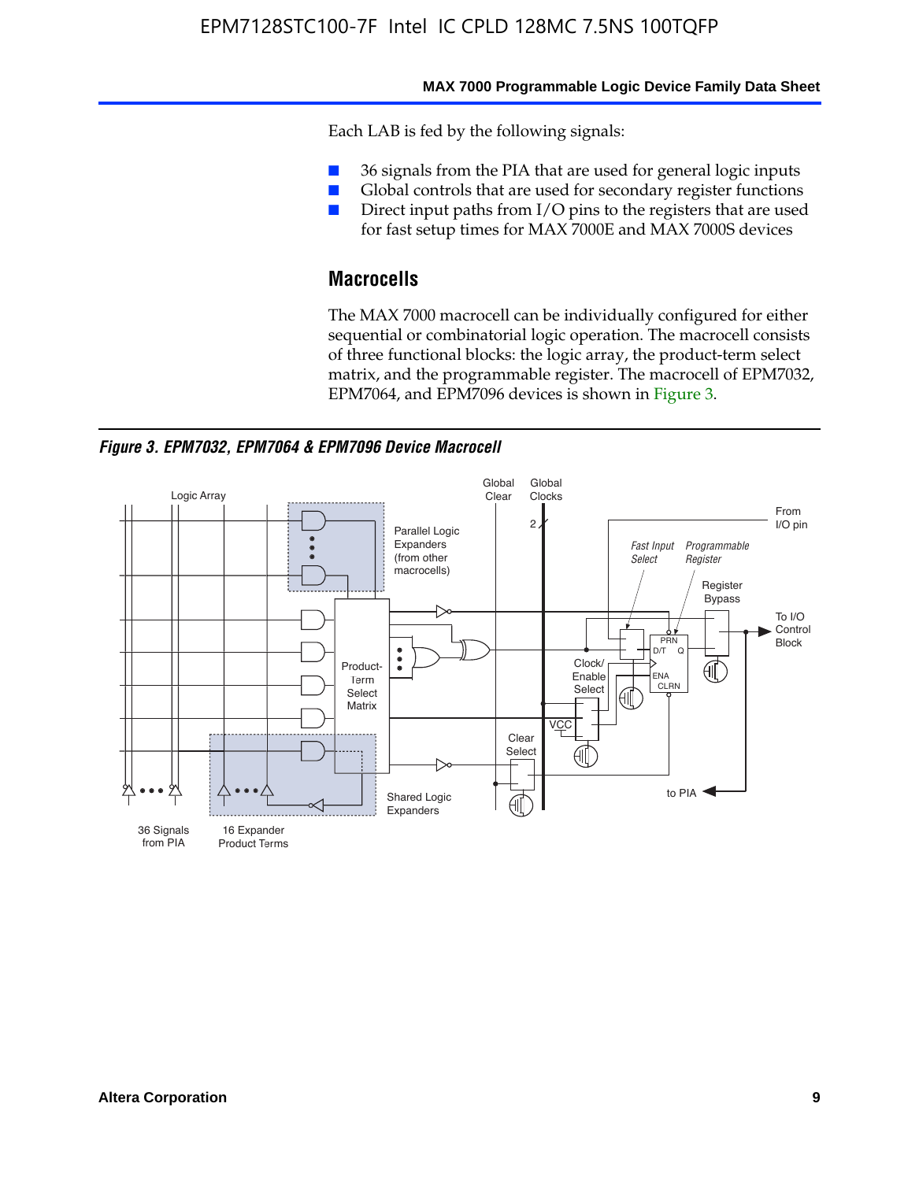Each LAB is fed by the following signals:

- 36 signals from the PIA that are used for general logic inputs
- Global controls that are used for secondary register functions
- Direct input paths from I/O pins to the registers that are used for fast setup times for MAX 7000E and MAX 7000S devices

## Macrocells

The MAX 7000 macrocell can be individually configured for either sequential or combinatorial logic operation. The macrocell consists of three functional blocks: the logic array, the product-term select matrix, and the programmable register. The macrocell of EPM7032, EPM7064, and EPM7096 devices is shown in Figure 3.

*Figure 3. EPM7032, EPM7064 & EPM7096 Device Macrocell*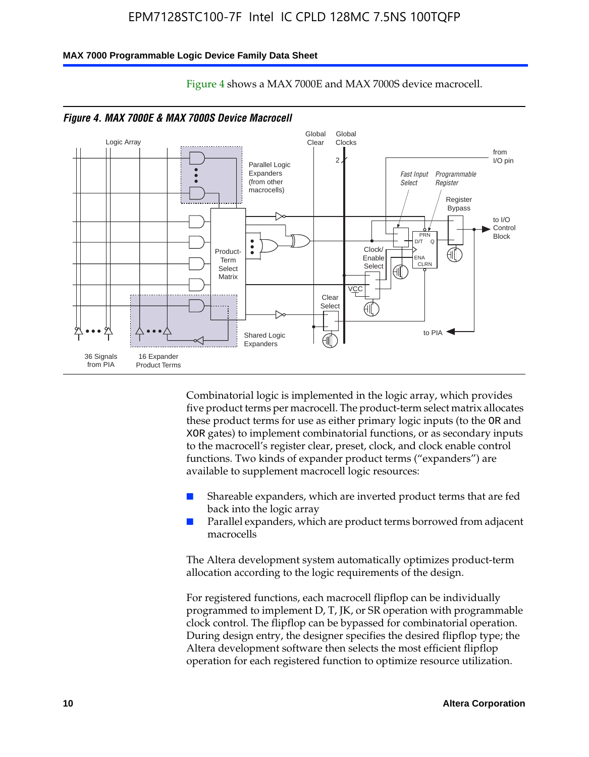Figure 4 shows a MAX 7000E and MAX 7000S device macrocell.

*Figure 4. MAX 7000E & MAX 7000S Device Macrocell*

Combinatorial logic is implemented in the logic array, which provides five product terms per macrocell. The product-term select matrix allocates these product terms for use as either primary logic inputs (to the OR and XOR gates) to implement combinatorial functions, or as secondary inputs to the macrocell's register clear, preset, clock, and clock enable control functions. Two kinds of expander product terms ("expanders") are available to supplement macrocell logic resources:

- Shareable expanders, which are inverted product terms that are fed back into the logic array
- Parallel expanders, which are product terms borrowed from adjacent macrocells

The Altera development system automatically optimizes product-term allocation according to the logic requirements of the design.

For registered functions, each macrocell flipflop can be individually programmed to implement D, T, JK, or SR operation with programmable clock control. The flipflop can be bypassed for combinatorial operation. During design entry, the designer specifies the desired flipflop type; the Altera development software then selects the most efficient flipflop operation for each registered function to optimize resource utilization.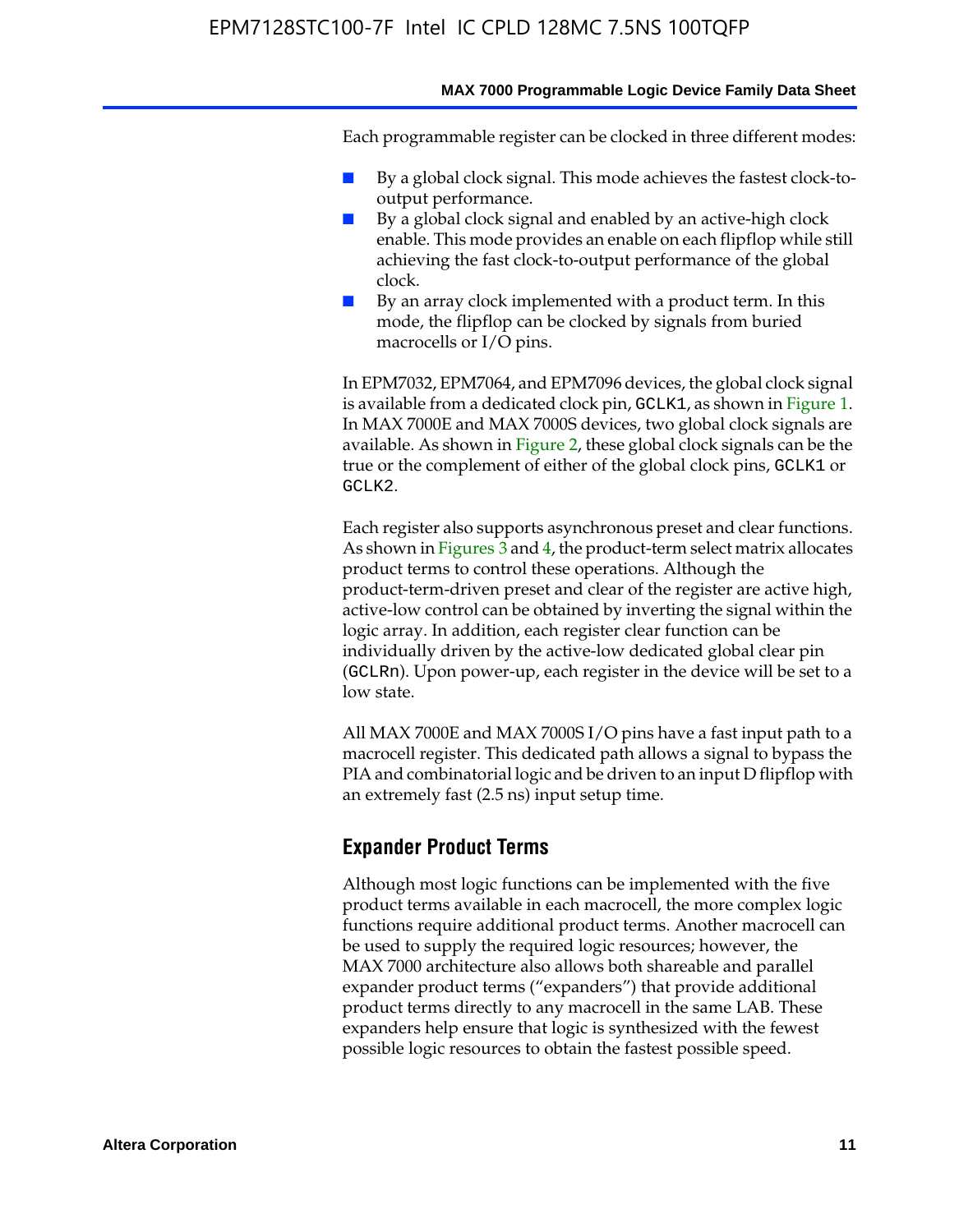Each programmable register can be clocked in three different modes:

- By a global clock signal. This mode achieves the fastest clock-to-output performance.
- By a global clock signal and enabled by an active-high clock enable. This mode provides an enable on each flipflop while still achieving the fast clock-to-output performance of the global clock.
- By an array clock implemented with a product term. In this mode, the flipflop can be clocked by signals from buried macrocells or I/O pins.

In EPM7032, EPM7064, and EPM7096 devices, the global clock signal is available from a dedicated clock pin, GCLK1, as shown in Figure 1. In MAX 7000E and MAX 7000S devices, two global clock signals are available. As shown in Figure 2, these global clock signals can be the true or the complement of either of the global clock pins, GCLK1 or GCLK2.

Each register also supports asynchronous preset and clear functions. As shown in Figures 3 and 4, the product-term select matrix allocates product terms to control these operations. Although the product-term-driven preset and clear of the register are active high, active-low control can be obtained by inverting the signal within the logic array. In addition, each register clear function can be individually driven by the active-low dedicated global clear pin (GCLRn). Upon power-up, each register in the device will be set to a low state.

All MAX 7000E and MAX 7000S I/O pins have a fast input path to a macrocell register. This dedicated path allows a signal to bypass the PIA and combinatorial logic and be driven to an input D flipflop with an extremely fast (2.5 ns) input setup time.

## Expander Product Terms

Although most logic functions can be implemented with the five product terms available in each macrocell, the more complex logic functions require additional product terms. Another macrocell can be used to supply the required logic resources; however, the MAX 7000 architecture also allows both shareable and parallel expander product terms ("expanders") that provide additional product terms directly to any macrocell in the same LAB. These expanders help ensure that logic is synthesized with the fewest possible logic resources to obtain the fastest possible speed.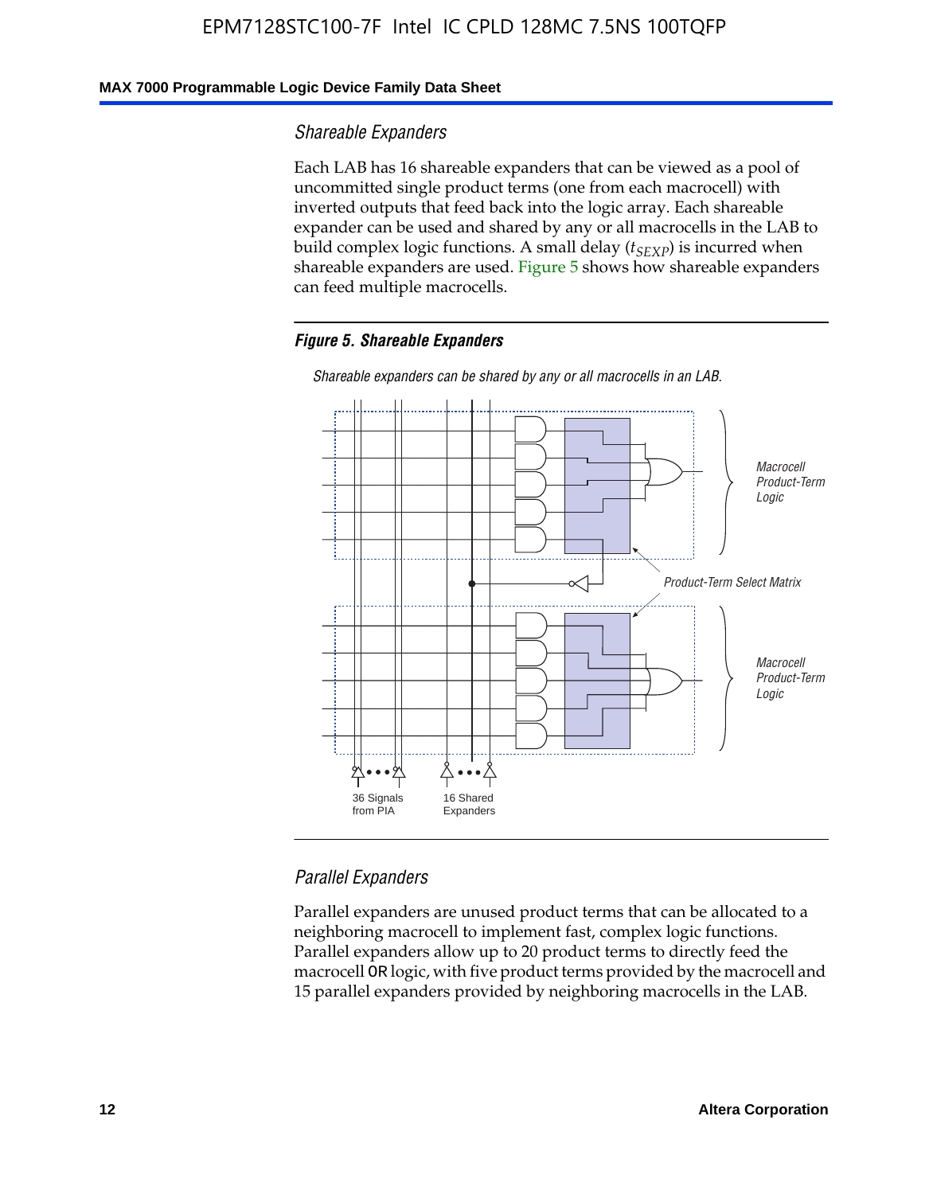### Shareable Expanders

Each LAB has 16 shareable expanders that can be viewed as a pool of uncommitted single product terms (one from each macrocell) with inverted outputs that feed back into the logic array. Each shareable expander can be used and shared by any or all macrocells in the LAB to build complex logic functions. A small delay ($t_{SEXP}$) is incurred when shareable expanders are used. Figure 5 shows how shareable expanders can feed multiple macrocells.

**Figure 5. Shareable Expanders**

*Shareable expanders can be shared by any or all macrocells in an LAB.*

Macrocell Product-Term Logic

Product-Term Select Matrix

Macrocell Product-Term Logic

36 Signals from PIA

16 Shared Expanders

### Parallel Expanders

Parallel expanders are unused product terms that can be allocated to a neighboring macrocell to implement fast, complex logic functions. Parallel expanders allow up to 20 product terms to directly feed the macrocell OR logic, with five product terms provided by the macrocell and 15 parallel expanders provided by neighboring macrocells in the LAB.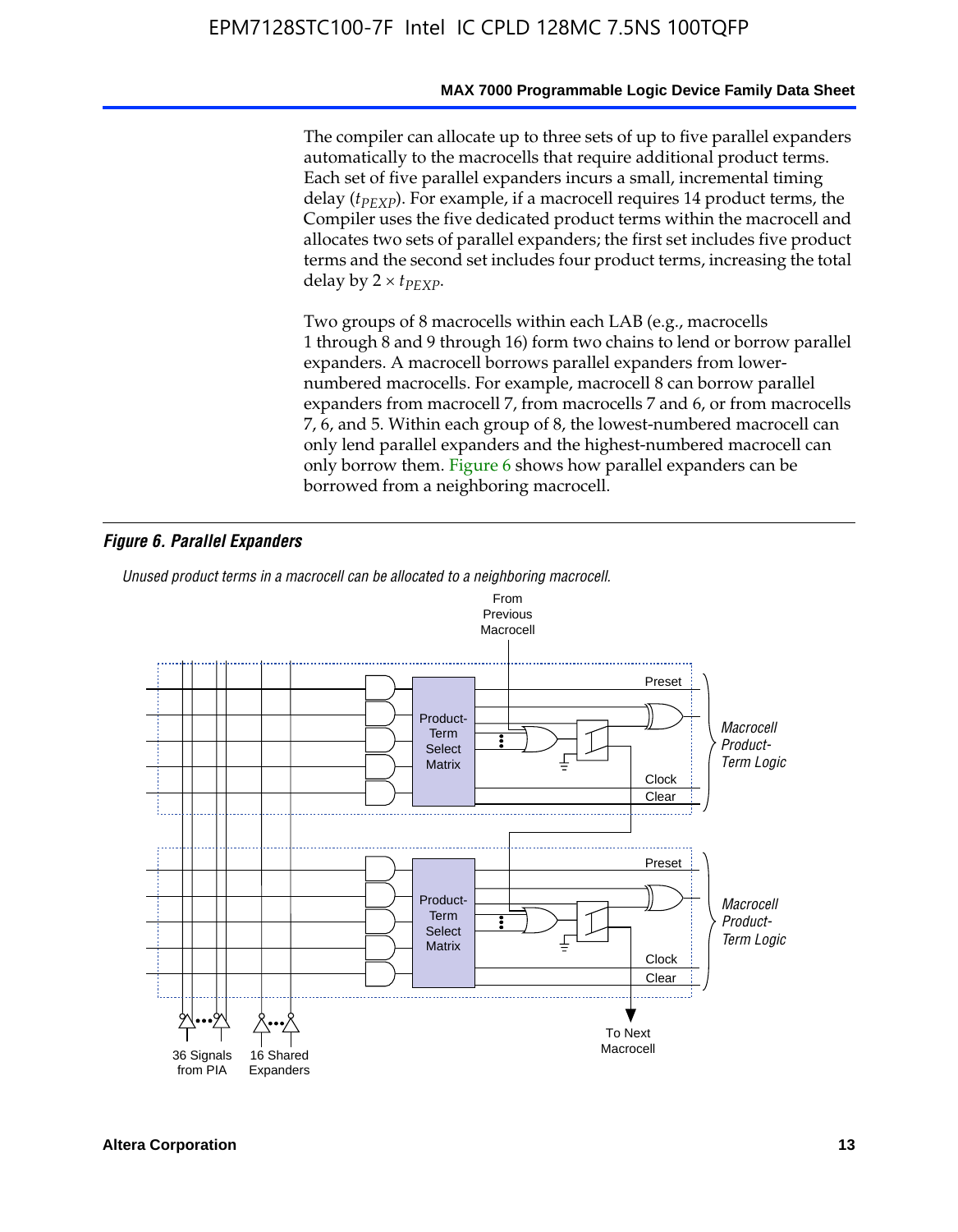The compiler can allocate up to three sets of up to five parallel expanders automatically to the macrocells that require additional product terms. Each set of five parallel expanders incurs a small, incremental timing delay ($t_{PEXP}$). For example, if a macrocell requires 14 product terms, the Compiler uses the five dedicated product terms within the macrocell and allocates two sets of parallel expanders; the first set includes five product terms and the second set includes four product terms, increasing the total delay by $2 \times t_{PEXP}$.

Two groups of 8 macrocells within each LAB (e.g., macrocells 1 through 8 and 9 through 16) form two chains to lend or borrow parallel expanders. A macrocell borrows parallel expanders from lower-numbered macrocells. For example, macrocell 8 can borrow parallel expanders from macrocell 7, from macrocells 7 and 6, or from macrocells 7, 6, and 5. Within each group of 8, the lowest-numbered macrocell can only lend parallel expanders and the highest-numbered macrocell can only borrow them. Figure 6 shows how parallel expanders can be borrowed from a neighboring macrocell.

***Figure 6. Parallel Expanders***

*Unused product terms in a macrocell can be allocated to a neighboring macrocell.*

From Previous Macrocell

Product-Term Select Matrix

Preset

Clock

Clear

*Macrocell Product-Term Logic*

Product-Term Select Matrix

Preset

Clock

Clear

*Macrocell Product-Term Logic*

36 Signals from PIA

16 Shared Expanders

To Next Macrocell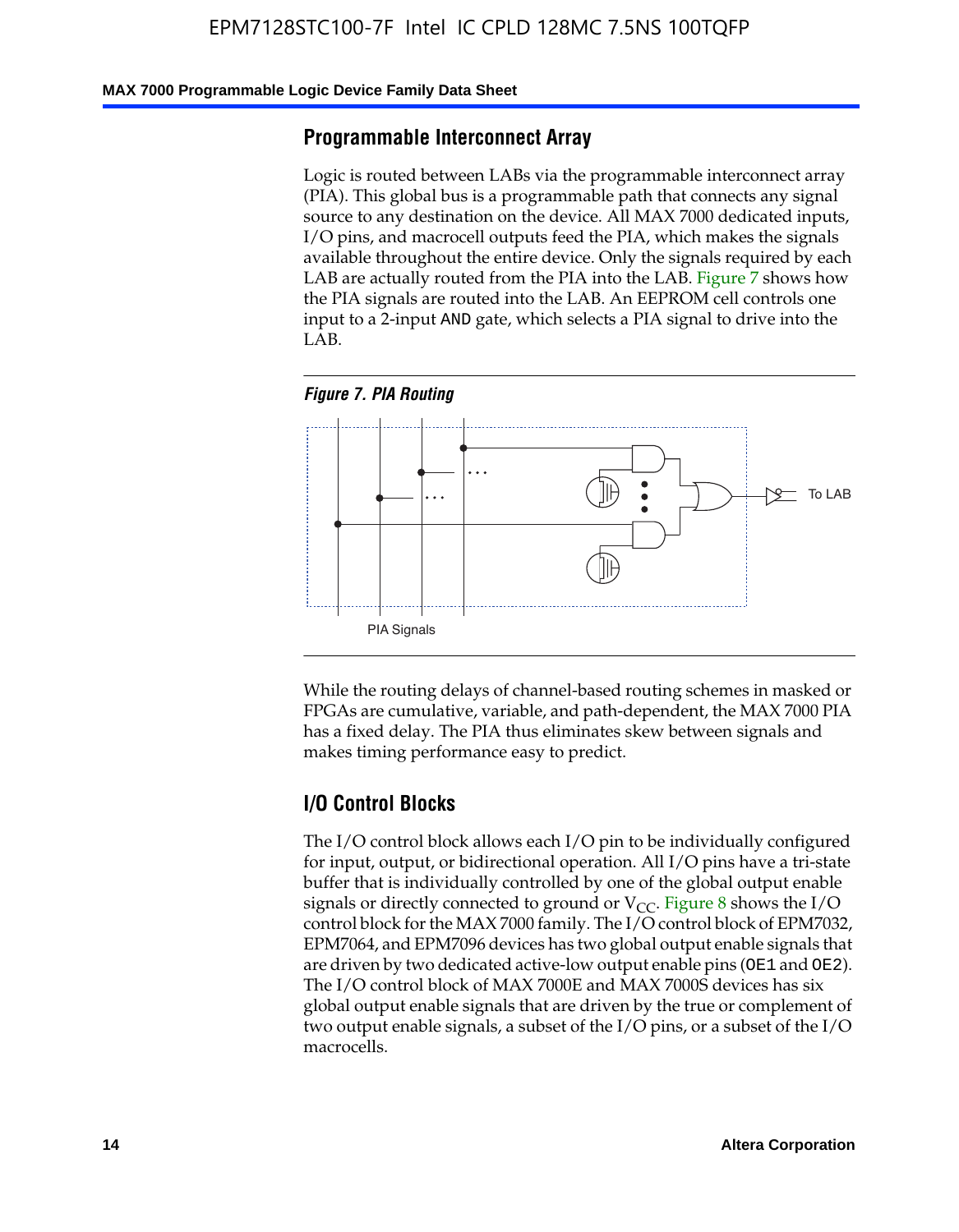## Programmable Interconnect Array

Logic is routed between LABs via the programmable interconnect array (PIA). This global bus is a programmable path that connects any signal source to any destination on the device. All MAX 7000 dedicated inputs, I/O pins, and macrocell outputs feed the PIA, which makes the signals available throughout the entire device. Only the signals required by each LAB are actually routed from the PIA into the LAB. Figure 7 shows how the PIA signals are routed into the LAB. An EEPROM cell controls one input to a 2-input AND gate, which selects a PIA signal to drive into the LAB.

*Figure 7. PIA Routing*

To LAB

PIA Signals

While the routing delays of channel-based routing schemes in masked or FPGAs are cumulative, variable, and path-dependent, the MAX 7000 PIA has a fixed delay. The PIA thus eliminates skew between signals and makes timing performance easy to predict.

## I/O Control Blocks

The I/O control block allows each I/O pin to be individually configured for input, output, or bidirectional operation. All I/O pins have a tri-state buffer that is individually controlled by one of the global output enable signals or directly connected to ground or $V_{CC}$. Figure 8 shows the I/O control block for the MAX 7000 family. The I/O control block of EPM7032, EPM7064, and EPM7096 devices has two global output enable signals that are driven by two dedicated active-low output enable pins (OE1 and OE2). The I/O control block of MAX 7000E and MAX 7000S devices has six global output enable signals that are driven by the true or complement of two output enable signals, a subset of the I/O pins, or a subset of the I/O macrocells.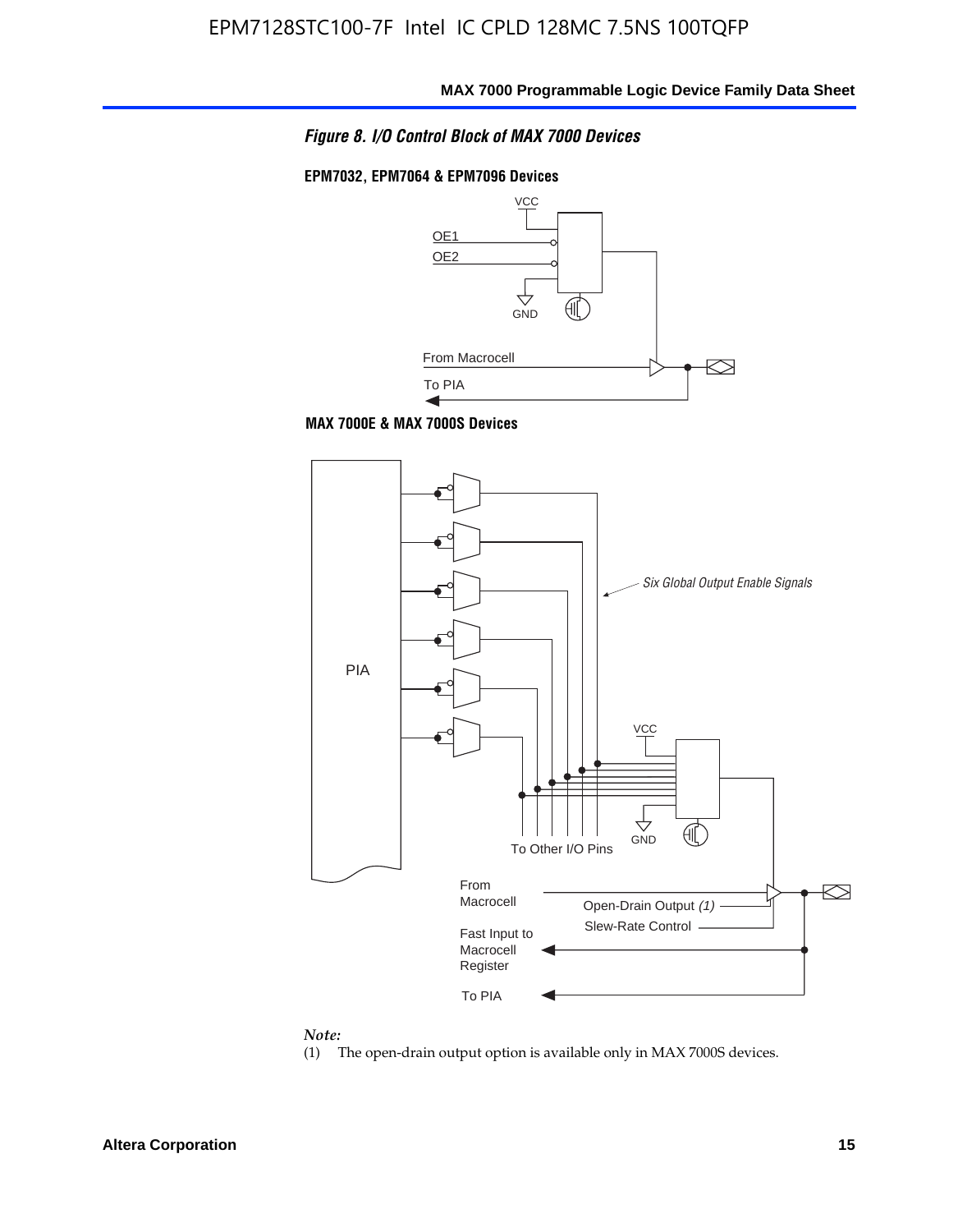*Figure 8. I/O Control Block of MAX 7000 Devices*

**EPM7032, EPM7064 & EPM7096 Devices**

VCC

OE1

OE2

GND

From Macrocell

To PIA

**MAX 7000E & MAX 7000S Devices**

PIA

*Six Global Output Enable Signals*

VCC

GND

To Other I/O Pins

From Macrocell

Open-Drain Output *(1)*

Slew-Rate Control

Fast Input to Macrocell Register

To PIA

*Note:*

(1) The open-drain output option is available only in MAX 7000S devices.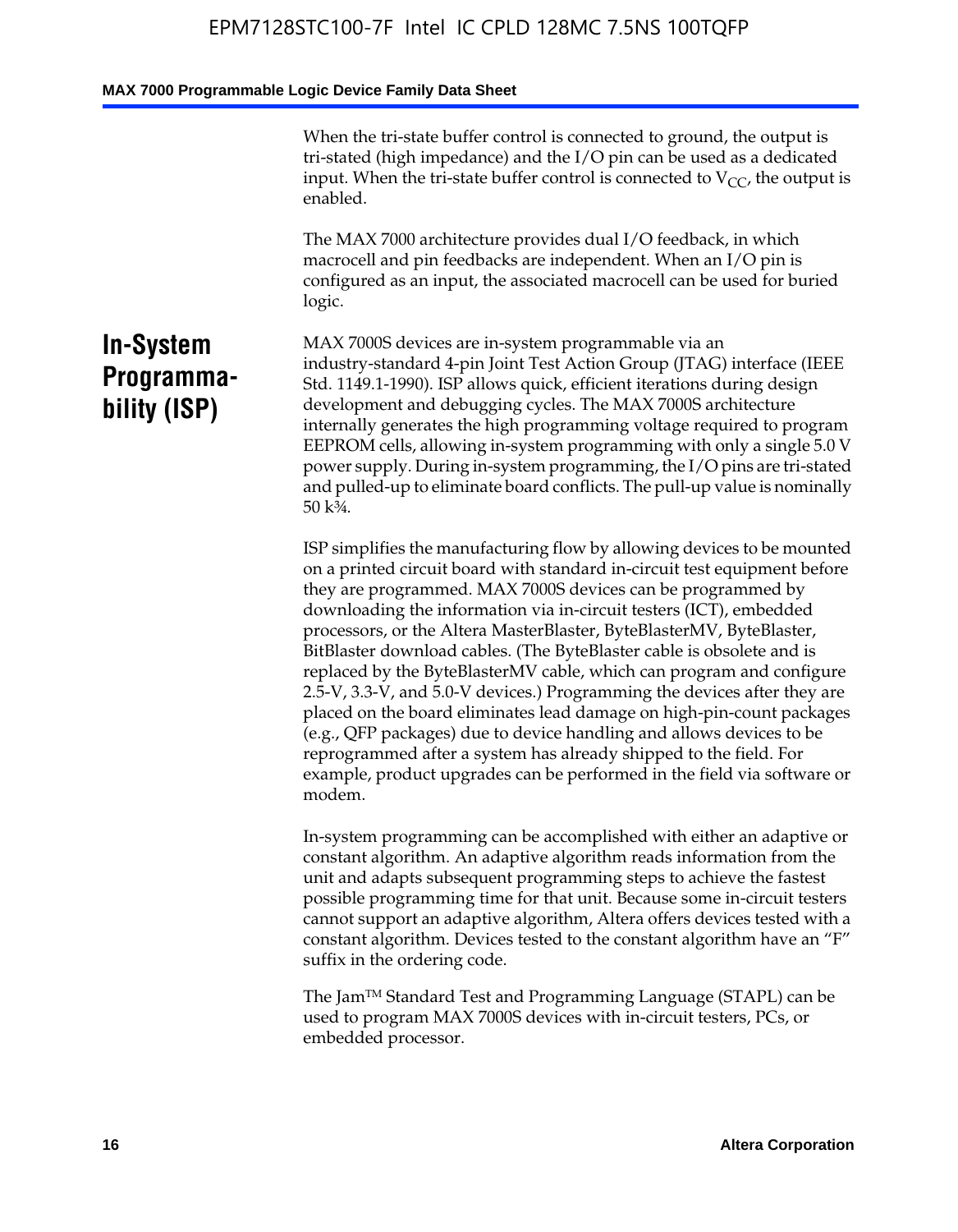When the tri-state buffer control is connected to ground, the output is tri-stated (high impedance) and the I/O pin can be used as a dedicated input. When the tri-state buffer control is connected to $V_{CC}$, the output is enabled.

The MAX 7000 architecture provides dual I/O feedback, in which macrocell and pin feedbacks are independent. When an I/O pin is configured as an input, the associated macrocell can be used for buried logic.

## In-System Programmability (ISP)

MAX 7000S devices are in-system programmable via an industry-standard 4-pin Joint Test Action Group (JTAG) interface (IEEE Std. 1149.1-1990). ISP allows quick, efficient iterations during design development and debugging cycles. The MAX 7000S architecture internally generates the high programming voltage required to program EEPROM cells, allowing in-system programming with only a single 5.0 V power supply. During in-system programming, the I/O pins are tri-stated and pulled-up to eliminate board conflicts. The pull-up value is nominally 50 k¾.

ISP simplifies the manufacturing flow by allowing devices to be mounted on a printed circuit board with standard in-circuit test equipment before they are programmed. MAX 7000S devices can be programmed by downloading the information via in-circuit testers (ICT), embedded processors, or the Altera MasterBlaster, ByteBlasterMV, ByteBlaster, BitBlaster download cables. (The ByteBlaster cable is obsolete and is replaced by the ByteBlasterMV cable, which can program and configure 2.5-V, 3.3-V, and 5.0-V devices.) Programming the devices after they are placed on the board eliminates lead damage on high-pin-count packages (e.g., QFP packages) due to device handling and allows devices to be reprogrammed after a system has already shipped to the field. For example, product upgrades can be performed in the field via software or modem.

In-system programming can be accomplished with either an adaptive or constant algorithm. An adaptive algorithm reads information from the unit and adapts subsequent programming steps to achieve the fastest possible programming time for that unit. Because some in-circuit testers cannot support an adaptive algorithm, Altera offers devices tested with a constant algorithm. Devices tested to the constant algorithm have an "F" suffix in the ordering code.

The Jam™ Standard Test and Programming Language (STAPL) can be used to program MAX 7000S devices with in-circuit testers, PCs, or embedded processor.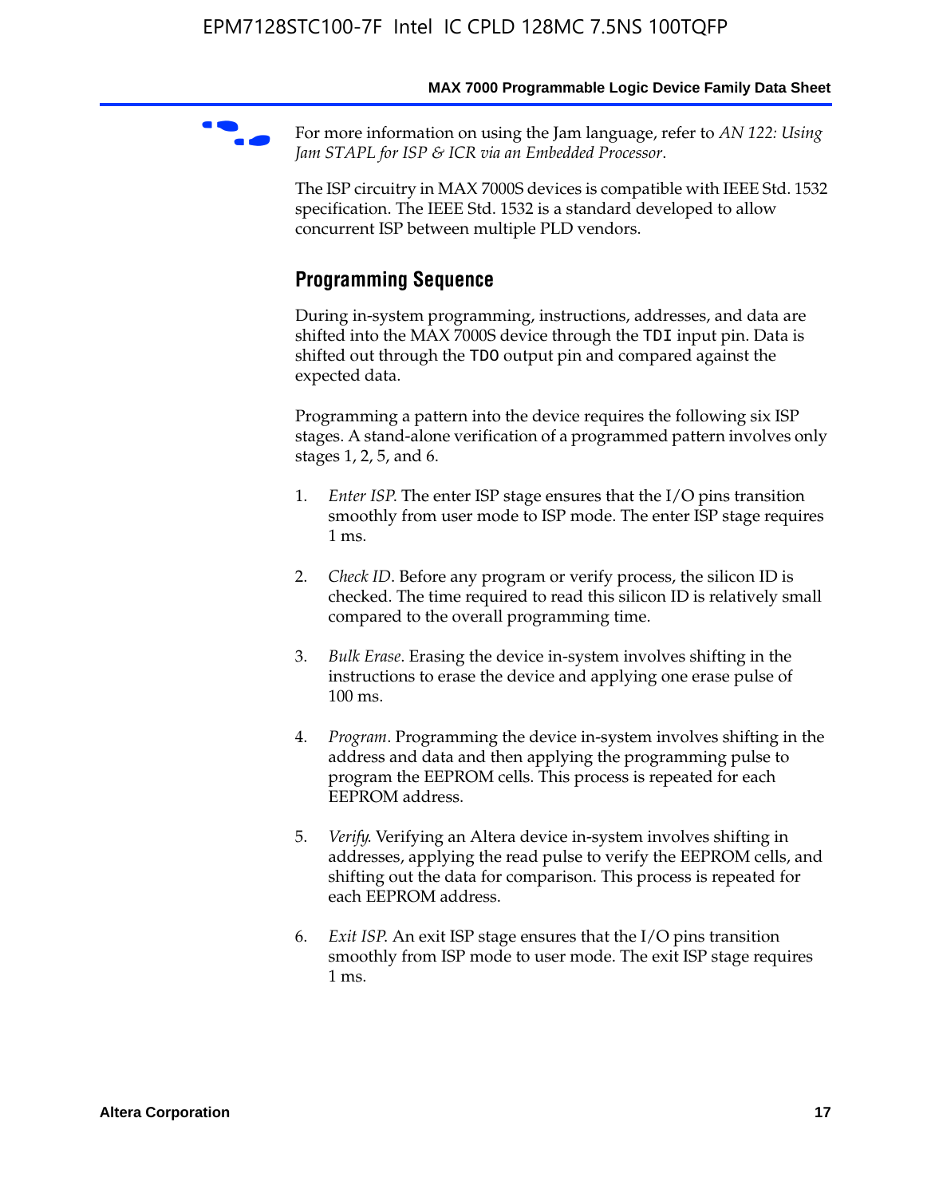For more information on using the Jam language, refer to *AN 122: Using Jam STAPL for ISP & ICR via an Embedded Processor*.

The ISP circuitry in MAX 7000S devices is compatible with IEEE Std. 1532 specification. The IEEE Std. 1532 is a standard developed to allow concurrent ISP between multiple PLD vendors.

### Programming Sequence

During in-system programming, instructions, addresses, and data are shifted into the MAX 7000S device through the `TDI` input pin. Data is shifted out through the `TDO` output pin and compared against the expected data.

Programming a pattern into the device requires the following six ISP stages. A stand-alone verification of a programmed pattern involves only stages 1, 2, 5, and 6.

1. *Enter ISP*. The enter ISP stage ensures that the I/O pins transition smoothly from user mode to ISP mode. The enter ISP stage requires 1 ms.

2. *Check ID*. Before any program or verify process, the silicon ID is checked. The time required to read this silicon ID is relatively small compared to the overall programming time.

3. *Bulk Erase*. Erasing the device in-system involves shifting in the instructions to erase the device and applying one erase pulse of 100 ms.

4. *Program*. Programming the device in-system involves shifting in the address and data and then applying the programming pulse to program the EEPROM cells. This process is repeated for each EEPROM address.

5. *Verify*. Verifying an Altera device in-system involves shifting in addresses, applying the read pulse to verify the EEPROM cells, and shifting out the data for comparison. This process is repeated for each EEPROM address.

6. *Exit ISP*. An exit ISP stage ensures that the I/O pins transition smoothly from ISP mode to user mode. The exit ISP stage requires 1 ms.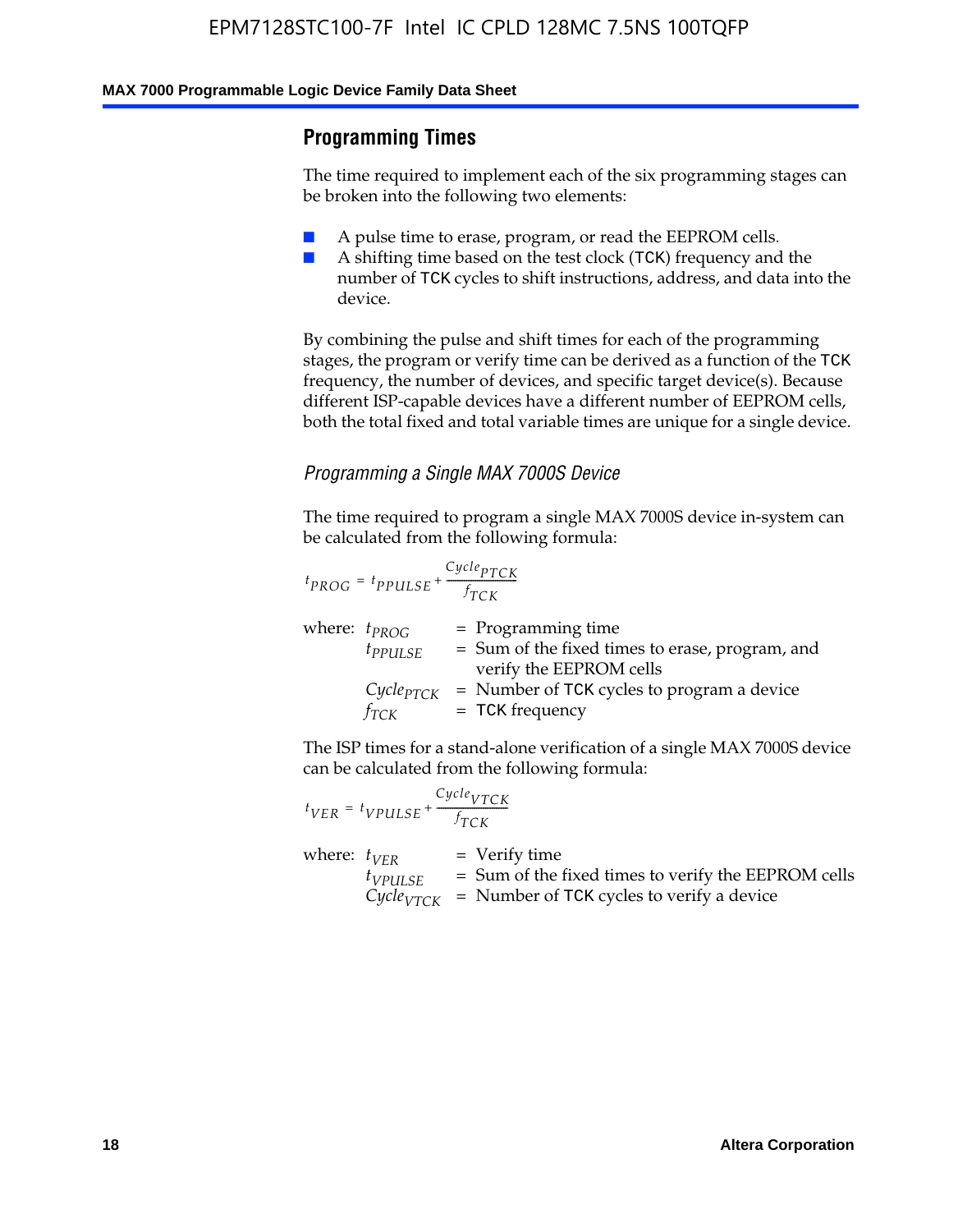## Programming Times

The time required to implement each of the six programming stages can be broken into the following two elements:

- A pulse time to erase, program, or read the EEPROM cells.
- A shifting time based on the test clock (TCK) frequency and the number of TCK cycles to shift instructions, address, and data into the device.

By combining the pulse and shift times for each of the programming stages, the program or verify time can be derived as a function of the TCK frequency, the number of devices, and specific target device(s). Because different ISP-capable devices have a different number of EEPROM cells, both the total fixed and total variable times are unique for a single device.

### *Programming a Single MAX 7000S Device*

The time required to program a single MAX 7000S device in-system can be calculated from the following formula:

$$t_{PROG} = t_{PPULSE} + \frac{Cycle_{PTCK}}{f_{TCK}}$$

where:
- $t_{PROG}$ = Programming time
- $t_{PPULSE}$ = Sum of the fixed times to erase, program, and verify the EEPROM cells
- $Cycle_{PTCK}$ = Number of TCK cycles to program a device
- $f_{TCK}$ = TCK frequency

The ISP times for a stand-alone verification of a single MAX 7000S device can be calculated from the following formula:

$$t_{VER} = t_{VPULSE} + \frac{Cycle_{VTCK}}{f_{TCK}}$$

where:
- $t_{VER}$ = Verify time
- $t_{VPULSE}$ = Sum of the fixed times to verify the EEPROM cells
- $Cycle_{VTCK}$ = Number of TCK cycles to verify a device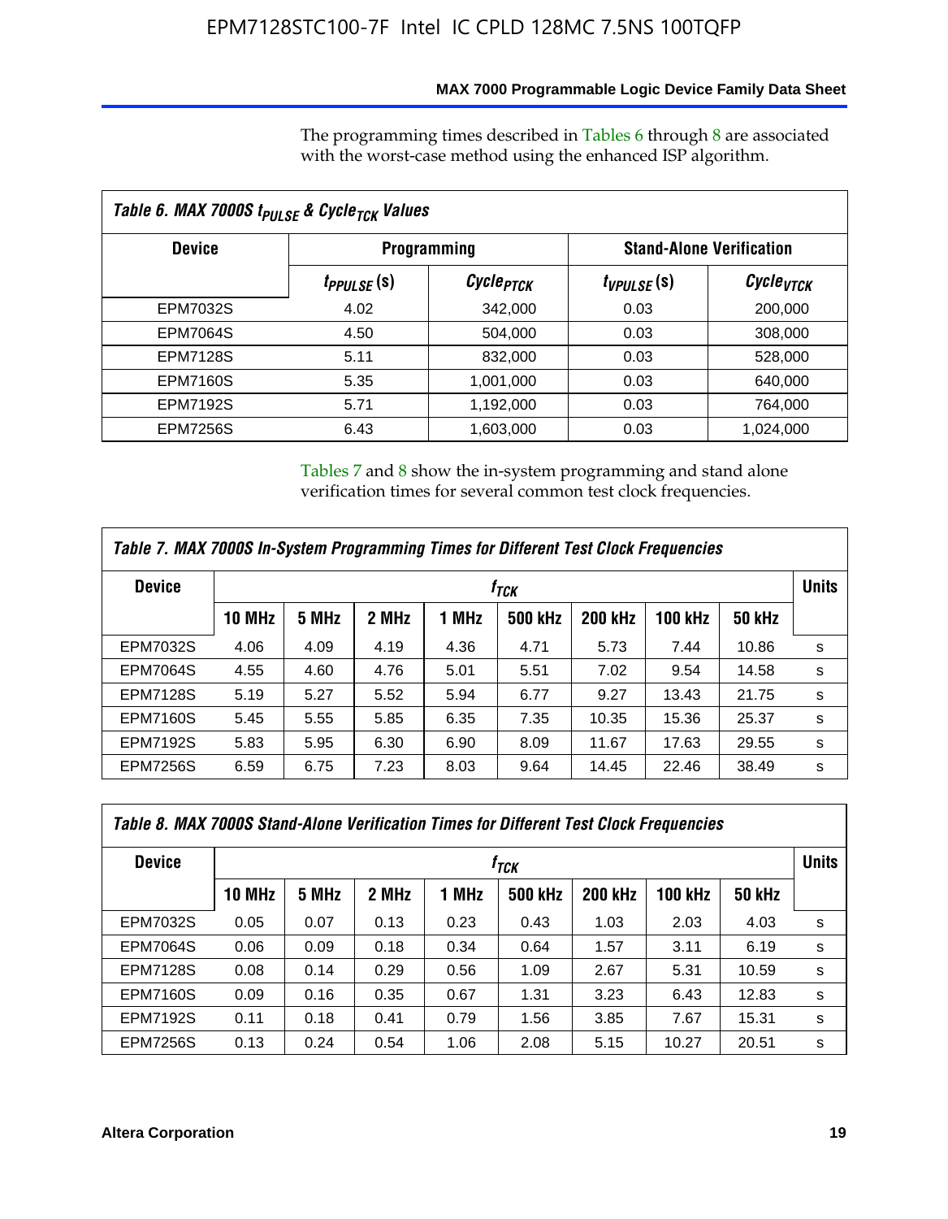The programming times described in Tables 6 through 8 are associated with the worst-case method using the enhanced ISP algorithm.

**Table 6. MAX 7000S $t_{PULSE}$ & $Cycle_{TCK}$ Values**

| Device | Programming | | Stand-Alone Verification | |
|---|---|---|---|---|
| | $t_{PPULSE}$ (s) | $Cycle_{PTCK}$ | $t_{VPULSE}$ (s) | $Cycle_{VTCK}$ |
| EPM7032S | 4.02 | 342,000 | 0.03 | 200,000 |
| EPM7064S | 4.50 | 504,000 | 0.03 | 308,000 |
| EPM7128S | 5.11 | 832,000 | 0.03 | 528,000 |
| EPM7160S | 5.35 | 1,001,000 | 0.03 | 640,000 |
| EPM7192S | 5.71 | 1,192,000 | 0.03 | 764,000 |
| EPM7256S | 6.43 | 1,603,000 | 0.03 | 1,024,000 |

Tables 7 and 8 show the in-system programming and stand alone verification times for several common test clock frequencies.

**Table 7. MAX 7000S In-System Programming Times for Different Test Clock Frequencies**

| Device | $f_{TCK}$ | | | | | | | | Units |
|---|---|---|---|---|---|---|---|---|---|
| | 10 MHz | 5 MHz | 2 MHz | 1 MHz | 500 kHz | 200 kHz | 100 kHz | 50 kHz | |
| EPM7032S | 4.06 | 4.09 | 4.19 | 4.36 | 4.71 | 5.73 | 7.44 | 10.86 | s |
| EPM7064S | 4.55 | 4.60 | 4.76 | 5.01 | 5.51 | 7.02 | 9.54 | 14.58 | s |
| EPM7128S | 5.19 | 5.27 | 5.52 | 5.94 | 6.77 | 9.27 | 13.43 | 21.75 | s |
| EPM7160S | 5.45 | 5.55 | 5.85 | 6.35 | 7.35 | 10.35 | 15.36 | 25.37 | s |
| EPM7192S | 5.83 | 5.95 | 6.30 | 6.90 | 8.09 | 11.67 | 17.63 | 29.55 | s |
| EPM7256S | 6.59 | 6.75 | 7.23 | 8.03 | 9.64 | 14.45 | 22.46 | 38.49 | s |

**Table 8. MAX 7000S Stand-Alone Verification Times for Different Test Clock Frequencies**

| Device | $f_{TCK}$ | | | | | | | | Units |
|---|---|---|---|---|---|---|---|---|---|
| | 10 MHz | 5 MHz | 2 MHz | 1 MHz | 500 kHz | 200 kHz | 100 kHz | 50 kHz | |
| EPM7032S | 0.05 | 0.07 | 0.13 | 0.23 | 0.43 | 1.03 | 2.03 | 4.03 | s |
| EPM7064S | 0.06 | 0.09 | 0.18 | 0.34 | 0.64 | 1.57 | 3.11 | 6.19 | s |
| EPM7128S | 0.08 | 0.14 | 0.29 | 0.56 | 1.09 | 2.67 | 5.31 | 10.59 | s |
| EPM7160S | 0.09 | 0.16 | 0.35 | 0.67 | 1.31 | 3.23 | 6.43 | 12.83 | s |
| EPM7192S | 0.11 | 0.18 | 0.41 | 0.79 | 1.56 | 3.85 | 7.67 | 15.31 | s |
| EPM7256S | 0.13 | 0.24 | 0.54 | 1.06 | 2.08 | 5.15 | 10.27 | 20.51 | s |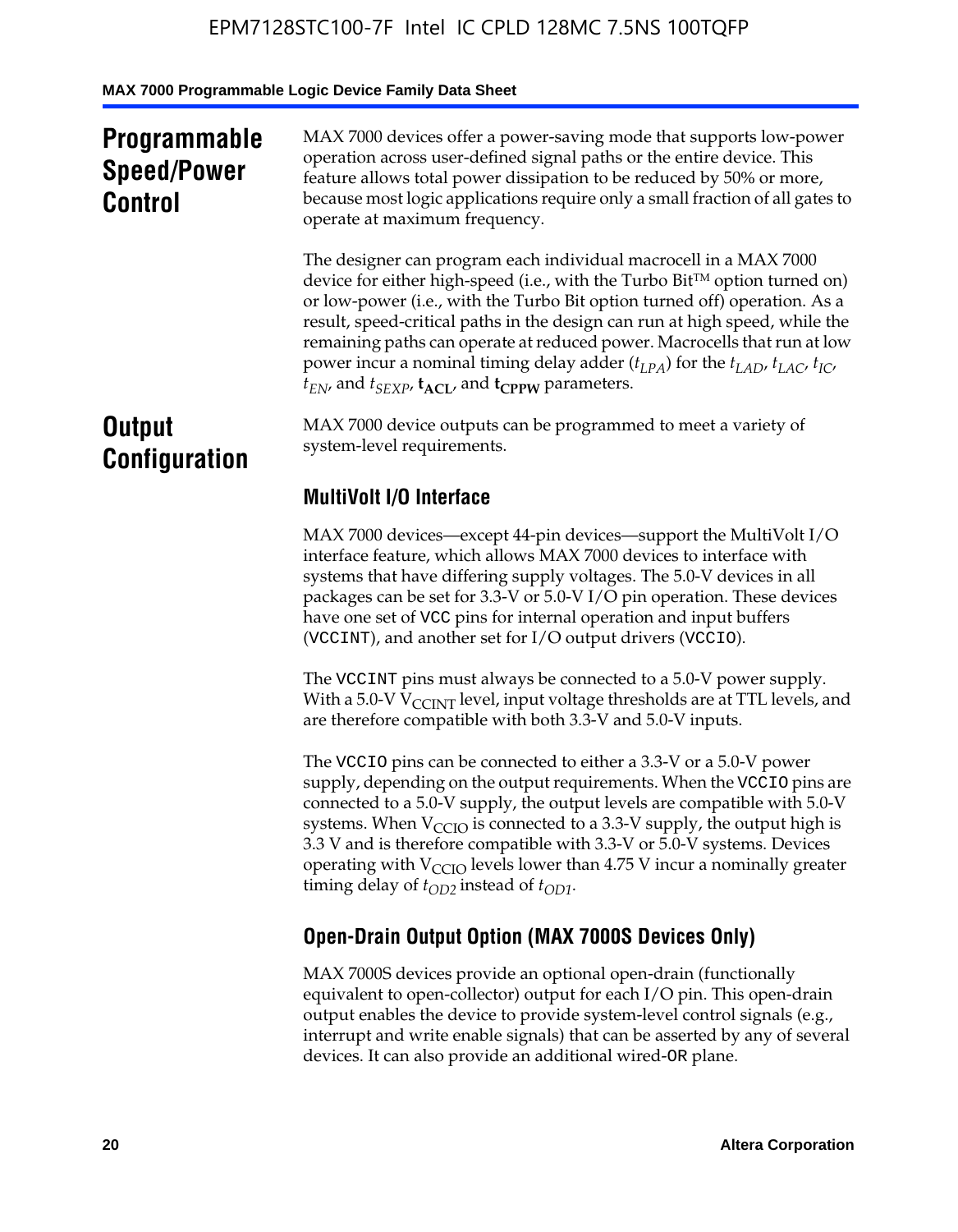# Programmable Speed/Power Control

MAX 7000 devices offer a power-saving mode that supports low-power operation across user-defined signal paths or the entire device. This feature allows total power dissipation to be reduced by 50% or more, because most logic applications require only a small fraction of all gates to operate at maximum frequency.

The designer can program each individual macrocell in a MAX 7000 device for either high-speed (i.e., with the Turbo Bit™ option turned on) or low-power (i.e., with the Turbo Bit option turned off) operation. As a result, speed-critical paths in the design can run at high speed, while the remaining paths can operate at reduced power. Macrocells that run at low power incur a nominal timing delay adder ($t_{LPA}$) for the $t_{LAD}$, $t_{LAC}$, $t_{IC}$, $t_{EN}$, and $t_{SEXP}$, $\mathbf{t_{ACL}}$, and $\mathbf{t_{CPPW}}$ parameters.

# Output Configuration

MAX 7000 device outputs can be programmed to meet a variety of system-level requirements.

## MultiVolt I/O Interface

MAX 7000 devices—except 44-pin devices—support the MultiVolt I/O interface feature, which allows MAX 7000 devices to interface with systems that have differing supply voltages. The 5.0-V devices in all packages can be set for 3.3-V or 5.0-V I/O pin operation. These devices have one set of VCC pins for internal operation and input buffers (VCCINT), and another set for I/O output drivers (VCCIO).

The VCCINT pins must always be connected to a 5.0-V power supply. With a 5.0-V $V_{CCINT}$ level, input voltage thresholds are at TTL levels, and are therefore compatible with both 3.3-V and 5.0-V inputs.

The VCCIO pins can be connected to either a 3.3-V or a 5.0-V power supply, depending on the output requirements. When the VCCIO pins are connected to a 5.0-V supply, the output levels are compatible with 5.0-V systems. When $V_{CCIO}$ is connected to a 3.3-V supply, the output high is 3.3 V and is therefore compatible with 3.3-V or 5.0-V systems. Devices operating with $V_{CCIO}$ levels lower than 4.75 V incur a nominally greater timing delay of $t_{OD2}$ instead of $t_{OD1}$.

## Open-Drain Output Option (MAX 7000S Devices Only)

MAX 7000S devices provide an optional open-drain (functionally equivalent to open-collector) output for each I/O pin. This open-drain output enables the device to provide system-level control signals (e.g., interrupt and write enable signals) that can be asserted by any of several devices. It can also provide an additional wired-OR plane.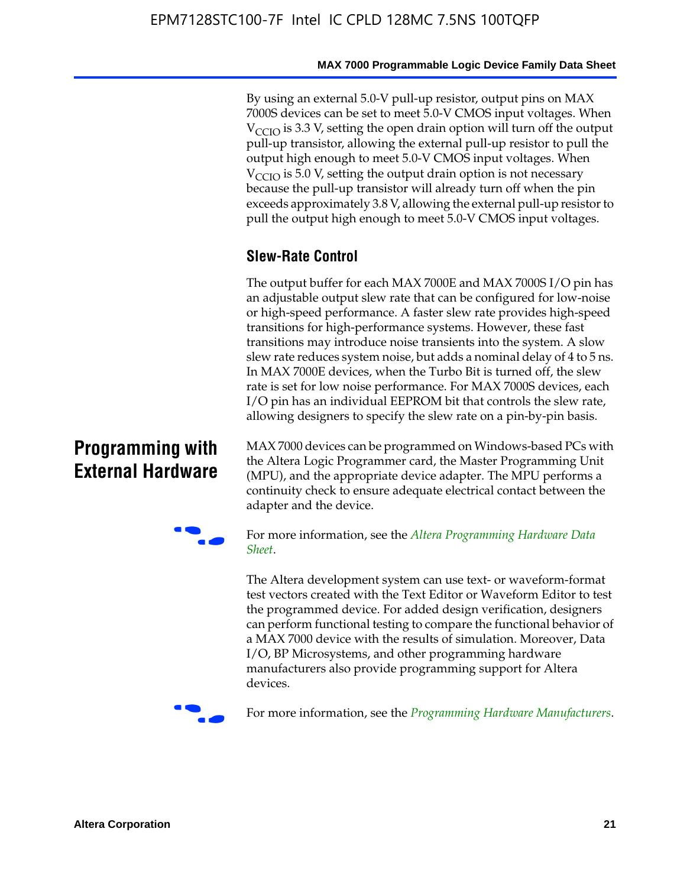By using an external 5.0-V pull-up resistor, output pins on MAX 7000S devices can be set to meet 5.0-V CMOS input voltages. When $V_{CCIO}$ is 3.3 V, setting the open drain option will turn off the output pull-up transistor, allowing the external pull-up resistor to pull the output high enough to meet 5.0-V CMOS input voltages. When $V_{CCIO}$ is 5.0 V, setting the output drain option is not necessary because the pull-up transistor will already turn off when the pin exceeds approximately 3.8 V, allowing the external pull-up resistor to pull the output high enough to meet 5.0-V CMOS input voltages.

### Slew-Rate Control

The output buffer for each MAX 7000E and MAX 7000S I/O pin has an adjustable output slew rate that can be configured for low-noise or high-speed performance. A faster slew rate provides high-speed transitions for high-performance systems. However, these fast transitions may introduce noise transients into the system. A slow slew rate reduces system noise, but adds a nominal delay of 4 to 5 ns. In MAX 7000E devices, when the Turbo Bit is turned off, the slew rate is set for low noise performance. For MAX 7000S devices, each I/O pin has an individual EEPROM bit that controls the slew rate, allowing designers to specify the slew rate on a pin-by-pin basis.

## Programming with External Hardware

MAX 7000 devices can be programmed on Windows-based PCs with the Altera Logic Programmer card, the Master Programming Unit (MPU), and the appropriate device adapter. The MPU performs a continuity check to ensure adequate electrical contact between the adapter and the device.

For more information, see the *Altera Programming Hardware Data Sheet*.

The Altera development system can use text- or waveform-format test vectors created with the Text Editor or Waveform Editor to test the programmed device. For added design verification, designers can perform functional testing to compare the functional behavior of a MAX 7000 device with the results of simulation. Moreover, Data I/O, BP Microsystems, and other programming hardware manufacturers also provide programming support for Altera devices.

For more information, see the *Programming Hardware Manufacturers*.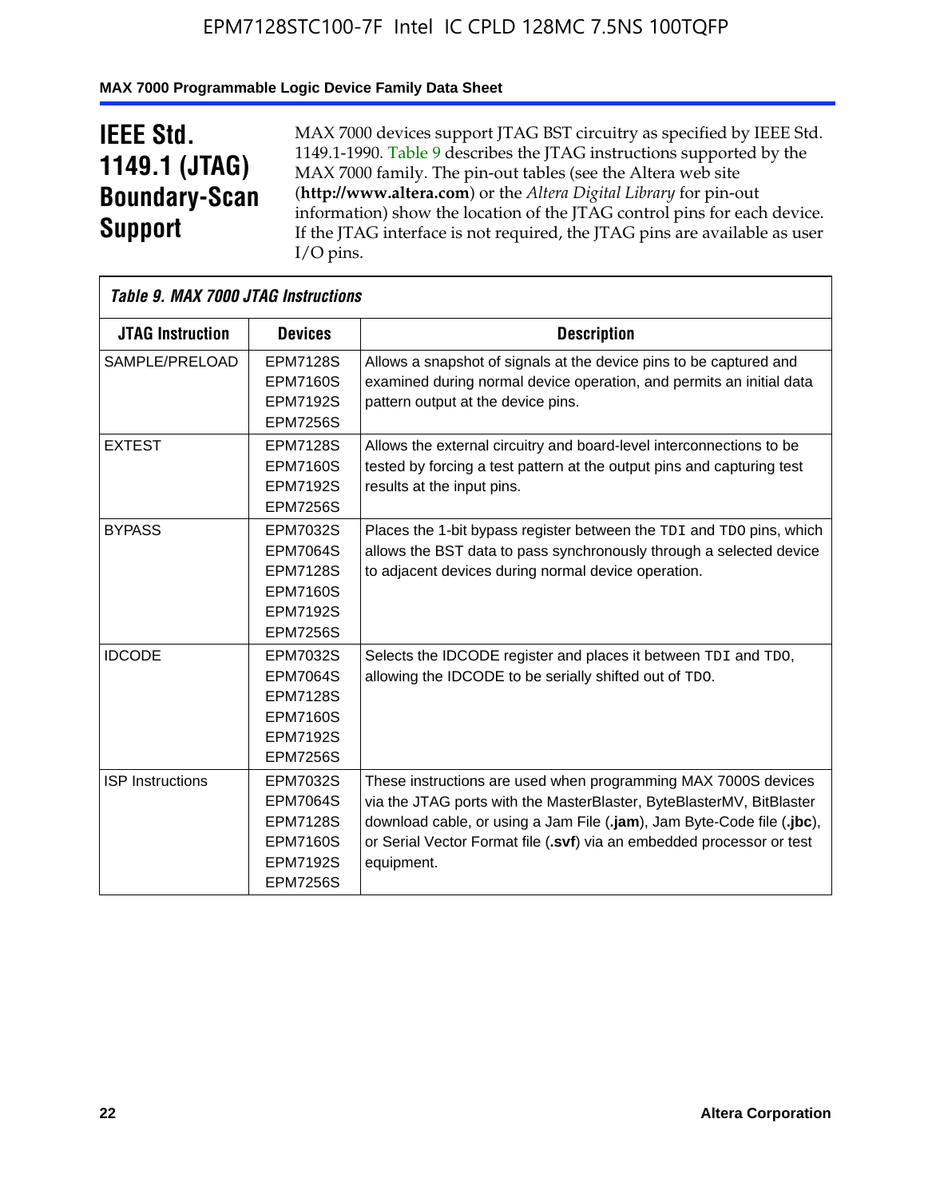## IEEE Std. 1149.1 (JTAG) Boundary-Scan Support

MAX 7000 devices support JTAG BST circuitry as specified by IEEE Std. 1149.1-1990. Table 9 describes the JTAG instructions supported by the MAX 7000 family. The pin-out tables (see the Altera web site (**http://www.altera.com**) or the *Altera Digital Library* for pin-out information) show the location of the JTAG control pins for each device. If the JTAG interface is not required, the JTAG pins are available as user I/O pins.

*Table 9. MAX 7000 JTAG Instructions*

| JTAG Instruction | Devices | Description |
|---|---|---|
| SAMPLE/PRELOAD | EPM7128S<br>EPM7160S<br>EPM7192S<br>EPM7256S | Allows a snapshot of signals at the device pins to be captured and examined during normal device operation, and permits an initial data pattern output at the device pins. |
| EXTEST | EPM7128S<br>EPM7160S<br>EPM7192S<br>EPM7256S | Allows the external circuitry and board-level interconnections to be tested by forcing a test pattern at the output pins and capturing test results at the input pins. |
| BYPASS | EPM7032S<br>EPM7064S<br>EPM7128S<br>EPM7160S<br>EPM7192S<br>EPM7256S | Places the 1-bit bypass register between the `TDI` and `TDO` pins, which allows the BST data to pass synchronously through a selected device to adjacent devices during normal device operation. |
| IDCODE | EPM7032S<br>EPM7064S<br>EPM7128S<br>EPM7160S<br>EPM7192S<br>EPM7256S | Selects the IDCODE register and places it between `TDI` and `TDO`, allowing the IDCODE to be serially shifted out of `TDO`. |
| ISP Instructions | EPM7032S<br>EPM7064S<br>EPM7128S<br>EPM7160S<br>EPM7192S<br>EPM7256S | These instructions are used when programming MAX 7000S devices via the JTAG ports with the MasterBlaster, ByteBlasterMV, BitBlaster download cable, or using a Jam File (**.jam**), Jam Byte-Code file (**.jbc**), or Serial Vector Format file (**.svf**) via an embedded processor or test equipment. |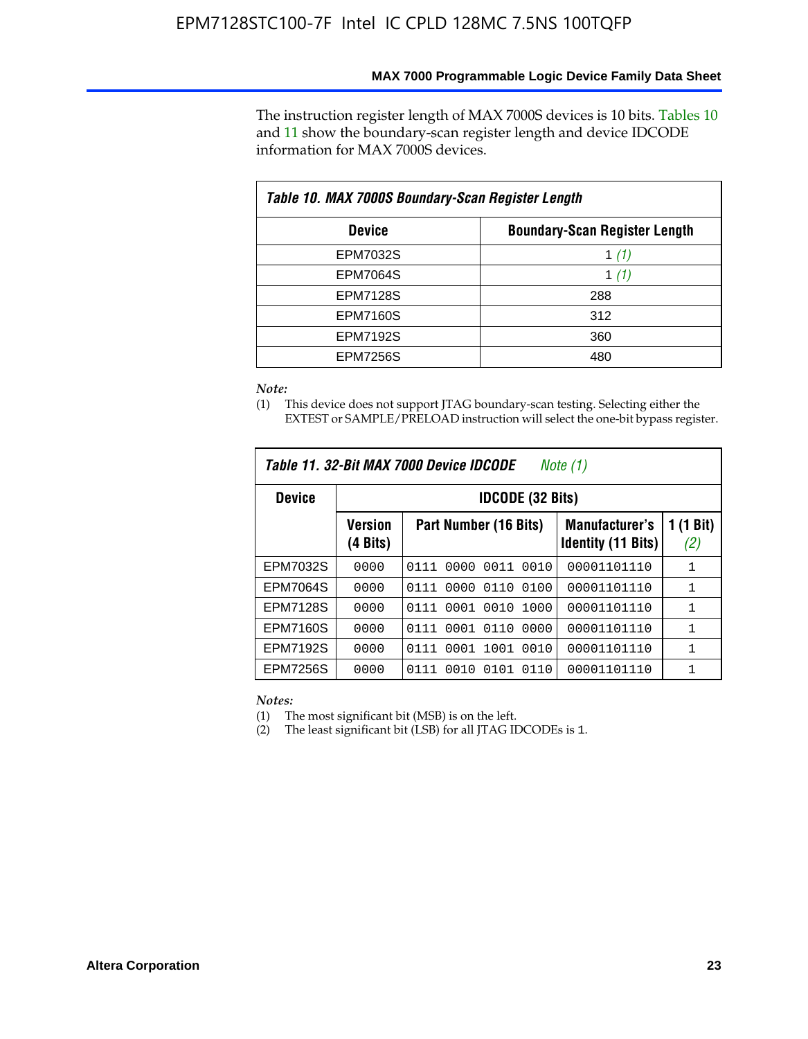The instruction register length of MAX 7000S devices is 10 bits. Tables 10 and 11 show the boundary-scan register length and device IDCODE information for MAX 7000S devices.

**Table 10. MAX 7000S Boundary-Scan Register Length**

| Device | Boundary-Scan Register Length |
|---|---|
| EPM7032S | 1 *(1)* |
| EPM7064S | 1 *(1)* |
| EPM7128S | 288 |
| EPM7160S | 312 |
| EPM7192S | 360 |
| EPM7256S | 480 |

*Note:*
(1) This device does not support JTAG boundary-scan testing. Selecting either the EXTEST or SAMPLE/PRELOAD instruction will select the one-bit bypass register.

**Table 11. 32-Bit MAX 7000 Device IDCODE** *Note (1)*

| Device | IDCODE (32 Bits) | | | |
|---|---|---|---|---|
| | Version (4 Bits) | Part Number (16 Bits) | Manufacturer's Identity (11 Bits) | 1 (1 Bit) *(2)* |
| EPM7032S | 0000 | 0111 0000 0011 0010 | 00001101110 | 1 |
| EPM7064S | 0000 | 0111 0000 0110 0100 | 00001101110 | 1 |
| EPM7128S | 0000 | 0111 0001 0010 1000 | 00001101110 | 1 |
| EPM7160S | 0000 | 0111 0001 0110 0000 | 00001101110 | 1 |
| EPM7192S | 0000 | 0111 0001 1001 0010 | 00001101110 | 1 |
| EPM7256S | 0000 | 0111 0010 0101 0110 | 00001101110 | 1 |

*Notes:*
(1) The most significant bit (MSB) is on the left.
(2) The least significant bit (LSB) for all JTAG IDCODEs is 1.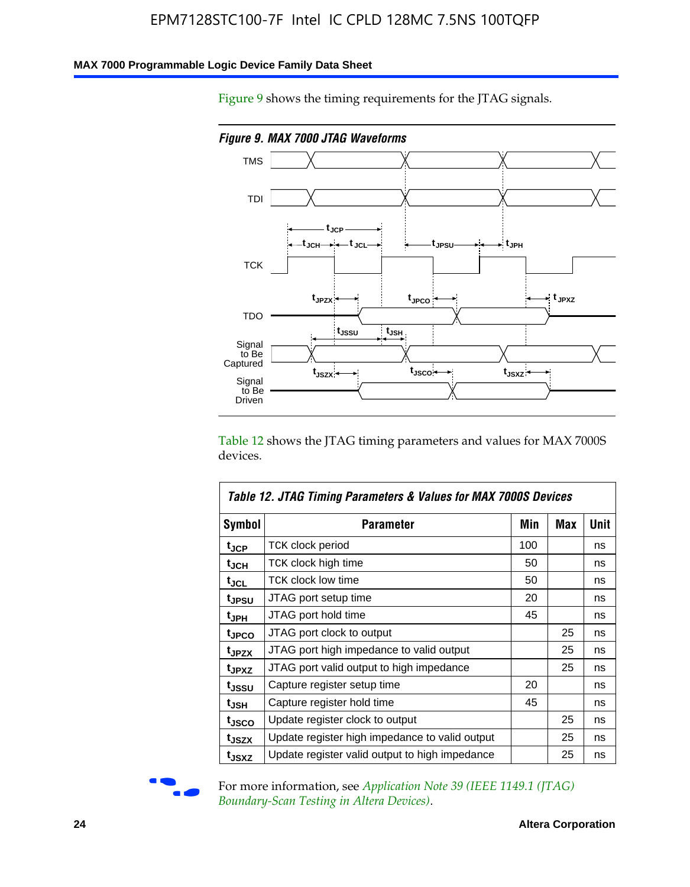Figure 9 shows the timing requirements for the JTAG signals.

*Figure 9. MAX 7000 JTAG Waveforms*

Table 12 shows the JTAG timing parameters and values for MAX 7000S devices.

| Table 12. JTAG Timing Parameters & Values for MAX 7000S Devices | | | | |
|---|---|---|---|---|
| **Symbol** | **Parameter** | **Min** | **Max** | **Unit** |
| $t_{JCP}$ | TCK clock period | 100 | | ns |
| $t_{JCH}$ | TCK clock high time | 50 | | ns |
| $t_{JCL}$ | TCK clock low time | 50 | | ns |
| $t_{JPSU}$ | JTAG port setup time | 20 | | ns |
| $t_{JPH}$ | JTAG port hold time | 45 | | ns |
| $t_{JPCO}$ | JTAG port clock to output | | 25 | ns |
| $t_{JPZX}$ | JTAG port high impedance to valid output | | 25 | ns |
| $t_{JPXZ}$ | JTAG port valid output to high impedance | | 25 | ns |
| $t_{JSSU}$ | Capture register setup time | 20 | | ns |
| $t_{JSH}$ | Capture register hold time | 45 | | ns |
| $t_{JSCO}$ | Update register clock to output | | 25 | ns |
| $t_{JSZX}$ | Update register high impedance to valid output | | 25 | ns |
| $t_{JSXZ}$ | Update register valid output to high impedance | | 25 | ns |

For more information, see *Application Note 39 (IEEE 1149.1 (JTAG) Boundary-Scan Testing in Altera Devices)*.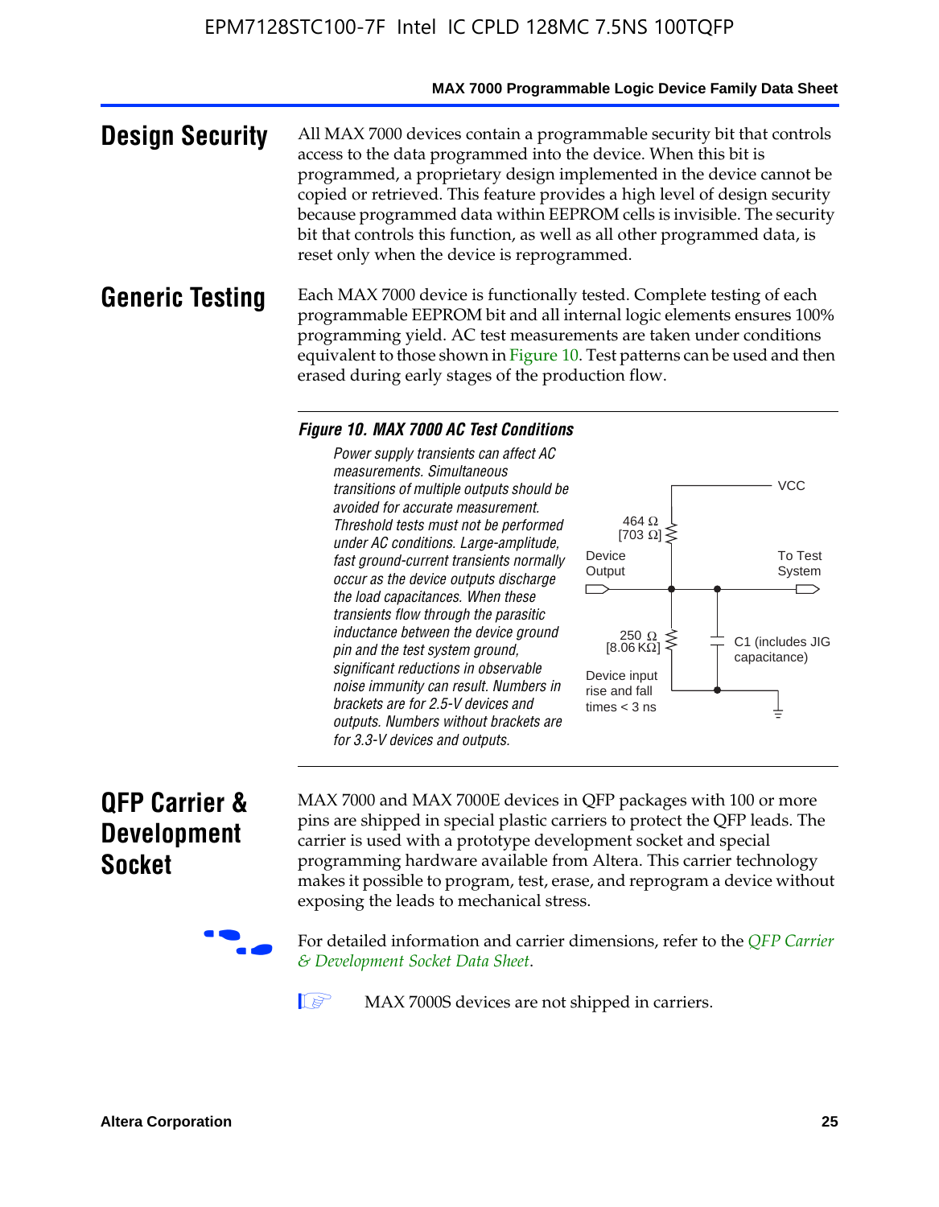## Design Security

All MAX 7000 devices contain a programmable security bit that controls access to the data programmed into the device. When this bit is programmed, a proprietary design implemented in the device cannot be copied or retrieved. This feature provides a high level of design security because programmed data within EEPROM cells is invisible. The security bit that controls this function, as well as all other programmed data, is reset only when the device is reprogrammed.

## Generic Testing

Each MAX 7000 device is functionally tested. Complete testing of each programmable EEPROM bit and all internal logic elements ensures 100% programming yield. AC test measurements are taken under conditions equivalent to those shown in Figure 10. Test patterns can be used and then erased during early stages of the production flow.

**Figure 10. MAX 7000 AC Test Conditions**

*Power supply transients can affect AC measurements. Simultaneous transitions of multiple outputs should be avoided for accurate measurement. Threshold tests must not be performed under AC conditions. Large-amplitude, fast ground-current transients normally occur as the device outputs discharge the load capacitances. When these transients flow through the parasitic inductance between the device ground pin and the test system ground, significant reductions in observable noise immunity can result. Numbers in brackets are for 2.5-V devices and outputs. Numbers without brackets are for 3.3-V devices and outputs.*

VCC

464 Ω [703 Ω]

Device Output

To Test System

250 Ω [8.06 KΩ]

C1 (includes JIG capacitance)

Device input rise and fall times < 3 ns

## QFP Carrier & Development Socket

MAX 7000 and MAX 7000E devices in QFP packages with 100 or more pins are shipped in special plastic carriers to protect the QFP leads. The carrier is used with a prototype development socket and special programming hardware available from Altera. This carrier technology makes it possible to program, test, erase, and reprogram a device without exposing the leads to mechanical stress.

For detailed information and carrier dimensions, refer to the *QFP Carrier & Development Socket Data Sheet*.

MAX 7000S devices are not shipped in carriers.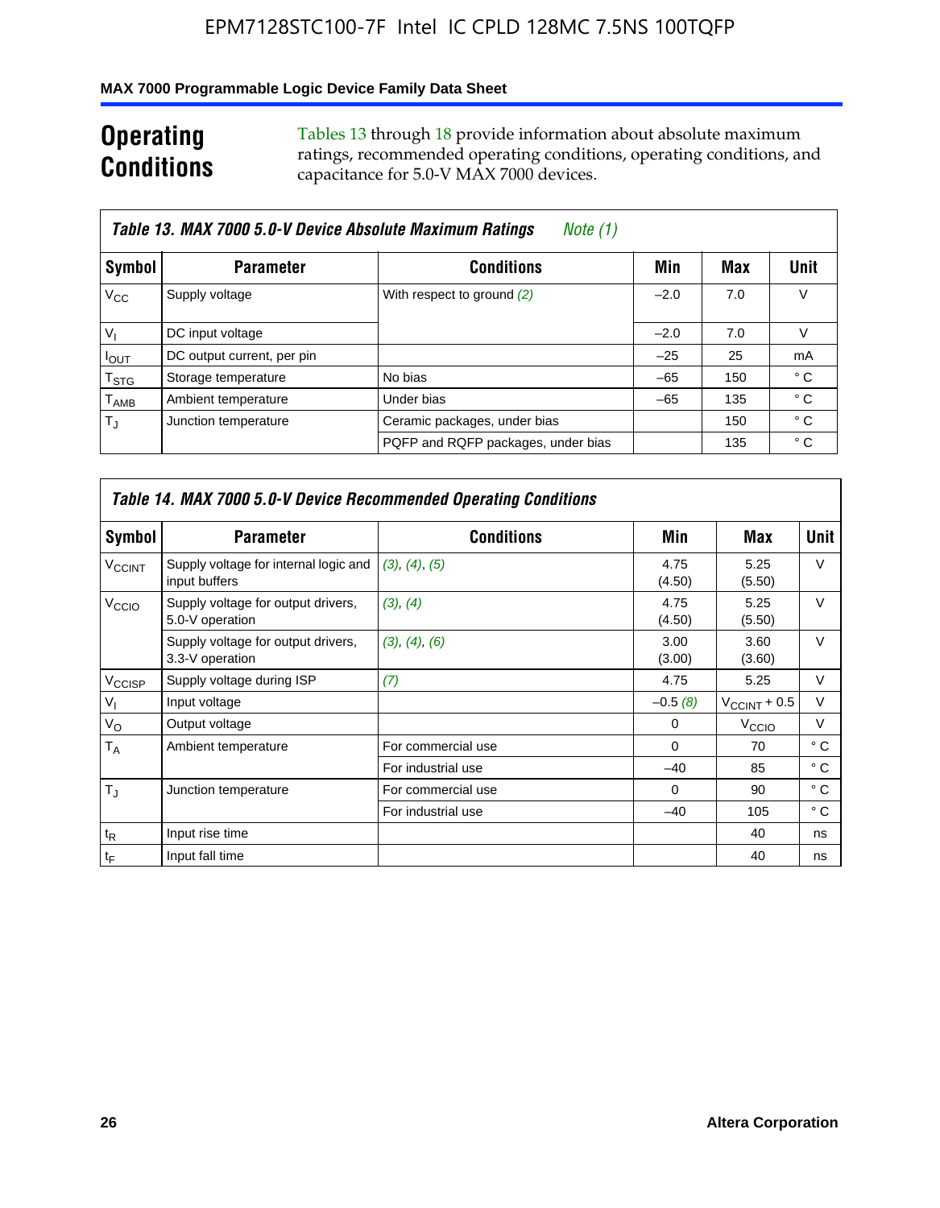## Operating Conditions

Tables 13 through 18 provide information about absolute maximum ratings, recommended operating conditions, operating conditions, and capacitance for 5.0-V MAX 7000 devices.

**Table 13. MAX 7000 5.0-V Device Absolute Maximum Ratings** *Note (1)*

| Symbol | Parameter | Conditions | Min | Max | Unit |
|---|---|---|---|---|---|
| $V_{CC}$ | Supply voltage | With respect to ground *(2)* | –2.0 | 7.0 | V |
| $V_I$ | DC input voltage | | –2.0 | 7.0 | V |
| $I_{OUT}$ | DC output current, per pin | | –25 | 25 | mA |
| $T_{STG}$ | Storage temperature | No bias | –65 | 150 | ° C |
| $T_{AMB}$ | Ambient temperature | Under bias | –65 | 135 | ° C |
| $T_J$ | Junction temperature | Ceramic packages, under bias | | 150 | ° C |
| | | PQFP and RQFP packages, under bias | | 135 | ° C |

**Table 14. MAX 7000 5.0-V Device Recommended Operating Conditions**

| Symbol | Parameter | Conditions | Min | Max | Unit |
|---|---|---|---|---|---|
| $V_{CCINT}$ | Supply voltage for internal logic and input buffers | *(3), (4), (5)* | 4.75 (4.50) | 5.25 (5.50) | V |
| $V_{CCIO}$ | Supply voltage for output drivers, 5.0-V operation | *(3), (4)* | 4.75 (4.50) | 5.25 (5.50) | V |
| | Supply voltage for output drivers, 3.3-V operation | *(3), (4), (6)* | 3.00 (3.00) | 3.60 (3.60) | V |
| $V_{CCISP}$ | Supply voltage during ISP | *(7)* | 4.75 | 5.25 | V |
| $V_I$ | Input voltage | | –0.5 *(8)* | $V_{CCINT}$ + 0.5 | V |
| $V_O$ | Output voltage | | 0 | $V_{CCIO}$ | V |
| $T_A$ | Ambient temperature | For commercial use | 0 | 70 | ° C |
| | | For industrial use | –40 | 85 | ° C |
| $T_J$ | Junction temperature | For commercial use | 0 | 90 | ° C |
| | | For industrial use | –40 | 105 | ° C |
| $t_R$ | Input rise time | | | 40 | ns |
| $t_F$ | Input fall time | | | 40 | ns |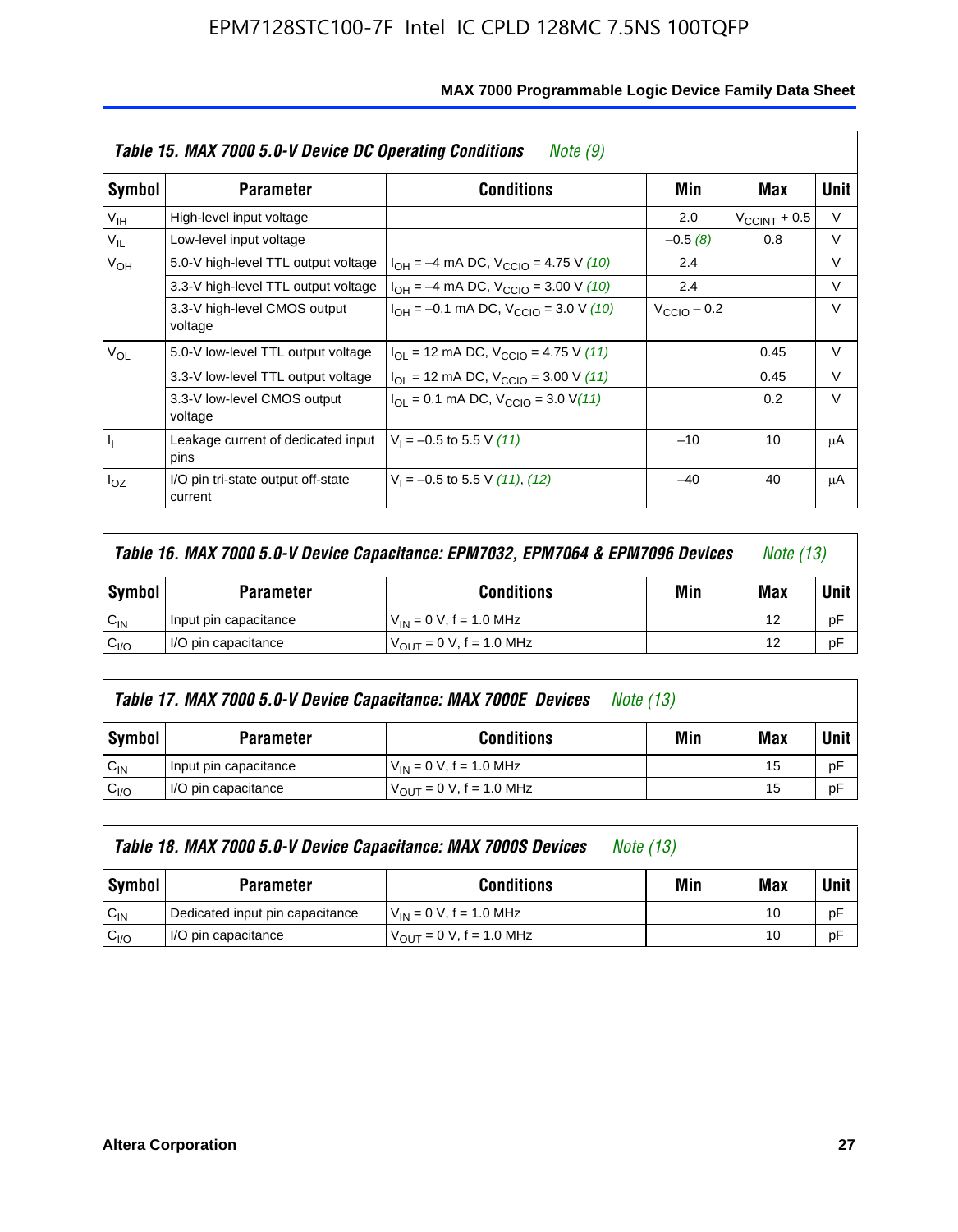| Table 15. MAX 7000 5.0-V Device DC Operating Conditions *Note (9)* | | | | | |
|---|---|---|---|---|---|
| **Symbol** | **Parameter** | **Conditions** | **Min** | **Max** | **Unit** |
| $V_{IH}$ | High-level input voltage | | 2.0 | $V_{CCINT}$ + 0.5 | V |
| $V_{IL}$ | Low-level input voltage | | –0.5 *(8)* | 0.8 | V |
| $V_{OH}$ | 5.0-V high-level TTL output voltage | $I_{OH}$ = –4 mA DC, $V_{CCIO}$ = 4.75 V *(10)* | 2.4 | | V |
| | 3.3-V high-level TTL output voltage | $I_{OH}$ = –4 mA DC, $V_{CCIO}$ = 3.00 V *(10)* | 2.4 | | V |
| | 3.3-V high-level CMOS output voltage | $I_{OH}$ = –0.1 mA DC, $V_{CCIO}$ = 3.0 V *(10)* | $V_{CCIO}$ – 0.2 | | V |
| $V_{OL}$ | 5.0-V low-level TTL output voltage | $I_{OL}$ = 12 mA DC, $V_{CCIO}$ = 4.75 V *(11)* | | 0.45 | V |
| | 3.3-V low-level TTL output voltage | $I_{OL}$ = 12 mA DC, $V_{CCIO}$ = 3.00 V *(11)* | | 0.45 | V |
| | 3.3-V low-level CMOS output voltage | $I_{OL}$ = 0.1 mA DC, $V_{CCIO}$ = 3.0 V *(11)* | | 0.2 | V |
| $I_I$ | Leakage current of dedicated input pins | $V_I$ = –0.5 to 5.5 V *(11)* | –10 | 10 | μA |
| $I_{OZ}$ | I/O pin tri-state output off-state current | $V_I$ = –0.5 to 5.5 V *(11)*, *(12)* | –40 | 40 | μA |

| Table 16. MAX 7000 5.0-V Device Capacitance: EPM7032, EPM7064 & EPM7096 Devices *Note (13)* | | | | | |
|---|---|---|---|---|---|
| **Symbol** | **Parameter** | **Conditions** | **Min** | **Max** | **Unit** |
| $C_{IN}$ | Input pin capacitance | $V_{IN}$ = 0 V, f = 1.0 MHz | | 12 | pF |
| $C_{I/O}$ | I/O pin capacitance | $V_{OUT}$ = 0 V, f = 1.0 MHz | | 12 | pF |

| Table 17. MAX 7000 5.0-V Device Capacitance: MAX 7000E Devices *Note (13)* | | | | | |
|---|---|---|---|---|---|
| **Symbol** | **Parameter** | **Conditions** | **Min** | **Max** | **Unit** |
| $C_{IN}$ | Input pin capacitance | $V_{IN}$ = 0 V, f = 1.0 MHz | | 15 | pF |
| $C_{I/O}$ | I/O pin capacitance | $V_{OUT}$ = 0 V, f = 1.0 MHz | | 15 | pF |

| Table 18. MAX 7000 5.0-V Device Capacitance: MAX 7000S Devices *Note (13)* | | | | | |
|---|---|---|---|---|---|
| **Symbol** | **Parameter** | **Conditions** | **Min** | **Max** | **Unit** |
| $C_{IN}$ | Dedicated input pin capacitance | $V_{IN}$ = 0 V, f = 1.0 MHz | | 10 | pF |
| $C_{I/O}$ | I/O pin capacitance | $V_{OUT}$ = 0 V, f = 1.0 MHz | | 10 | pF |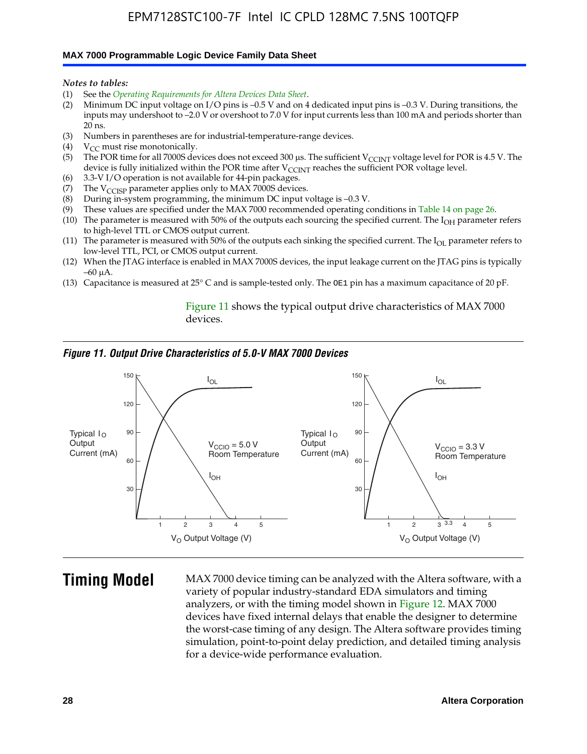*Notes to tables:*

1. See the *Operating Requirements for Altera Devices Data Sheet*.
2. Minimum DC input voltage on I/O pins is –0.5 V and on 4 dedicated input pins is –0.3 V. During transitions, the inputs may undershoot to –2.0 V or overshoot to 7.0 V for input currents less than 100 mA and periods shorter than 20 ns.
3. Numbers in parentheses are for industrial-temperature-range devices.
4. $V_{CC}$ must rise monotonically.
5. The POR time for all 7000S devices does not exceed 300 µs. The sufficient $V_{CCINT}$ voltage level for POR is 4.5 V. The device is fully initialized within the POR time after $V_{CCINT}$ reaches the sufficient POR voltage level.
6. 3.3-V I/O operation is not available for 44-pin packages.
7. The $V_{CCISP}$ parameter applies only to MAX 7000S devices.
8. During in-system programming, the minimum DC input voltage is –0.3 V.
9. These values are specified under the MAX 7000 recommended operating conditions in Table 14 on page 26.
10. The parameter is measured with 50% of the outputs each sourcing the specified current. The $I_{OH}$ parameter refers to high-level TTL or CMOS output current.
11. The parameter is measured with 50% of the outputs each sinking the specified current. The $I_{OL}$ parameter refers to low-level TTL, PCI, or CMOS output current.
12. When the JTAG interface is enabled in MAX 7000S devices, the input leakage current on the JTAG pins is typically –60 µA.
13. Capacitance is measured at 25° C and is sample-tested only. The OE1 pin has a maximum capacitance of 20 pF.

Figure 11 shows the typical output drive characteristics of MAX 7000 devices.

***Figure 11. Output Drive Characteristics of 5.0-V MAX 7000 Devices***

## Timing Model

MAX 7000 device timing can be analyzed with the Altera software, with a variety of popular industry-standard EDA simulators and timing analyzers, or with the timing model shown in Figure 12. MAX 7000 devices have fixed internal delays that enable the designer to determine the worst-case timing of any design. The Altera software provides timing simulation, point-to-point delay prediction, and detailed timing analysis for a device-wide performance evaluation.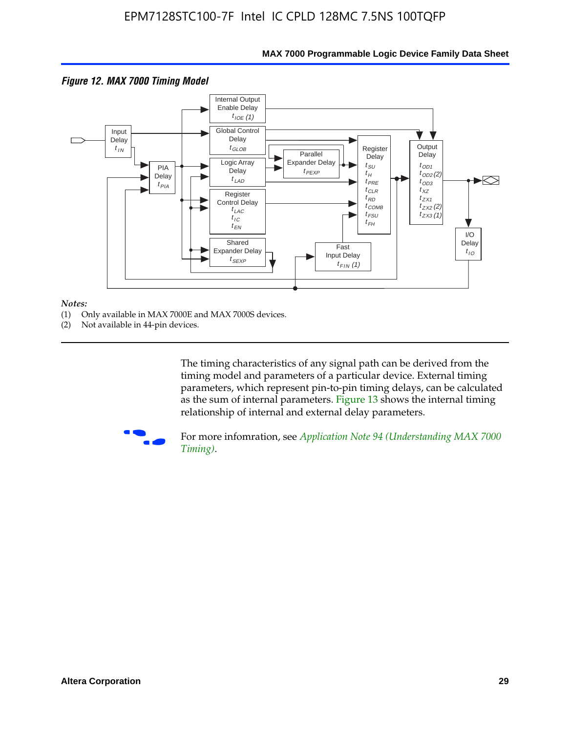*Figure 12. MAX 7000 Timing Model*

*Notes:*

(1) Only available in MAX 7000E and MAX 7000S devices.
(2) Not available in 44-pin devices.

The timing characteristics of any signal path can be derived from the timing model and parameters of a particular device. External timing parameters, which represent pin-to-pin timing delays, can be calculated as the sum of internal parameters. Figure 13 shows the internal timing relationship of internal and external delay parameters.

For more infomration, see *Application Note 94 (Understanding MAX 7000 Timing)*.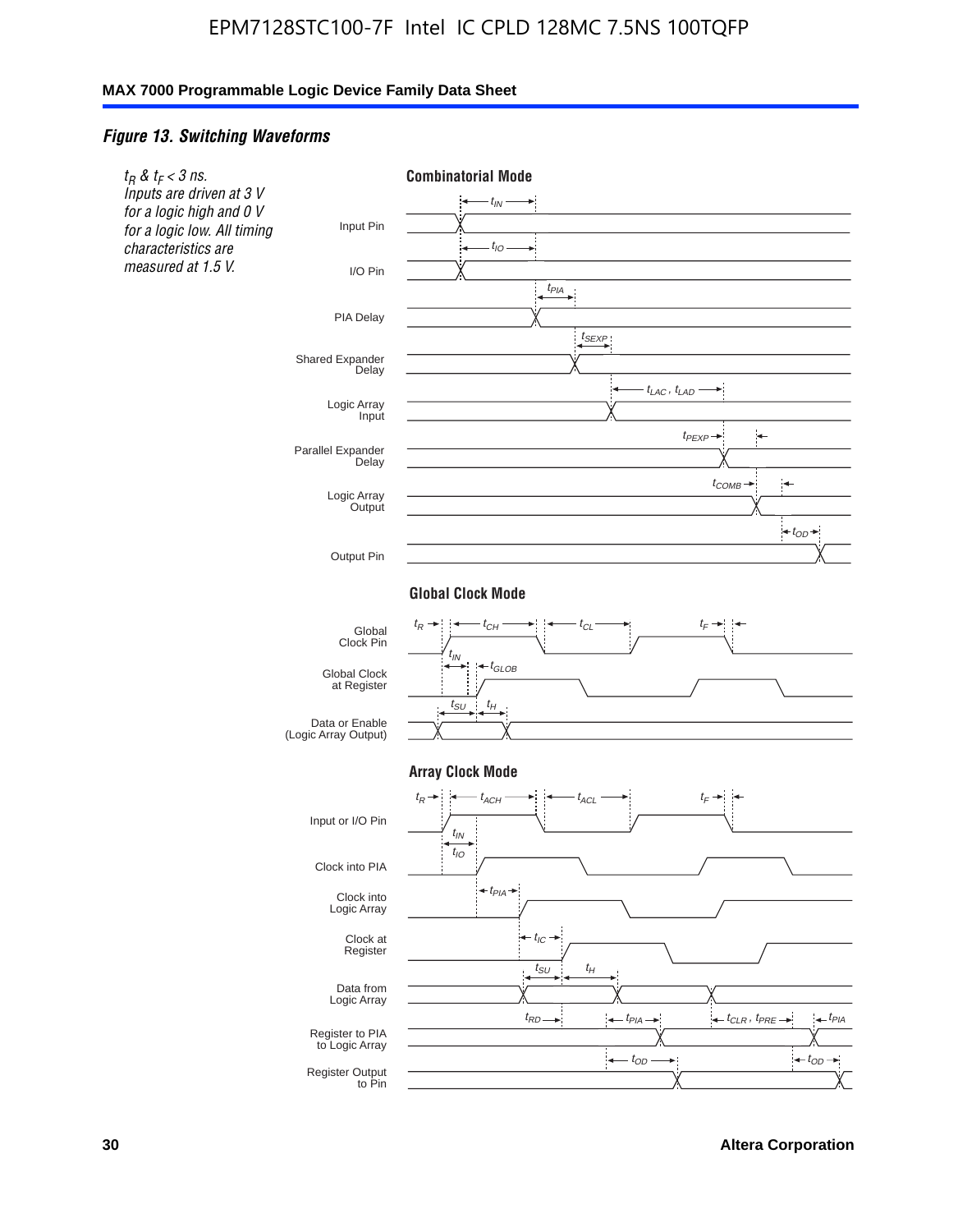*Figure 13. Switching Waveforms*

*$t_R$ & $t_F$ < 3 ns. Inputs are driven at 3 V for a logic high and 0 V for a logic low. All timing characteristics are measured at 1.5 V.*

**Combinatorial Mode**

Input Pin — $t_{IN}$

I/O Pin — $t_{IO}$

PIA Delay — $t_{PIA}$

Shared Expander Delay — $t_{SEXP}$

Logic Array Input — $t_{LAC}$, $t_{LAD}$

Parallel Expander Delay — $t_{PEXP}$

Logic Array Output — $t_{COMB}$

Output Pin — $t_{OD}$

**Global Clock Mode**

Global Clock Pin — $t_R$, $t_{CH}$, $t_{CL}$, $t_F$

Global Clock at Register — $t_{IN}$, $t_{GLOB}$

Data or Enable (Logic Array Output) — $t_{SU}$, $t_H$

**Array Clock Mode**

Input or I/O Pin — $t_R$, $t_{ACH}$, $t_{ACL}$, $t_F$

Clock into PIA — $t_{IN}$, $t_{IO}$

Clock into Logic Array — $t_{PIA}$

Clock at Register — $t_{IC}$

Data from Logic Array — $t_{SU}$, $t_H$

Register to PIA to Logic Array — $t_{RD}$, $t_{PIA}$, $t_{CLR}$, $t_{PRE}$, $t_{PIA}$

Register Output to Pin — $t_{OD}$, $t_{OD}$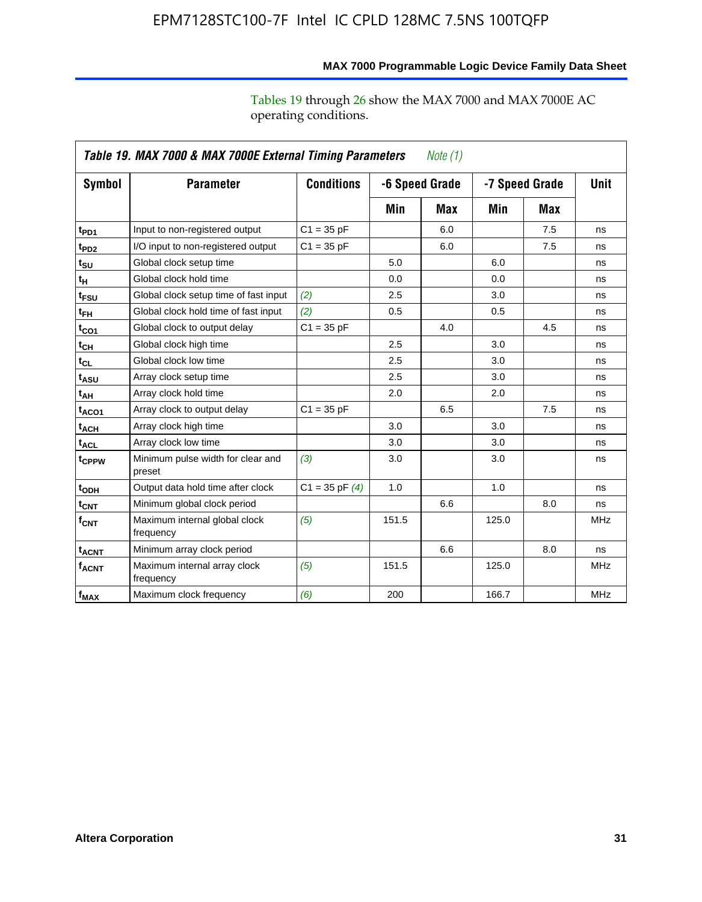Tables 19 through 26 show the MAX 7000 and MAX 7000E AC operating conditions.

*Table 19. MAX 7000 & MAX 7000E External Timing Parameters* *Note (1)*

| Symbol | Parameter | Conditions | -6 Speed Grade | | -7 Speed Grade | | Unit |
|---|---|---|---|---|---|---|---|
| | | | Min | Max | Min | Max | |
| $t_{PD1}$ | Input to non-registered output | C1 = 35 pF | | 6.0 | | 7.5 | ns |
| $t_{PD2}$ | I/O input to non-registered output | C1 = 35 pF | | 6.0 | | 7.5 | ns |
| $t_{SU}$ | Global clock setup time | | 5.0 | | 6.0 | | ns |
| $t_H$ | Global clock hold time | | 0.0 | | 0.0 | | ns |
| $t_{FSU}$ | Global clock setup time of fast input | *(2)* | 2.5 | | 3.0 | | ns |
| $t_{FH}$ | Global clock hold time of fast input | *(2)* | 0.5 | | 0.5 | | ns |
| $t_{CO1}$ | Global clock to output delay | C1 = 35 pF | | 4.0 | | 4.5 | ns |
| $t_{CH}$ | Global clock high time | | 2.5 | | 3.0 | | ns |
| $t_{CL}$ | Global clock low time | | 2.5 | | 3.0 | | ns |
| $t_{ASU}$ | Array clock setup time | | 2.5 | | 3.0 | | ns |
| $t_{AH}$ | Array clock hold time | | 2.0 | | 2.0 | | ns |
| $t_{ACO1}$ | Array clock to output delay | C1 = 35 pF | | 6.5 | | 7.5 | ns |
| $t_{ACH}$ | Array clock high time | | 3.0 | | 3.0 | | ns |
| $t_{ACL}$ | Array clock low time | | 3.0 | | 3.0 | | ns |
| $t_{CPPW}$ | Minimum pulse width for clear and preset | *(3)* | 3.0 | | 3.0 | | ns |
| $t_{ODH}$ | Output data hold time after clock | C1 = 35 pF *(4)* | 1.0 | | 1.0 | | ns |
| $t_{CNT}$ | Minimum global clock period | | | 6.6 | | 8.0 | ns |
| $f_{CNT}$ | Maximum internal global clock frequency | *(5)* | 151.5 | | 125.0 | | MHz |
| $t_{ACNT}$ | Minimum array clock period | | | 6.6 | | 8.0 | ns |
| $f_{ACNT}$ | Maximum internal array clock frequency | *(5)* | 151.5 | | 125.0 | | MHz |
| $f_{MAX}$ | Maximum clock frequency | *(6)* | 200 | | 166.7 | | MHz |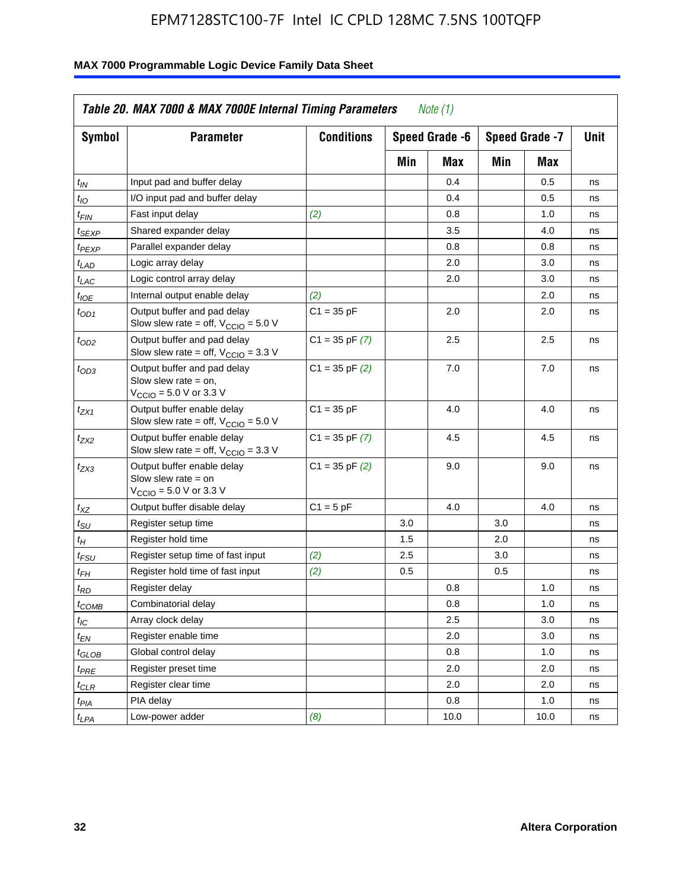**Table 20. MAX 7000 & MAX 7000E Internal Timing Parameters** *Note (1)*

| Symbol | Parameter | Conditions | Speed Grade -6 | | Speed Grade -7 | | Unit |
|---|---|---|---|---|---|---|---|
| | | | Min | Max | Min | Max | |
| $t_{IN}$ | Input pad and buffer delay | | | 0.4 | | 0.5 | ns |
| $t_{IO}$ | I/O input pad and buffer delay | | | 0.4 | | 0.5 | ns |
| $t_{FIN}$ | Fast input delay | *(2)* | | 0.8 | | 1.0 | ns |
| $t_{SEXP}$ | Shared expander delay | | | 3.5 | | 4.0 | ns |
| $t_{PEXP}$ | Parallel expander delay | | | 0.8 | | 0.8 | ns |
| $t_{LAD}$ | Logic array delay | | | 2.0 | | 3.0 | ns |
| $t_{LAC}$ | Logic control array delay | | | 2.0 | | 3.0 | ns |
| $t_{IOE}$ | Internal output enable delay | *(2)* | | | | 2.0 | ns |
| $t_{OD1}$ | Output buffer and pad delay Slow slew rate = off, $V_{CCIO}$ = 5.0 V | C1 = 35 pF | | 2.0 | | 2.0 | ns |
| $t_{OD2}$ | Output buffer and pad delay Slow slew rate = off, $V_{CCIO}$ = 3.3 V | C1 = 35 pF *(7)* | | 2.5 | | 2.5 | ns |
| $t_{OD3}$ | Output buffer and pad delay Slow slew rate = on, $V_{CCIO}$ = 5.0 V or 3.3 V | C1 = 35 pF *(2)* | | 7.0 | | 7.0 | ns |
| $t_{ZX1}$ | Output buffer enable delay Slow slew rate = off, $V_{CCIO}$ = 5.0 V | C1 = 35 pF | | 4.0 | | 4.0 | ns |
| $t_{ZX2}$ | Output buffer enable delay Slow slew rate = off, $V_{CCIO}$ = 3.3 V | C1 = 35 pF *(7)* | | 4.5 | | 4.5 | ns |
| $t_{ZX3}$ | Output buffer enable delay Slow slew rate = on $V_{CCIO}$ = 5.0 V or 3.3 V | C1 = 35 pF *(2)* | | 9.0 | | 9.0 | ns |
| $t_{XZ}$ | Output buffer disable delay | C1 = 5 pF | | 4.0 | | 4.0 | ns |
| $t_{SU}$ | Register setup time | | 3.0 | | 3.0 | | ns |
| $t_{H}$ | Register hold time | | 1.5 | | 2.0 | | ns |
| $t_{FSU}$ | Register setup time of fast input | *(2)* | 2.5 | | 3.0 | | ns |
| $t_{FH}$ | Register hold time of fast input | *(2)* | 0.5 | | 0.5 | | ns |
| $t_{RD}$ | Register delay | | | 0.8 | | 1.0 | ns |
| $t_{COMB}$ | Combinatorial delay | | | 0.8 | | 1.0 | ns |
| $t_{IC}$ | Array clock delay | | | 2.5 | | 3.0 | ns |
| $t_{EN}$ | Register enable time | | | 2.0 | | 3.0 | ns |
| $t_{GLOB}$ | Global control delay | | | 0.8 | | 1.0 | ns |
| $t_{PRE}$ | Register preset time | | | 2.0 | | 2.0 | ns |
| $t_{CLR}$ | Register clear time | | | 2.0 | | 2.0 | ns |
| $t_{PIA}$ | PIA delay | | | 0.8 | | 1.0 | ns |
| $t_{LPA}$ | Low-power adder | *(8)* | | 10.0 | | 10.0 | ns |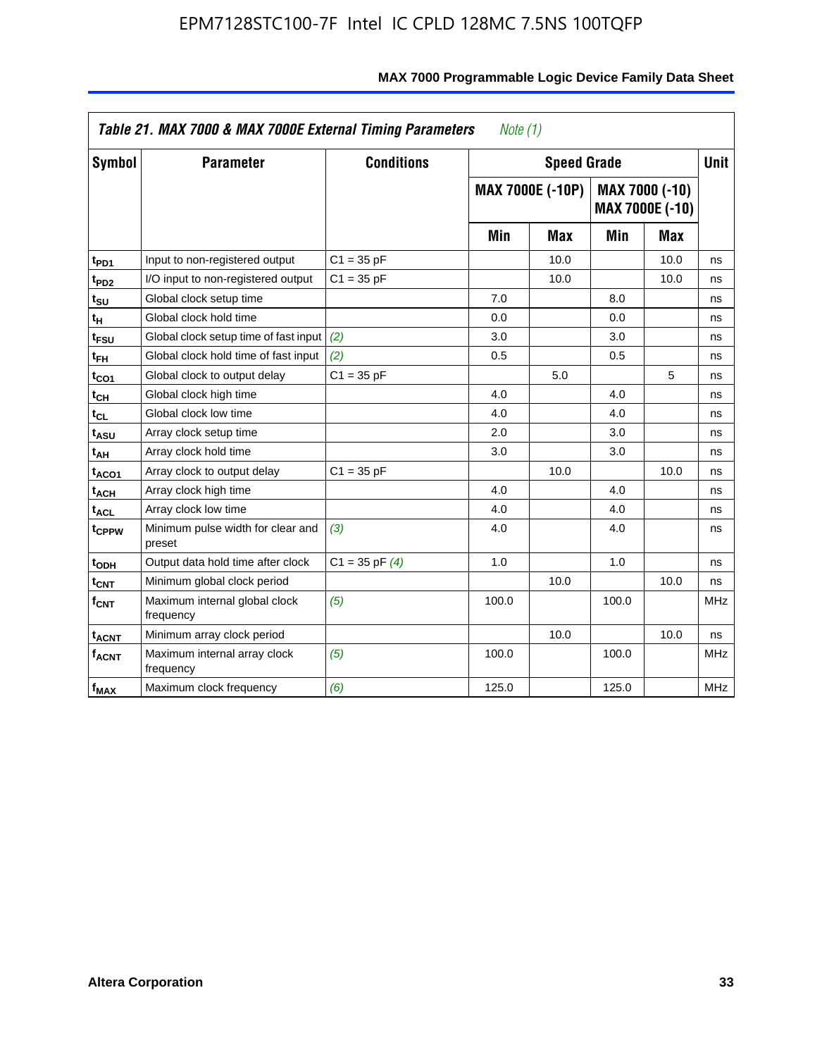**Table 21. MAX 7000 & MAX 7000E External Timing Parameters** *Note (1)*

| Symbol | Parameter | Conditions | Speed Grade | | | | Unit |
|---|---|---|---|---|---|---|---|
| | | | MAX 7000E (-10P) | | MAX 7000 (-10) MAX 7000E (-10) | | |
| | | | Min | Max | Min | Max | |
| $t_{PD1}$ | Input to non-registered output | C1 = 35 pF | | 10.0 | | 10.0 | ns |
| $t_{PD2}$ | I/O input to non-registered output | C1 = 35 pF | | 10.0 | | 10.0 | ns |
| $t_{SU}$ | Global clock setup time | | 7.0 | | 8.0 | | ns |
| $t_{H}$ | Global clock hold time | | 0.0 | | 0.0 | | ns |
| $t_{FSU}$ | Global clock setup time of fast input | *(2)* | 3.0 | | 3.0 | | ns |
| $t_{FH}$ | Global clock hold time of fast input | *(2)* | 0.5 | | 0.5 | | ns |
| $t_{CO1}$ | Global clock to output delay | C1 = 35 pF | | 5.0 | | 5 | ns |
| $t_{CH}$ | Global clock high time | | 4.0 | | 4.0 | | ns |
| $t_{CL}$ | Global clock low time | | 4.0 | | 4.0 | | ns |
| $t_{ASU}$ | Array clock setup time | | 2.0 | | 3.0 | | ns |
| $t_{AH}$ | Array clock hold time | | 3.0 | | 3.0 | | ns |
| $t_{ACO1}$ | Array clock to output delay | C1 = 35 pF | | 10.0 | | 10.0 | ns |
| $t_{ACH}$ | Array clock high time | | 4.0 | | 4.0 | | ns |
| $t_{ACL}$ | Array clock low time | | 4.0 | | 4.0 | | ns |
| $t_{CPPW}$ | Minimum pulse width for clear and preset | *(3)* | 4.0 | | 4.0 | | ns |
| $t_{ODH}$ | Output data hold time after clock | C1 = 35 pF *(4)* | 1.0 | | 1.0 | | ns |
| $t_{CNT}$ | Minimum global clock period | | | 10.0 | | 10.0 | ns |
| $f_{CNT}$ | Maximum internal global clock frequency | *(5)* | 100.0 | | 100.0 | | MHz |
| $t_{ACNT}$ | Minimum array clock period | | | 10.0 | | 10.0 | ns |
| $f_{ACNT}$ | Maximum internal array clock frequency | *(5)* | 100.0 | | 100.0 | | MHz |
| $f_{MAX}$ | Maximum clock frequency | *(6)* | 125.0 | | 125.0 | | MHz |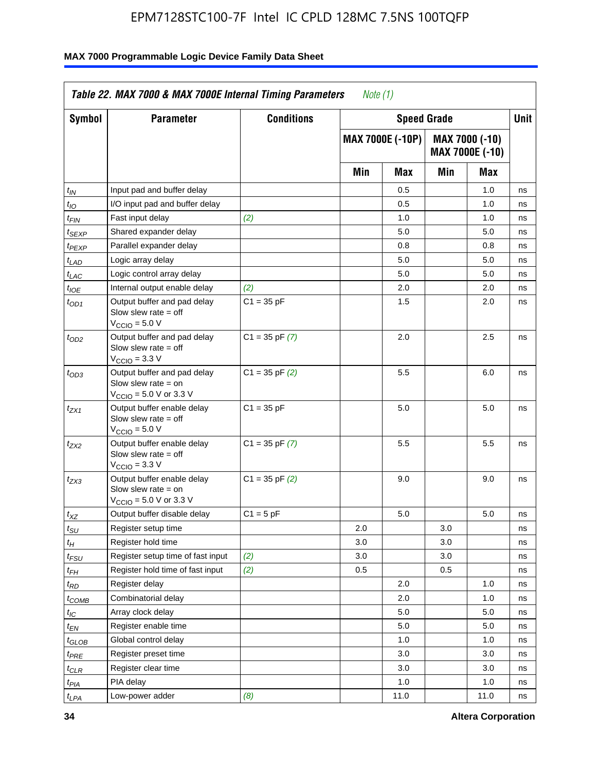**Table 22. MAX 7000 & MAX 7000E Internal Timing Parameters** *Note (1)*

| Symbol | Parameter | Conditions | Speed Grade | | | | Unit |
|---|---|---|---|---|---|---|---|
| | | | MAX 7000E (-10P) | | MAX 7000 (-10) MAX 7000E (-10) | | |
| | | | Min | Max | Min | Max | |
| $t_{IN}$ | Input pad and buffer delay | | | 0.5 | | 1.0 | ns |
| $t_{IO}$ | I/O input pad and buffer delay | | | 0.5 | | 1.0 | ns |
| $t_{FIN}$ | Fast input delay | *(2)* | | 1.0 | | 1.0 | ns |
| $t_{SEXP}$ | Shared expander delay | | | 5.0 | | 5.0 | ns |
| $t_{PEXP}$ | Parallel expander delay | | | 0.8 | | 0.8 | ns |
| $t_{LAD}$ | Logic array delay | | | 5.0 | | 5.0 | ns |
| $t_{LAC}$ | Logic control array delay | | | 5.0 | | 5.0 | ns |
| $t_{IOE}$ | Internal output enable delay | *(2)* | | 2.0 | | 2.0 | ns |
| $t_{OD1}$ | Output buffer and pad delay Slow slew rate = off $V_{CCIO}$ = 5.0 V | C1 = 35 pF | | 1.5 | | 2.0 | ns |
| $t_{OD2}$ | Output buffer and pad delay Slow slew rate = off $V_{CCIO}$ = 3.3 V | C1 = 35 pF *(7)* | | 2.0 | | 2.5 | ns |
| $t_{OD3}$ | Output buffer and pad delay Slow slew rate = on $V_{CCIO}$ = 5.0 V or 3.3 V | C1 = 35 pF *(2)* | | 5.5 | | 6.0 | ns |
| $t_{ZX1}$ | Output buffer enable delay Slow slew rate = off $V_{CCIO}$ = 5.0 V | C1 = 35 pF | | 5.0 | | 5.0 | ns |
| $t_{ZX2}$ | Output buffer enable delay Slow slew rate = off $V_{CCIO}$ = 3.3 V | C1 = 35 pF *(7)* | | 5.5 | | 5.5 | ns |
| $t_{ZX3}$ | Output buffer enable delay Slow slew rate = on $V_{CCIO}$ = 5.0 V or 3.3 V | C1 = 35 pF *(2)* | | 9.0 | | 9.0 | ns |
| $t_{XZ}$ | Output buffer disable delay | C1 = 5 pF | | 5.0 | | 5.0 | ns |
| $t_{SU}$ | Register setup time | | 2.0 | | 3.0 | | ns |
| $t_{H}$ | Register hold time | | 3.0 | | 3.0 | | ns |
| $t_{FSU}$ | Register setup time of fast input | *(2)* | 3.0 | | 3.0 | | ns |
| $t_{FH}$ | Register hold time of fast input | *(2)* | 0.5 | | 0.5 | | ns |
| $t_{RD}$ | Register delay | | | 2.0 | | 1.0 | ns |
| $t_{COMB}$ | Combinatorial delay | | | 2.0 | | 1.0 | ns |
| $t_{IC}$ | Array clock delay | | | 5.0 | | 5.0 | ns |
| $t_{EN}$ | Register enable time | | | 5.0 | | 5.0 | ns |
| $t_{GLOB}$ | Global control delay | | | 1.0 | | 1.0 | ns |
| $t_{PRE}$ | Register preset time | | | 3.0 | | 3.0 | ns |
| $t_{CLR}$ | Register clear time | | | 3.0 | | 3.0 | ns |
| $t_{PIA}$ | PIA delay | | | 1.0 | | 1.0 | ns |
| $t_{LPA}$ | Low-power adder | *(8)* | | 11.0 | | 11.0 | ns |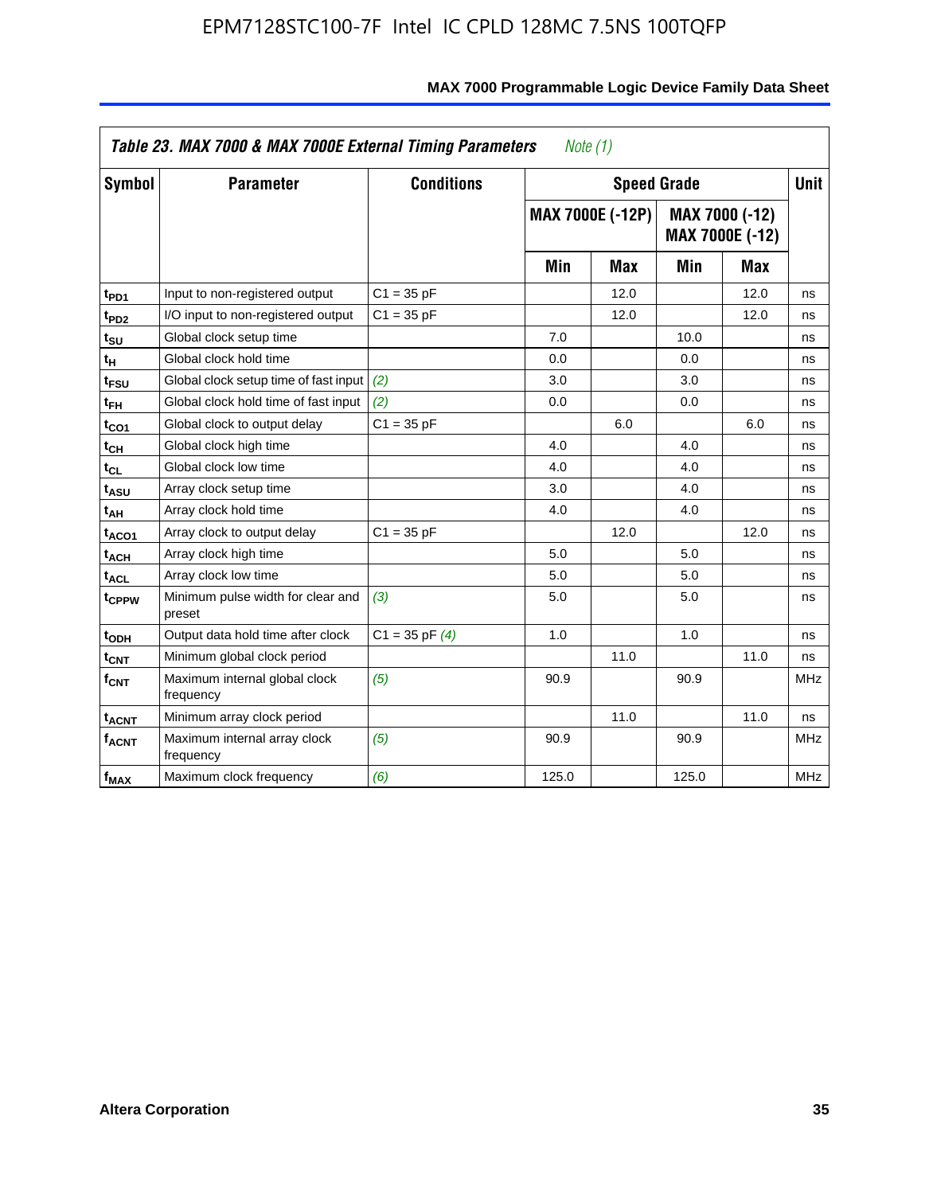**Table 23. MAX 7000 & MAX 7000E External Timing Parameters** *Note (1)*

| Symbol | Parameter | Conditions | Speed Grade | | | | Unit |
|---|---|---|---|---|---|---|---|
| | | | MAX 7000E (-12P) | | MAX 7000 (-12) MAX 7000E (-12) | | |
| | | | Min | Max | Min | Max | |
| $t_{PD1}$ | Input to non-registered output | C1 = 35 pF | | 12.0 | | 12.0 | ns |
| $t_{PD2}$ | I/O input to non-registered output | C1 = 35 pF | | 12.0 | | 12.0 | ns |
| $t_{SU}$ | Global clock setup time | | 7.0 | | 10.0 | | ns |
| $t_{H}$ | Global clock hold time | | 0.0 | | 0.0 | | ns |
| $t_{FSU}$ | Global clock setup time of fast input | *(2)* | 3.0 | | 3.0 | | ns |
| $t_{FH}$ | Global clock hold time of fast input | *(2)* | 0.0 | | 0.0 | | ns |
| $t_{CO1}$ | Global clock to output delay | C1 = 35 pF | | 6.0 | | 6.0 | ns |
| $t_{CH}$ | Global clock high time | | 4.0 | | 4.0 | | ns |
| $t_{CL}$ | Global clock low time | | 4.0 | | 4.0 | | ns |
| $t_{ASU}$ | Array clock setup time | | 3.0 | | 4.0 | | ns |
| $t_{AH}$ | Array clock hold time | | 4.0 | | 4.0 | | ns |
| $t_{ACO1}$ | Array clock to output delay | C1 = 35 pF | | 12.0 | | 12.0 | ns |
| $t_{ACH}$ | Array clock high time | | 5.0 | | 5.0 | | ns |
| $t_{ACL}$ | Array clock low time | | 5.0 | | 5.0 | | ns |
| $t_{CPPW}$ | Minimum pulse width for clear and preset | *(3)* | 5.0 | | 5.0 | | ns |
| $t_{ODH}$ | Output data hold time after clock | C1 = 35 pF *(4)* | 1.0 | | 1.0 | | ns |
| $t_{CNT}$ | Minimum global clock period | | | 11.0 | | 11.0 | ns |
| $f_{CNT}$ | Maximum internal global clock frequency | *(5)* | 90.9 | | 90.9 | | MHz |
| $t_{ACNT}$ | Minimum array clock period | | | 11.0 | | 11.0 | ns |
| $f_{ACNT}$ | Maximum internal array clock frequency | *(5)* | 90.9 | | 90.9 | | MHz |
| $f_{MAX}$ | Maximum clock frequency | *(6)* | 125.0 | | 125.0 | | MHz |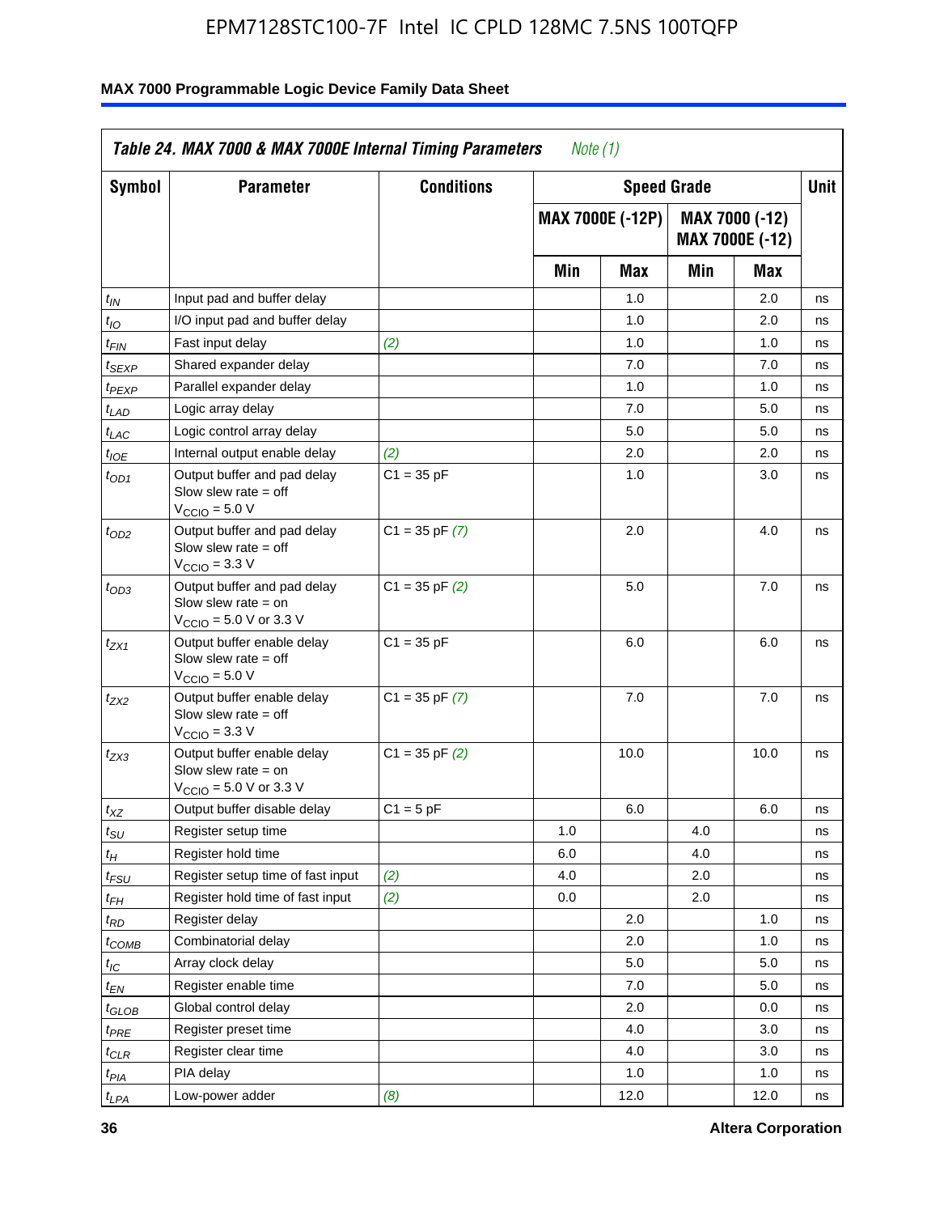| Table 24. MAX 7000 & MAX 7000E Internal Timing Parameters *Note (1)* | | | | | | | |
|---|---|---|---|---|---|---|---|
| **Symbol** | **Parameter** | **Conditions** | **Speed Grade** | | | | **Unit** |
| | | | **MAX 7000E (-12P)** | | **MAX 7000 (-12) MAX 7000E (-12)** | | |
| | | | **Min** | **Max** | **Min** | **Max** | |
| $t_{IN}$ | Input pad and buffer delay | | | 1.0 | | 2.0 | ns |
| $t_{IO}$ | I/O input pad and buffer delay | | | 1.0 | | 2.0 | ns |
| $t_{FIN}$ | Fast input delay | *(2)* | | 1.0 | | 1.0 | ns |
| $t_{SEXP}$ | Shared expander delay | | | 7.0 | | 7.0 | ns |
| $t_{PEXP}$ | Parallel expander delay | | | 1.0 | | 1.0 | ns |
| $t_{LAD}$ | Logic array delay | | | 7.0 | | 5.0 | ns |
| $t_{LAC}$ | Logic control array delay | | | 5.0 | | 5.0 | ns |
| $t_{IOE}$ | Internal output enable delay | *(2)* | | 2.0 | | 2.0 | ns |
| $t_{OD1}$ | Output buffer and pad delay Slow slew rate = off $V_{CCIO}$ = 5.0 V | C1 = 35 pF | | 1.0 | | 3.0 | ns |
| $t_{OD2}$ | Output buffer and pad delay Slow slew rate = off $V_{CCIO}$ = 3.3 V | C1 = 35 pF *(7)* | | 2.0 | | 4.0 | ns |
| $t_{OD3}$ | Output buffer and pad delay Slow slew rate = on $V_{CCIO}$ = 5.0 V or 3.3 V | C1 = 35 pF *(2)* | | 5.0 | | 7.0 | ns |
| $t_{ZX1}$ | Output buffer enable delay Slow slew rate = off $V_{CCIO}$ = 5.0 V | C1 = 35 pF | | 6.0 | | 6.0 | ns |
| $t_{ZX2}$ | Output buffer enable delay Slow slew rate = off $V_{CCIO}$ = 3.3 V | C1 = 35 pF *(7)* | | 7.0 | | 7.0 | ns |
| $t_{ZX3}$ | Output buffer enable delay Slow slew rate = on $V_{CCIO}$ = 5.0 V or 3.3 V | C1 = 35 pF *(2)* | | 10.0 | | 10.0 | ns |
| $t_{XZ}$ | Output buffer disable delay | C1 = 5 pF | | 6.0 | | 6.0 | ns |
| $t_{SU}$ | Register setup time | | 1.0 | | 4.0 | | ns |
| $t_{H}$ | Register hold time | | 6.0 | | 4.0 | | ns |
| $t_{FSU}$ | Register setup time of fast input | *(2)* | 4.0 | | 2.0 | | ns |
| $t_{FH}$ | Register hold time of fast input | *(2)* | 0.0 | | 2.0 | | ns |
| $t_{RD}$ | Register delay | | | 2.0 | | 1.0 | ns |
| $t_{COMB}$ | Combinatorial delay | | | 2.0 | | 1.0 | ns |
| $t_{IC}$ | Array clock delay | | | 5.0 | | 5.0 | ns |
| $t_{EN}$ | Register enable time | | | 7.0 | | 5.0 | ns |
| $t_{GLOB}$ | Global control delay | | | 2.0 | | 0.0 | ns |
| $t_{PRE}$ | Register preset time | | | 4.0 | | 3.0 | ns |
| $t_{CLR}$ | Register clear time | | | 4.0 | | 3.0 | ns |
| $t_{PIA}$ | PIA delay | | | 1.0 | | 1.0 | ns |
| $t_{LPA}$ | Low-power adder | *(8)* | | 12.0 | | 12.0 | ns |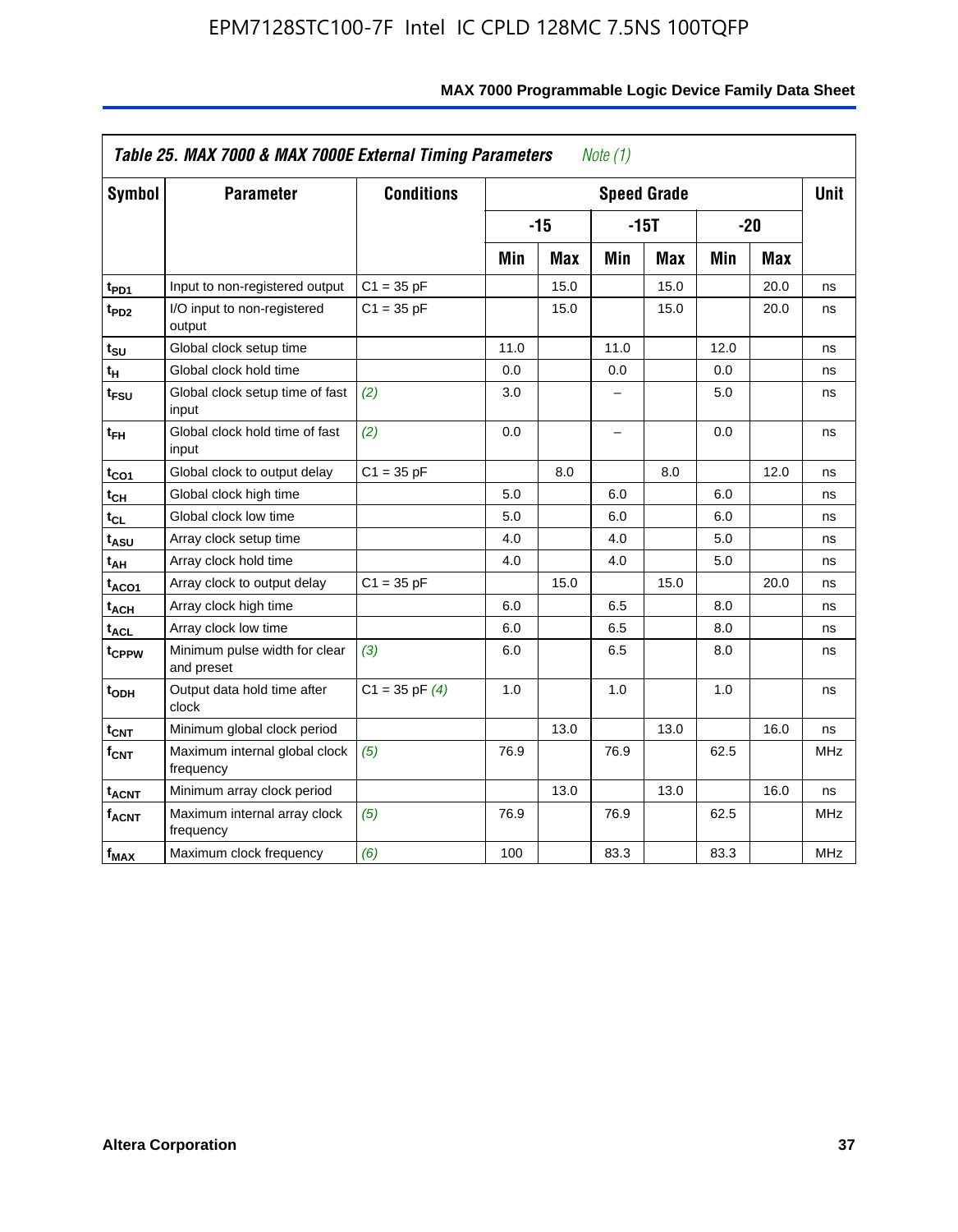**Table 25. MAX 7000 & MAX 7000E External Timing Parameters** *Note (1)*

| Symbol | Parameter | Conditions | Speed Grade | | | | | | Unit |
|---|---|---|---|---|---|---|---|---|---|
| | | | -15 | | -15T | | -20 | | |
| | | | Min | Max | Min | Max | Min | Max | |
| $t_{PD1}$ | Input to non-registered output | C1 = 35 pF | | 15.0 | | 15.0 | | 20.0 | ns |
| $t_{PD2}$ | I/O input to non-registered output | C1 = 35 pF | | 15.0 | | 15.0 | | 20.0 | ns |
| $t_{SU}$ | Global clock setup time | | 11.0 | | 11.0 | | 12.0 | | ns |
| $t_H$ | Global clock hold time | | 0.0 | | 0.0 | | 0.0 | | ns |
| $t_{FSU}$ | Global clock setup time of fast input | *(2)* | 3.0 | | – | | 5.0 | | ns |
| $t_{FH}$ | Global clock hold time of fast input | *(2)* | 0.0 | | – | | 0.0 | | ns |
| $t_{CO1}$ | Global clock to output delay | C1 = 35 pF | | 8.0 | | 8.0 | | 12.0 | ns |
| $t_{CH}$ | Global clock high time | | 5.0 | | 6.0 | | 6.0 | | ns |
| $t_{CL}$ | Global clock low time | | 5.0 | | 6.0 | | 6.0 | | ns |
| $t_{ASU}$ | Array clock setup time | | 4.0 | | 4.0 | | 5.0 | | ns |
| $t_{AH}$ | Array clock hold time | | 4.0 | | 4.0 | | 5.0 | | ns |
| $t_{ACO1}$ | Array clock to output delay | C1 = 35 pF | | 15.0 | | 15.0 | | 20.0 | ns |
| $t_{ACH}$ | Array clock high time | | 6.0 | | 6.5 | | 8.0 | | ns |
| $t_{ACL}$ | Array clock low time | | 6.0 | | 6.5 | | 8.0 | | ns |
| $t_{CPPW}$ | Minimum pulse width for clear and preset | *(3)* | 6.0 | | 6.5 | | 8.0 | | ns |
| $t_{ODH}$ | Output data hold time after clock | C1 = 35 pF *(4)* | 1.0 | | 1.0 | | 1.0 | | ns |
| $t_{CNT}$ | Minimum global clock period | | | 13.0 | | 13.0 | | 16.0 | ns |
| $f_{CNT}$ | Maximum internal global clock frequency | *(5)* | 76.9 | | 76.9 | | 62.5 | | MHz |
| $t_{ACNT}$ | Minimum array clock period | | | 13.0 | | 13.0 | | 16.0 | ns |
| $f_{ACNT}$ | Maximum internal array clock frequency | *(5)* | 76.9 | | 76.9 | | 62.5 | | MHz |
| $f_{MAX}$ | Maximum clock frequency | *(6)* | 100 | | 83.3 | | 83.3 | | MHz |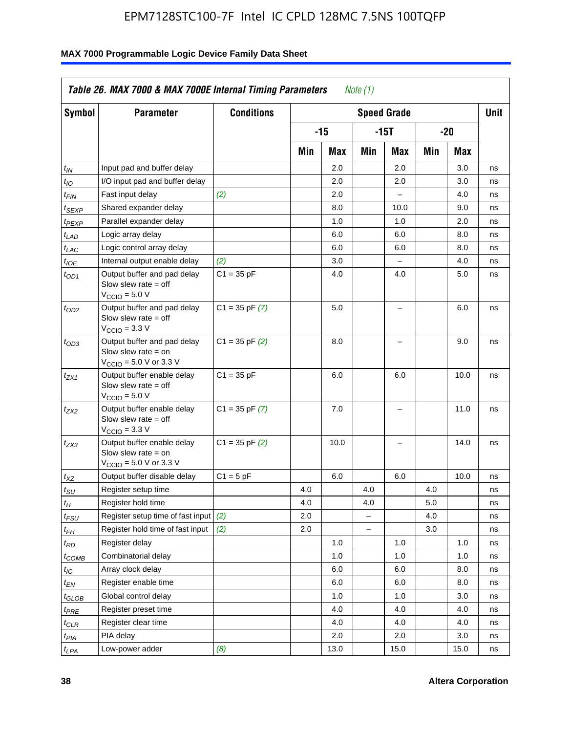Table 26. MAX 7000 & MAX 7000E Internal Timing Parameters *Note (1)*

| Symbol | Parameter | Conditions | Speed Grade | | | | | | Unit |
|---|---|---|---|---|---|---|---|---|---|
| | | | -15 | | -15T | | -20 | | |
| | | | Min | Max | Min | Max | Min | Max | |
| $t_{IN}$ | Input pad and buffer delay | | | 2.0 | | 2.0 | | 3.0 | ns |
| $t_{IO}$ | I/O input pad and buffer delay | | | 2.0 | | 2.0 | | 3.0 | ns |
| $t_{FIN}$ | Fast input delay | *(2)* | | 2.0 | | – | | 4.0 | ns |
| $t_{SEXP}$ | Shared expander delay | | | 8.0 | | 10.0 | | 9.0 | ns |
| $t_{PEXP}$ | Parallel expander delay | | | 1.0 | | 1.0 | | 2.0 | ns |
| $t_{LAD}$ | Logic array delay | | | 6.0 | | 6.0 | | 8.0 | ns |
| $t_{LAC}$ | Logic control array delay | | | 6.0 | | 6.0 | | 8.0 | ns |
| $t_{IOE}$ | Internal output enable delay | *(2)* | | 3.0 | | – | | 4.0 | ns |
| $t_{OD1}$ | Output buffer and pad delay Slow slew rate = off $V_{CCIO}$ = 5.0 V | C1 = 35 pF | | 4.0 | | 4.0 | | 5.0 | ns |
| $t_{OD2}$ | Output buffer and pad delay Slow slew rate = off $V_{CCIO}$ = 3.3 V | C1 = 35 pF *(7)* | | 5.0 | | – | | 6.0 | ns |
| $t_{OD3}$ | Output buffer and pad delay Slow slew rate = on $V_{CCIO}$ = 5.0 V or 3.3 V | C1 = 35 pF *(2)* | | 8.0 | | – | | 9.0 | ns |
| $t_{ZX1}$ | Output buffer enable delay Slow slew rate = off $V_{CCIO}$ = 5.0 V | C1 = 35 pF | | 6.0 | | 6.0 | | 10.0 | ns |
| $t_{ZX2}$ | Output buffer enable delay Slow slew rate = off $V_{CCIO}$ = 3.3 V | C1 = 35 pF *(7)* | | 7.0 | | – | | 11.0 | ns |
| $t_{ZX3}$ | Output buffer enable delay Slow slew rate = on $V_{CCIO}$ = 5.0 V or 3.3 V | C1 = 35 pF *(2)* | | 10.0 | | – | | 14.0 | ns |
| $t_{XZ}$ | Output buffer disable delay | C1 = 5 pF | | 6.0 | | 6.0 | | 10.0 | ns |
| $t_{SU}$ | Register setup time | | 4.0 | | 4.0 | | 4.0 | | ns |
| $t_{H}$ | Register hold time | | 4.0 | | 4.0 | | 5.0 | | ns |
| $t_{FSU}$ | Register setup time of fast input | *(2)* | 2.0 | | – | | 4.0 | | ns |
| $t_{FH}$ | Register hold time of fast input | *(2)* | 2.0 | | – | | 3.0 | | ns |
| $t_{RD}$ | Register delay | | | 1.0 | | 1.0 | | 1.0 | ns |
| $t_{COMB}$ | Combinatorial delay | | | 1.0 | | 1.0 | | 1.0 | ns |
| $t_{IC}$ | Array clock delay | | | 6.0 | | 6.0 | | 8.0 | ns |
| $t_{EN}$ | Register enable time | | | 6.0 | | 6.0 | | 8.0 | ns |
| $t_{GLOB}$ | Global control delay | | | 1.0 | | 1.0 | | 3.0 | ns |
| $t_{PRE}$ | Register preset time | | | 4.0 | | 4.0 | | 4.0 | ns |
| $t_{CLR}$ | Register clear time | | | 4.0 | | 4.0 | | 4.0 | ns |
| $t_{PIA}$ | PIA delay | | | 2.0 | | 2.0 | | 3.0 | ns |
| $t_{LPA}$ | Low-power adder | *(8)* | | 13.0 | | 15.0 | | 15.0 | ns |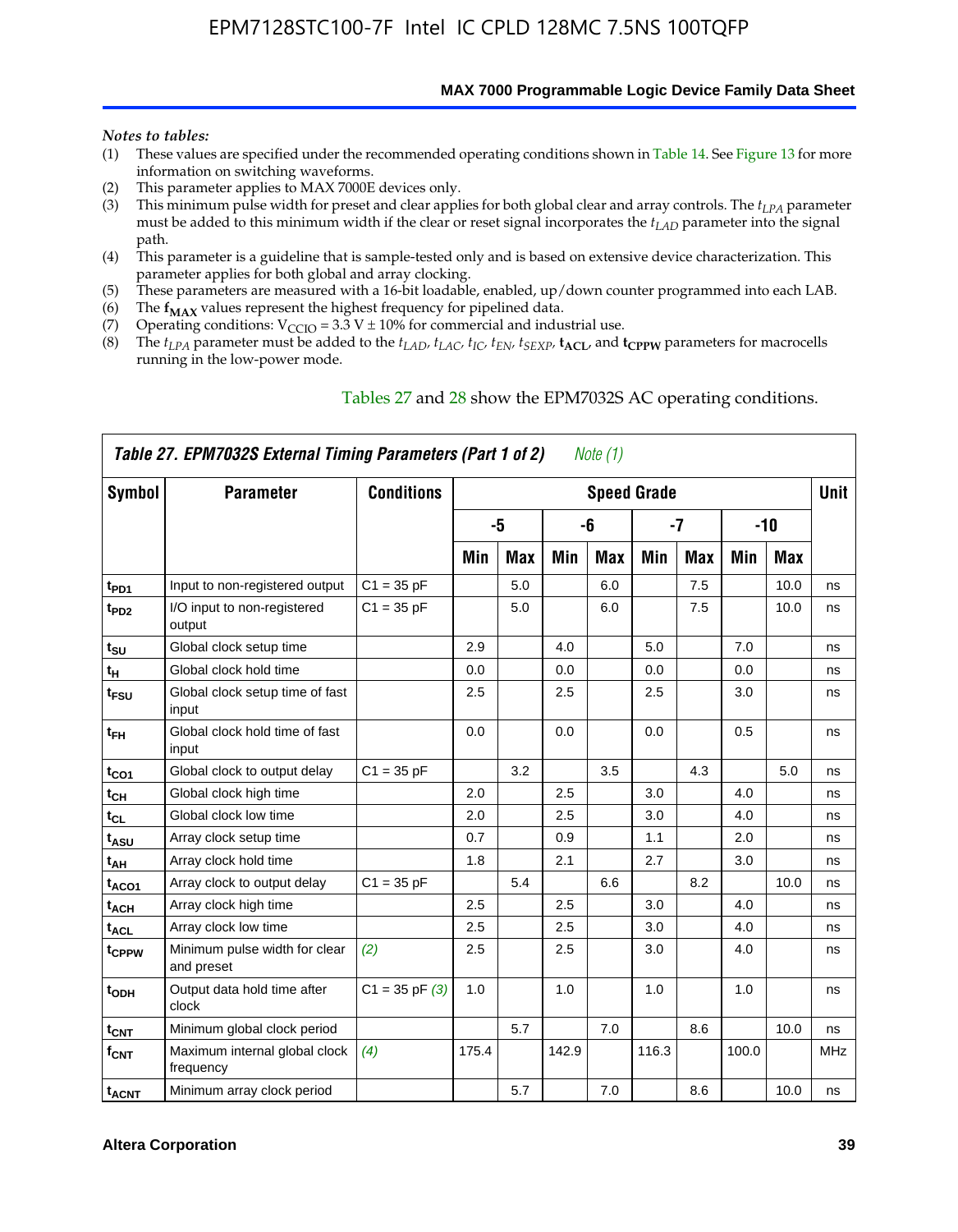*Notes to tables:*

(1) These values are specified under the recommended operating conditions shown in Table 14. See Figure 13 for more information on switching waveforms.
(2) This parameter applies to MAX 7000E devices only.
(3) This minimum pulse width for preset and clear applies for both global clear and array controls. The $t_{LPA}$ parameter must be added to this minimum width if the clear or reset signal incorporates the $t_{LAD}$ parameter into the signal path.
(4) This parameter is a guideline that is sample-tested only and is based on extensive device characterization. This parameter applies for both global and array clocking.
(5) These parameters are measured with a 16-bit loadable, enabled, up/down counter programmed into each LAB.
(6) The $\mathbf{f_{MAX}}$ values represent the highest frequency for pipelined data.
(7) Operating conditions: $V_{CCIO}$ = 3.3 V ± 10% for commercial and industrial use.
(8) The $t_{LPA}$ parameter must be added to the $t_{LAD}$, $t_{LAC}$, $t_{IC}$, $t_{EN}$, $t_{SEXP}$, $\mathbf{t_{ACL}}$, and $\mathbf{t_{CPPW}}$ parameters for macrocells running in the low-power mode.

Tables 27 and 28 show the EPM7032S AC operating conditions.

**Table 27. EPM7032S External Timing Parameters (Part 1 of 2)** *Note (1)*

| Symbol | Parameter | Conditions | Speed Grade | | | | | | | | Unit |
|---|---|---|---|---|---|---|---|---|---|---|---|
| | | | -5 | | -6 | | -7 | | -10 | | |
| | | | Min | Max | Min | Max | Min | Max | Min | Max | |
| $t_{PD1}$ | Input to non-registered output | C1 = 35 pF | | 5.0 | | 6.0 | | 7.5 | | 10.0 | ns |
| $t_{PD2}$ | I/O input to non-registered output | C1 = 35 pF | | 5.0 | | 6.0 | | 7.5 | | 10.0 | ns |
| $t_{SU}$ | Global clock setup time | | 2.9 | | 4.0 | | 5.0 | | 7.0 | | ns |
| $t_H$ | Global clock hold time | | 0.0 | | 0.0 | | 0.0 | | 0.0 | | ns |
| $t_{FSU}$ | Global clock setup time of fast input | | 2.5 | | 2.5 | | 2.5 | | 3.0 | | ns |
| $t_{FH}$ | Global clock hold time of fast input | | 0.0 | | 0.0 | | 0.0 | | 0.5 | | ns |
| $t_{CO1}$ | Global clock to output delay | C1 = 35 pF | | 3.2 | | 3.5 | | 4.3 | | 5.0 | ns |
| $t_{CH}$ | Global clock high time | | 2.0 | | 2.5 | | 3.0 | | 4.0 | | ns |
| $t_{CL}$ | Global clock low time | | 2.0 | | 2.5 | | 3.0 | | 4.0 | | ns |
| $t_{ASU}$ | Array clock setup time | | 0.7 | | 0.9 | | 1.1 | | 2.0 | | ns |
| $t_{AH}$ | Array clock hold time | | 1.8 | | 2.1 | | 2.7 | | 3.0 | | ns |
| $t_{ACO1}$ | Array clock to output delay | C1 = 35 pF | | 5.4 | | 6.6 | | 8.2 | | 10.0 | ns |
| $t_{ACH}$ | Array clock high time | | 2.5 | | 2.5 | | 3.0 | | 4.0 | | ns |
| $t_{ACL}$ | Array clock low time | | 2.5 | | 2.5 | | 3.0 | | 4.0 | | ns |
| $t_{CPPW}$ | Minimum pulse width for clear and preset | *(2)* | 2.5 | | 2.5 | | 3.0 | | 4.0 | | ns |
| $t_{ODH}$ | Output data hold time after clock | C1 = 35 pF *(3)* | 1.0 | | 1.0 | | 1.0 | | 1.0 | | ns |
| $t_{CNT}$ | Minimum global clock period | | | 5.7 | | 7.0 | | 8.6 | | 10.0 | ns |
| $f_{CNT}$ | Maximum internal global clock frequency | *(4)* | 175.4 | | 142.9 | | 116.3 | | 100.0 | | MHz |
| $t_{ACNT}$ | Minimum array clock period | | | 5.7 | | 7.0 | | 8.6 | | 10.0 | ns |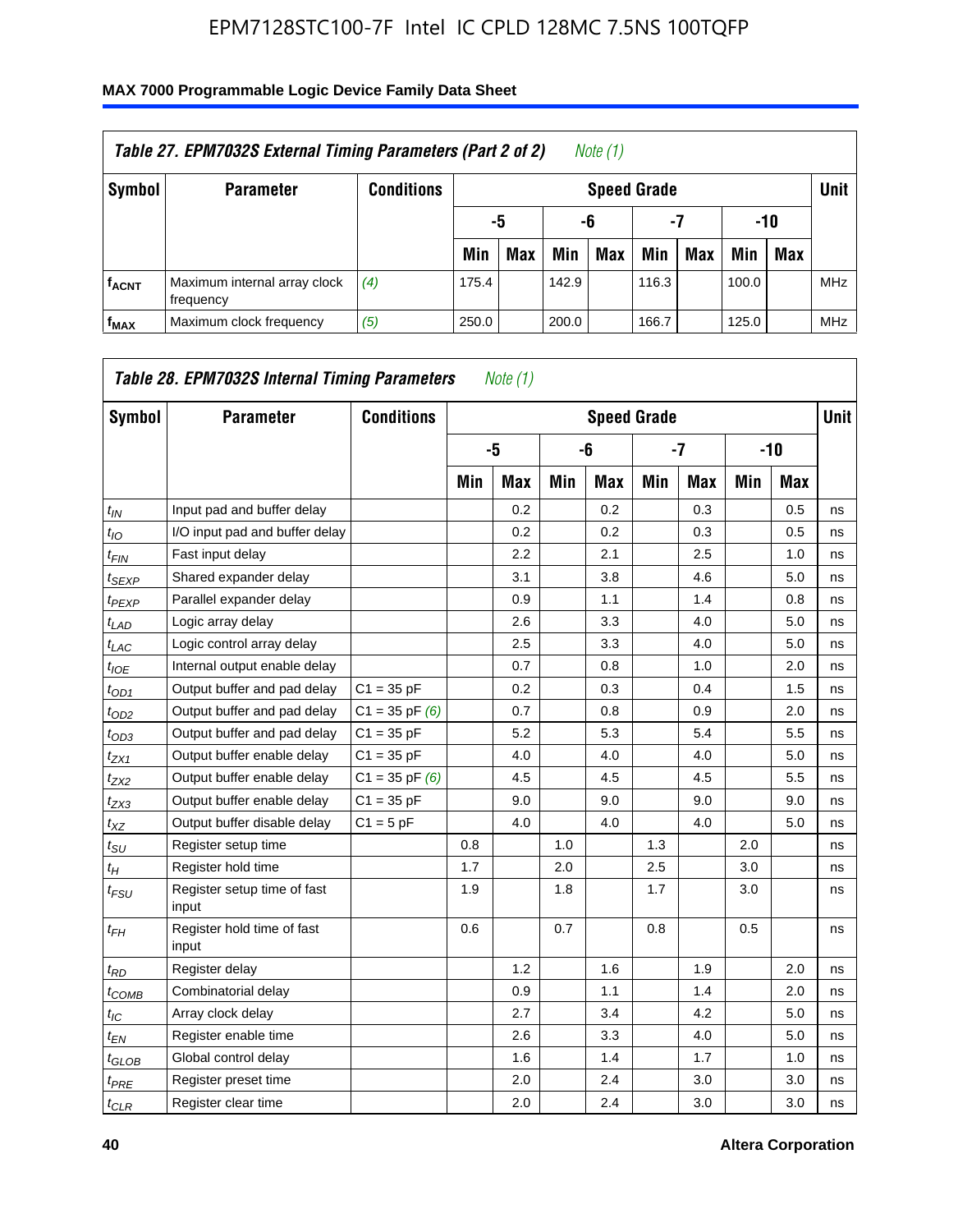**Table 27. EPM7032S External Timing Parameters (Part 2 of 2)** *Note (1)*

| Symbol | Parameter | Conditions | Speed Grade | | | | | | | | Unit |
|---|---|---|---|---|---|---|---|---|---|---|---|
| | | | -5 | | -6 | | -7 | | -10 | | |
| | | | Min | Max | Min | Max | Min | Max | Min | Max | |
| $f_{ACNT}$ | Maximum internal array clock frequency | *(4)* | 175.4 | | 142.9 | | 116.3 | | 100.0 | | MHz |
| $f_{MAX}$ | Maximum clock frequency | *(5)* | 250.0 | | 200.0 | | 166.7 | | 125.0 | | MHz |

**Table 28. EPM7032S Internal Timing Parameters** *Note (1)*

| Symbol | Parameter | Conditions | Speed Grade | | | | | | | | Unit |
|---|---|---|---|---|---|---|---|---|---|---|---|
| | | | -5 | | -6 | | -7 | | -10 | | |
| | | | Min | Max | Min | Max | Min | Max | Min | Max | |
| $t_{IN}$ | Input pad and buffer delay | | | 0.2 | | 0.2 | | 0.3 | | 0.5 | ns |
| $t_{IO}$ | I/O input pad and buffer delay | | | 0.2 | | 0.2 | | 0.3 | | 0.5 | ns |
| $t_{FIN}$ | Fast input delay | | | 2.2 | | 2.1 | | 2.5 | | 1.0 | ns |
| $t_{SEXP}$ | Shared expander delay | | | 3.1 | | 3.8 | | 4.6 | | 5.0 | ns |
| $t_{PEXP}$ | Parallel expander delay | | | 0.9 | | 1.1 | | 1.4 | | 0.8 | ns |
| $t_{LAD}$ | Logic array delay | | | 2.6 | | 3.3 | | 4.0 | | 5.0 | ns |
| $t_{LAC}$ | Logic control array delay | | | 2.5 | | 3.3 | | 4.0 | | 5.0 | ns |
| $t_{IOE}$ | Internal output enable delay | | | 0.7 | | 0.8 | | 1.0 | | 2.0 | ns |
| $t_{OD1}$ | Output buffer and pad delay | C1 = 35 pF | | 0.2 | | 0.3 | | 0.4 | | 1.5 | ns |
| $t_{OD2}$ | Output buffer and pad delay | C1 = 35 pF *(6)* | | 0.7 | | 0.8 | | 0.9 | | 2.0 | ns |
| $t_{OD3}$ | Output buffer and pad delay | C1 = 35 pF | | 5.2 | | 5.3 | | 5.4 | | 5.5 | ns |
| $t_{ZX1}$ | Output buffer enable delay | C1 = 35 pF | | 4.0 | | 4.0 | | 4.0 | | 5.0 | ns |
| $t_{ZX2}$ | Output buffer enable delay | C1 = 35 pF *(6)* | | 4.5 | | 4.5 | | 4.5 | | 5.5 | ns |
| $t_{ZX3}$ | Output buffer enable delay | C1 = 35 pF | | 9.0 | | 9.0 | | 9.0 | | 9.0 | ns |
| $t_{XZ}$ | Output buffer disable delay | C1 = 5 pF | | 4.0 | | 4.0 | | 4.0 | | 5.0 | ns |
| $t_{SU}$ | Register setup time | | 0.8 | | 1.0 | | 1.3 | | 2.0 | | ns |
| $t_{H}$ | Register hold time | | 1.7 | | 2.0 | | 2.5 | | 3.0 | | ns |
| $t_{FSU}$ | Register setup time of fast input | | 1.9 | | 1.8 | | 1.7 | | 3.0 | | ns |
| $t_{FH}$ | Register hold time of fast input | | 0.6 | | 0.7 | | 0.8 | | 0.5 | | ns |
| $t_{RD}$ | Register delay | | | 1.2 | | 1.6 | | 1.9 | | 2.0 | ns |
| $t_{COMB}$ | Combinatorial delay | | | 0.9 | | 1.1 | | 1.4 | | 2.0 | ns |
| $t_{IC}$ | Array clock delay | | | 2.7 | | 3.4 | | 4.2 | | 5.0 | ns |
| $t_{EN}$ | Register enable time | | | 2.6 | | 3.3 | | 4.0 | | 5.0 | ns |
| $t_{GLOB}$ | Global control delay | | | 1.6 | | 1.4 | | 1.7 | | 1.0 | ns |
| $t_{PRE}$ | Register preset time | | | 2.0 | | 2.4 | | 3.0 | | 3.0 | ns |
| $t_{CLR}$ | Register clear time | | | 2.0 | | 2.4 | | 3.0 | | 3.0 | ns |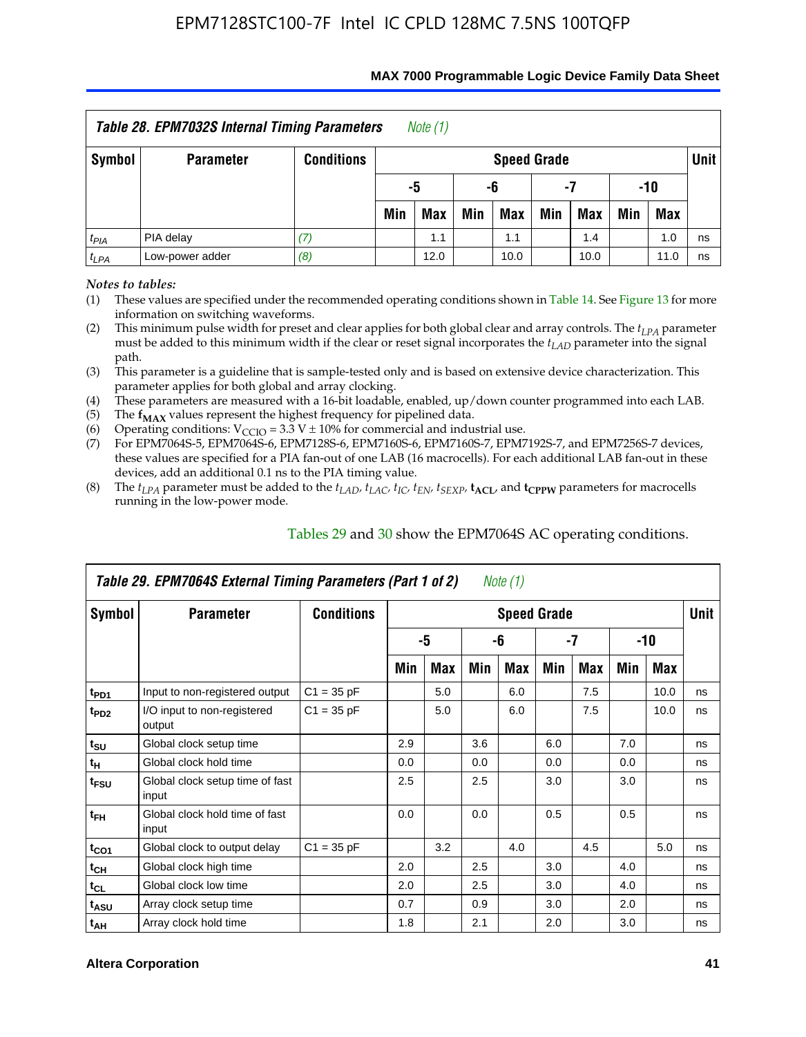| *Table 28. EPM7032S Internal Timing Parameters* *Note (1)* | | | | | | | | | | | |
|---|---|---|---|---|---|---|---|---|---|---|---|
| **Symbol** | **Parameter** | **Conditions** | **Speed Grade** | | | | | | | | **Unit** |
| | | | **-5** | | **-6** | | **-7** | | **-10** | | |
| | | | **Min** | **Max** | **Min** | **Max** | **Min** | **Max** | **Min** | **Max** | |
| $t_{PIA}$ | PIA delay | *(7)* | | 1.1 | | 1.1 | | 1.4 | | 1.0 | ns |
| $t_{LPA}$ | Low-power adder | *(8)* | | 12.0 | | 10.0 | | 10.0 | | 11.0 | ns |

*Notes to tables:*

(1) These values are specified under the recommended operating conditions shown in Table 14. See Figure 13 for more information on switching waveforms.
(2) This minimum pulse width for preset and clear applies for both global clear and array controls. The $t_{LPA}$ parameter must be added to this minimum width if the clear or reset signal incorporates the $t_{LAD}$ parameter into the signal path.
(3) This parameter is a guideline that is sample-tested only and is based on extensive device characterization. This parameter applies for both global and array clocking.
(4) These parameters are measured with a 16-bit loadable, enabled, up/down counter programmed into each LAB.
(5) The $\mathbf{f_{MAX}}$ values represent the highest frequency for pipelined data.
(6) Operating conditions: $V_{CCIO}$ = 3.3 V ± 10% for commercial and industrial use.
(7) For EPM7064S-5, EPM7064S-6, EPM7128S-6, EPM7160S-6, EPM7160S-7, EPM7192S-7, and EPM7256S-7 devices, these values are specified for a PIA fan-out of one LAB (16 macrocells). For each additional LAB fan-out in these devices, add an additional 0.1 ns to the PIA timing value.
(8) The $t_{LPA}$ parameter must be added to the $t_{LAD}$, $t_{LAC}$, $t_{IC}$, $t_{EN}$, $t_{SEXP}$, $\mathbf{t_{ACL}}$, and $\mathbf{t_{CPPW}}$ parameters for macrocells running in the low-power mode.

Tables 29 and 30 show the EPM7064S AC operating conditions.

| *Table 29. EPM7064S External Timing Parameters (Part 1 of 2)* *Note (1)* | | | | | | | | | | | |
|---|---|---|---|---|---|---|---|---|---|---|---|
| **Symbol** | **Parameter** | **Conditions** | **Speed Grade** | | | | | | | | **Unit** |
| | | | **-5** | | **-6** | | **-7** | | **-10** | | |
| | | | **Min** | **Max** | **Min** | **Max** | **Min** | **Max** | **Min** | **Max** | |
| $t_{PD1}$ | Input to non-registered output | C1 = 35 pF | | 5.0 | | 6.0 | | 7.5 | | 10.0 | ns |
| $t_{PD2}$ | I/O input to non-registered output | C1 = 35 pF | | 5.0 | | 6.0 | | 7.5 | | 10.0 | ns |
| $t_{SU}$ | Global clock setup time | | 2.9 | | 3.6 | | 6.0 | | 7.0 | | ns |
| $t_{H}$ | Global clock hold time | | 0.0 | | 0.0 | | 0.0 | | 0.0 | | ns |
| $t_{FSU}$ | Global clock setup time of fast input | | 2.5 | | 2.5 | | 3.0 | | 3.0 | | ns |
| $t_{FH}$ | Global clock hold time of fast input | | 0.0 | | 0.0 | | 0.5 | | 0.5 | | ns |
| $t_{CO1}$ | Global clock to output delay | C1 = 35 pF | | 3.2 | | 4.0 | | 4.5 | | 5.0 | ns |
| $t_{CH}$ | Global clock high time | | 2.0 | | 2.5 | | 3.0 | | 4.0 | | ns |
| $t_{CL}$ | Global clock low time | | 2.0 | | 2.5 | | 3.0 | | 4.0 | | ns |
| $t_{ASU}$ | Array clock setup time | | 0.7 | | 0.9 | | 3.0 | | 2.0 | | ns |
| $t_{AH}$ | Array clock hold time | | 1.8 | | 2.1 | | 2.0 | | 3.0 | | ns |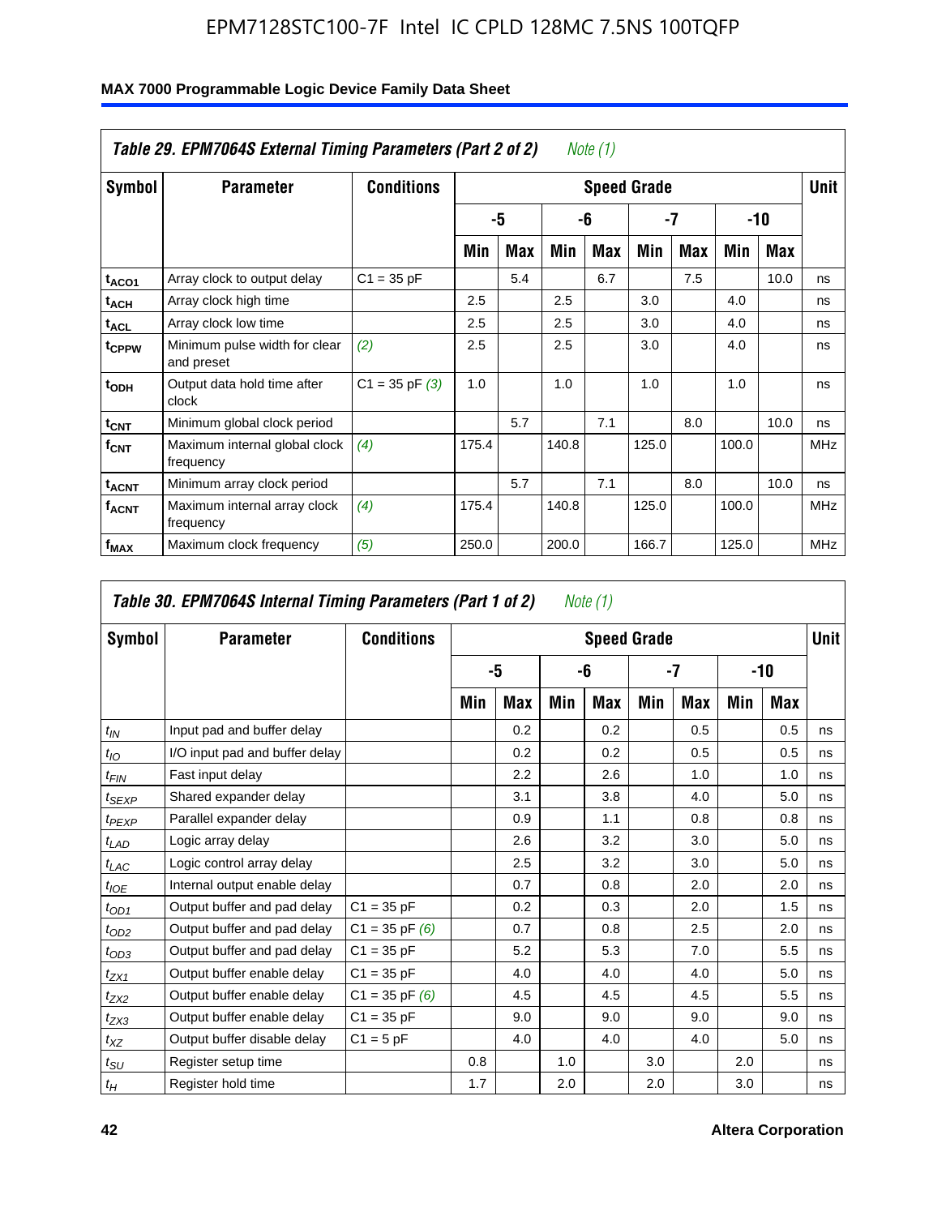## MAX 7000 Programmable Logic Device Family Data Sheet

**Table 29. EPM7064S External Timing Parameters (Part 2 of 2)** *Note (1)*

| Symbol | Parameter | Conditions | Speed Grade | | | | | | | | Unit |
|---|---|---|---|---|---|---|---|---|---|---|---|
| | | | -5 | | -6 | | -7 | | -10 | | |
| | | | Min | Max | Min | Max | Min | Max | Min | Max | |
| $t_{ACO1}$ | Array clock to output delay | C1 = 35 pF | | 5.4 | | 6.7 | | 7.5 | | 10.0 | ns |
| $t_{ACH}$ | Array clock high time | | 2.5 | | 2.5 | | 3.0 | | 4.0 | | ns |
| $t_{ACL}$ | Array clock low time | | 2.5 | | 2.5 | | 3.0 | | 4.0 | | ns |
| $t_{CPPW}$ | Minimum pulse width for clear and preset | *(2)* | 2.5 | | 2.5 | | 3.0 | | 4.0 | | ns |
| $t_{ODH}$ | Output data hold time after clock | C1 = 35 pF *(3)* | 1.0 | | 1.0 | | 1.0 | | 1.0 | | ns |
| $t_{CNT}$ | Minimum global clock period | | | 5.7 | | 7.1 | | 8.0 | | 10.0 | ns |
| $f_{CNT}$ | Maximum internal global clock frequency | *(4)* | 175.4 | | 140.8 | | 125.0 | | 100.0 | | MHz |
| $t_{ACNT}$ | Minimum array clock period | | | 5.7 | | 7.1 | | 8.0 | | 10.0 | ns |
| $f_{ACNT}$ | Maximum internal array clock frequency | *(4)* | 175.4 | | 140.8 | | 125.0 | | 100.0 | | MHz |
| $f_{MAX}$ | Maximum clock frequency | *(5)* | 250.0 | | 200.0 | | 166.7 | | 125.0 | | MHz |

**Table 30. EPM7064S Internal Timing Parameters (Part 1 of 2)** *Note (1)*

| Symbol | Parameter | Conditions | Speed Grade | | | | | | | | Unit |
|---|---|---|---|---|---|---|---|---|---|---|---|
| | | | -5 | | -6 | | -7 | | -10 | | |
| | | | Min | Max | Min | Max | Min | Max | Min | Max | |
| $t_{IN}$ | Input pad and buffer delay | | | 0.2 | | 0.2 | | 0.5 | | 0.5 | ns |
| $t_{IO}$ | I/O input pad and buffer delay | | | 0.2 | | 0.2 | | 0.5 | | 0.5 | ns |
| $t_{FIN}$ | Fast input delay | | | 2.2 | | 2.6 | | 1.0 | | 1.0 | ns |
| $t_{SEXP}$ | Shared expander delay | | | 3.1 | | 3.8 | | 4.0 | | 5.0 | ns |
| $t_{PEXP}$ | Parallel expander delay | | | 0.9 | | 1.1 | | 0.8 | | 0.8 | ns |
| $t_{LAD}$ | Logic array delay | | | 2.6 | | 3.2 | | 3.0 | | 5.0 | ns |
| $t_{LAC}$ | Logic control array delay | | | 2.5 | | 3.2 | | 3.0 | | 5.0 | ns |
| $t_{IOE}$ | Internal output enable delay | | | 0.7 | | 0.8 | | 2.0 | | 2.0 | ns |
| $t_{OD1}$ | Output buffer and pad delay | C1 = 35 pF | | 0.2 | | 0.3 | | 2.0 | | 1.5 | ns |
| $t_{OD2}$ | Output buffer and pad delay | C1 = 35 pF *(6)* | | 0.7 | | 0.8 | | 2.5 | | 2.0 | ns |
| $t_{OD3}$ | Output buffer and pad delay | C1 = 35 pF | | 5.2 | | 5.3 | | 7.0 | | 5.5 | ns |
| $t_{ZX1}$ | Output buffer enable delay | C1 = 35 pF | | 4.0 | | 4.0 | | 4.0 | | 5.0 | ns |
| $t_{ZX2}$ | Output buffer enable delay | C1 = 35 pF *(6)* | | 4.5 | | 4.5 | | 4.5 | | 5.5 | ns |
| $t_{ZX3}$ | Output buffer enable delay | C1 = 35 pF | | 9.0 | | 9.0 | | 9.0 | | 9.0 | ns |
| $t_{XZ}$ | Output buffer disable delay | C1 = 5 pF | | 4.0 | | 4.0 | | 4.0 | | 5.0 | ns |
| $t_{SU}$ | Register setup time | | 0.8 | | 1.0 | | 3.0 | | 2.0 | | ns |
| $t_H$ | Register hold time | | 1.7 | | 2.0 | | 2.0 | | 3.0 | | ns |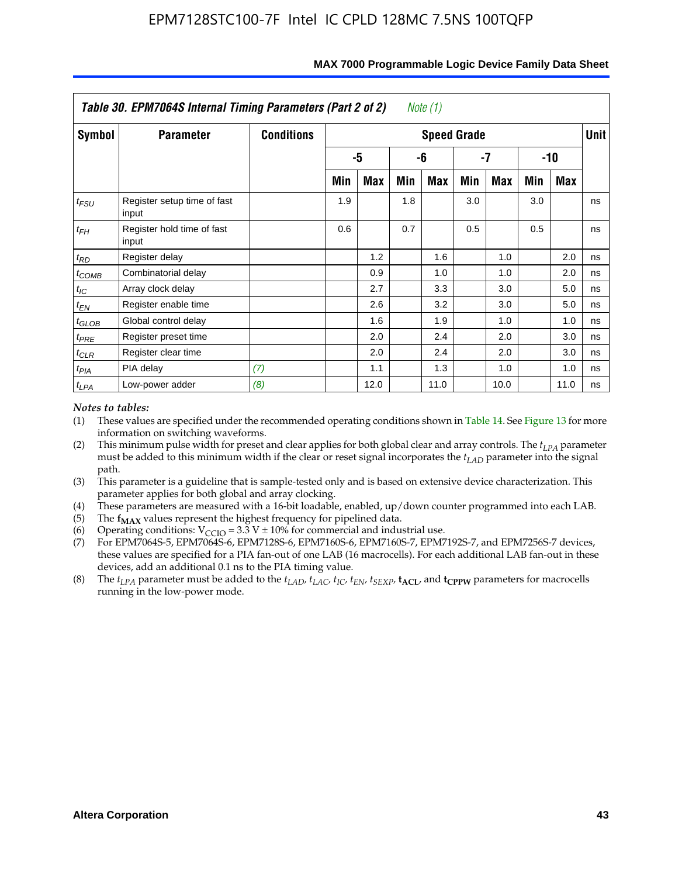**Table 30. EPM7064S Internal Timing Parameters (Part 2 of 2)** *Note (1)*

| Symbol | Parameter | Conditions | Speed Grade | | | | | | | | Unit |
|---|---|---|---|---|---|---|---|---|---|---|---|
| | | | -5 | | -6 | | -7 | | -10 | | |
| | | | Min | Max | Min | Max | Min | Max | Min | Max | |
| $t_{FSU}$ | Register setup time of fast input | | 1.9 | | 1.8 | | 3.0 | | 3.0 | | ns |
| $t_{FH}$ | Register hold time of fast input | | 0.6 | | 0.7 | | 0.5 | | 0.5 | | ns |
| $t_{RD}$ | Register delay | | | 1.2 | | 1.6 | | 1.0 | | 2.0 | ns |
| $t_{COMB}$ | Combinatorial delay | | | 0.9 | | 1.0 | | 1.0 | | 2.0 | ns |
| $t_{IC}$ | Array clock delay | | | 2.7 | | 3.3 | | 3.0 | | 5.0 | ns |
| $t_{EN}$ | Register enable time | | | 2.6 | | 3.2 | | 3.0 | | 5.0 | ns |
| $t_{GLOB}$ | Global control delay | | | 1.6 | | 1.9 | | 1.0 | | 1.0 | ns |
| $t_{PRE}$ | Register preset time | | | 2.0 | | 2.4 | | 2.0 | | 3.0 | ns |
| $t_{CLR}$ | Register clear time | | | 2.0 | | 2.4 | | 2.0 | | 3.0 | ns |
| $t_{PIA}$ | PIA delay | *(7)* | | 1.1 | | 1.3 | | 1.0 | | 1.0 | ns |
| $t_{LPA}$ | Low-power adder | *(8)* | | 12.0 | | 11.0 | | 10.0 | | 11.0 | ns |

*Notes to tables:*

(1) These values are specified under the recommended operating conditions shown in Table 14. See Figure 13 for more information on switching waveforms.

(2) This minimum pulse width for preset and clear applies for both global clear and array controls. The $t_{LPA}$ parameter must be added to this minimum width if the clear or reset signal incorporates the $t_{LAD}$ parameter into the signal path.

(3) This parameter is a guideline that is sample-tested only and is based on extensive device characterization. This parameter applies for both global and array clocking.

(4) These parameters are measured with a 16-bit loadable, enabled, up/down counter programmed into each LAB.

(5) The $\mathbf{f_{MAX}}$ values represent the highest frequency for pipelined data.

(6) Operating conditions: $V_{CCIO}$ = 3.3 V ± 10% for commercial and industrial use.

(7) For EPM7064S-5, EPM7064S-6, EPM7128S-6, EPM7160S-6, EPM7160S-7, EPM7192S-7, and EPM7256S-7 devices, these values are specified for a PIA fan-out of one LAB (16 macrocells). For each additional LAB fan-out in these devices, add an additional 0.1 ns to the PIA timing value.

(8) The $t_{LPA}$ parameter must be added to the $t_{LAD}$, $t_{LAC}$, $t_{IC}$, $t_{EN}$, $t_{SEXP}$, $\mathbf{t_{ACL}}$, and $\mathbf{t_{CPPW}}$ parameters for macrocells running in the low-power mode.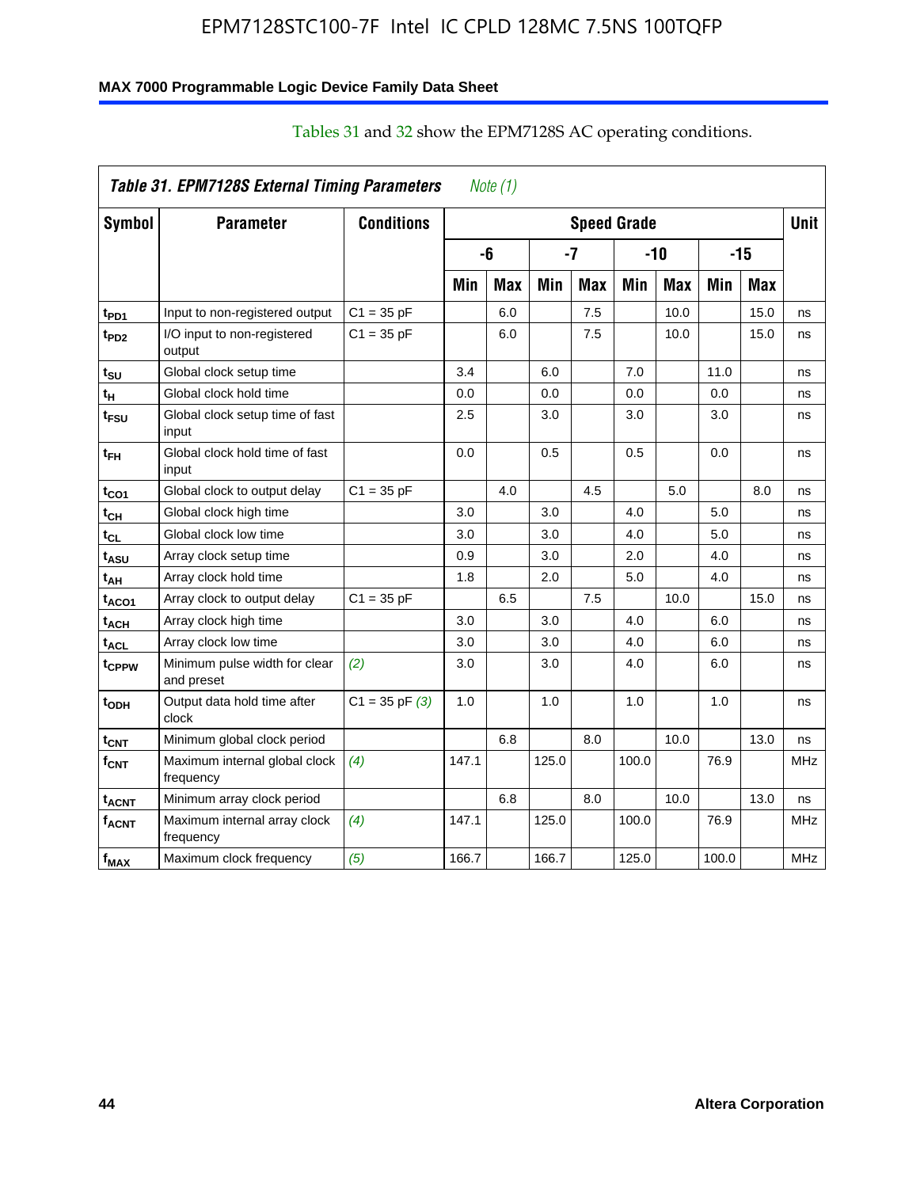Tables 31 and 32 show the EPM7128S AC operating conditions.

| *Table 31. EPM7128S External Timing Parameters* *Note (1)* | | | | | | | | | | | |
|---|---|---|---|---|---|---|---|---|---|---|---|
| **Symbol** | **Parameter** | **Conditions** | **Speed Grade** | | | | | | | | **Unit** |
| | | | **-6** | | **-7** | | **-10** | | **-15** | | |
| | | | **Min** | **Max** | **Min** | **Max** | **Min** | **Max** | **Min** | **Max** | |
| $t_{PD1}$ | Input to non-registered output | C1 = 35 pF | | 6.0 | | 7.5 | | 10.0 | | 15.0 | ns |
| $t_{PD2}$ | I/O input to non-registered output | C1 = 35 pF | | 6.0 | | 7.5 | | 10.0 | | 15.0 | ns |
| $t_{SU}$ | Global clock setup time | | 3.4 | | 6.0 | | 7.0 | | 11.0 | | ns |
| $t_{H}$ | Global clock hold time | | 0.0 | | 0.0 | | 0.0 | | 0.0 | | ns |
| $t_{FSU}$ | Global clock setup time of fast input | | 2.5 | | 3.0 | | 3.0 | | 3.0 | | ns |
| $t_{FH}$ | Global clock hold time of fast input | | 0.0 | | 0.5 | | 0.5 | | 0.0 | | ns |
| $t_{CO1}$ | Global clock to output delay | C1 = 35 pF | | 4.0 | | 4.5 | | 5.0 | | 8.0 | ns |
| $t_{CH}$ | Global clock high time | | 3.0 | | 3.0 | | 4.0 | | 5.0 | | ns |
| $t_{CL}$ | Global clock low time | | 3.0 | | 3.0 | | 4.0 | | 5.0 | | ns |
| $t_{ASU}$ | Array clock setup time | | 0.9 | | 3.0 | | 2.0 | | 4.0 | | ns |
| $t_{AH}$ | Array clock hold time | | 1.8 | | 2.0 | | 5.0 | | 4.0 | | ns |
| $t_{ACO1}$ | Array clock to output delay | C1 = 35 pF | | 6.5 | | 7.5 | | 10.0 | | 15.0 | ns |
| $t_{ACH}$ | Array clock high time | | 3.0 | | 3.0 | | 4.0 | | 6.0 | | ns |
| $t_{ACL}$ | Array clock low time | | 3.0 | | 3.0 | | 4.0 | | 6.0 | | ns |
| $t_{CPPW}$ | Minimum pulse width for clear and preset | *(2)* | 3.0 | | 3.0 | | 4.0 | | 6.0 | | ns |
| $t_{ODH}$ | Output data hold time after clock | C1 = 35 pF *(3)* | 1.0 | | 1.0 | | 1.0 | | 1.0 | | ns |
| $t_{CNT}$ | Minimum global clock period | | | 6.8 | | 8.0 | | 10.0 | | 13.0 | ns |
| $f_{CNT}$ | Maximum internal global clock frequency | *(4)* | 147.1 | | 125.0 | | 100.0 | | 76.9 | | MHz |
| $t_{ACNT}$ | Minimum array clock period | | | 6.8 | | 8.0 | | 10.0 | | 13.0 | ns |
| $f_{ACNT}$ | Maximum internal array clock frequency | *(4)* | 147.1 | | 125.0 | | 100.0 | | 76.9 | | MHz |
| $f_{MAX}$ | Maximum clock frequency | *(5)* | 166.7 | | 166.7 | | 125.0 | | 100.0 | | MHz |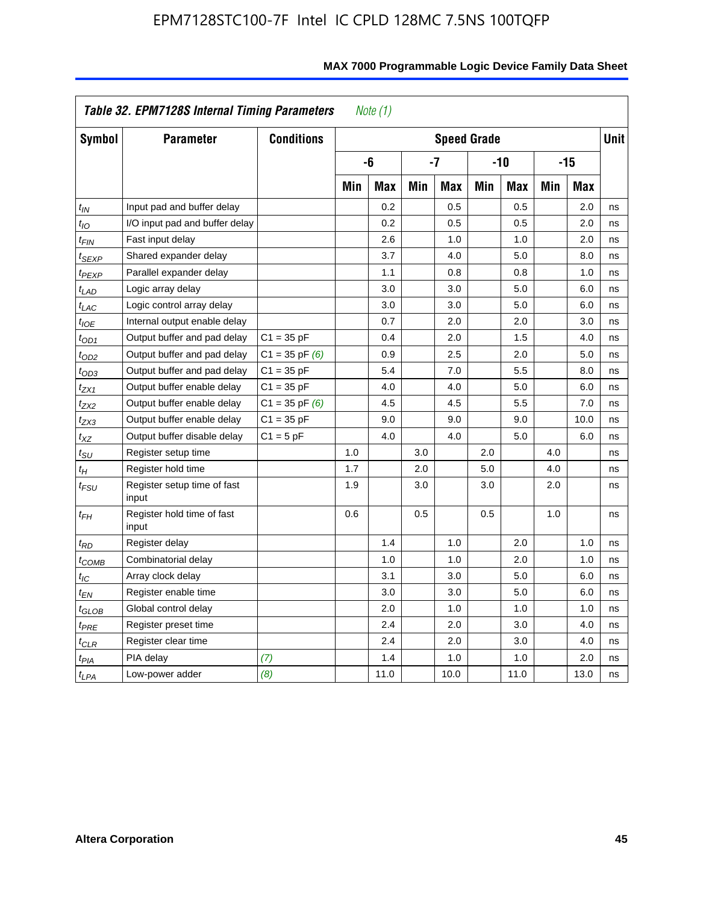| Table 32. EPM7128S Internal Timing Parameters *Note (1)* | | | | | | | | | | | |
|---|---|---|---|---|---|---|---|---|---|---|---|
| **Symbol** | **Parameter** | **Conditions** | **Speed Grade** | | | | | | | | **Unit** |
| | | | **-6** | | **-7** | | **-10** | | **-15** | | |
| | | | **Min** | **Max** | **Min** | **Max** | **Min** | **Max** | **Min** | **Max** | |
| $t_{IN}$ | Input pad and buffer delay | | | 0.2 | | 0.5 | | 0.5 | | 2.0 | ns |
| $t_{IO}$ | I/O input pad and buffer delay | | | 0.2 | | 0.5 | | 0.5 | | 2.0 | ns |
| $t_{FIN}$ | Fast input delay | | | 2.6 | | 1.0 | | 1.0 | | 2.0 | ns |
| $t_{SEXP}$ | Shared expander delay | | | 3.7 | | 4.0 | | 5.0 | | 8.0 | ns |
| $t_{PEXP}$ | Parallel expander delay | | | 1.1 | | 0.8 | | 0.8 | | 1.0 | ns |
| $t_{LAD}$ | Logic array delay | | | 3.0 | | 3.0 | | 5.0 | | 6.0 | ns |
| $t_{LAC}$ | Logic control array delay | | | 3.0 | | 3.0 | | 5.0 | | 6.0 | ns |
| $t_{IOE}$ | Internal output enable delay | | | 0.7 | | 2.0 | | 2.0 | | 3.0 | ns |
| $t_{OD1}$ | Output buffer and pad delay | C1 = 35 pF | | 0.4 | | 2.0 | | 1.5 | | 4.0 | ns |
| $t_{OD2}$ | Output buffer and pad delay | C1 = 35 pF *(6)* | | 0.9 | | 2.5 | | 2.0 | | 5.0 | ns |
| $t_{OD3}$ | Output buffer and pad delay | C1 = 35 pF | | 5.4 | | 7.0 | | 5.5 | | 8.0 | ns |
| $t_{ZX1}$ | Output buffer enable delay | C1 = 35 pF | | 4.0 | | 4.0 | | 5.0 | | 6.0 | ns |
| $t_{ZX2}$ | Output buffer enable delay | C1 = 35 pF *(6)* | | 4.5 | | 4.5 | | 5.5 | | 7.0 | ns |
| $t_{ZX3}$ | Output buffer enable delay | C1 = 35 pF | | 9.0 | | 9.0 | | 9.0 | | 10.0 | ns |
| $t_{XZ}$ | Output buffer disable delay | C1 = 5 pF | | 4.0 | | 4.0 | | 5.0 | | 6.0 | ns |
| $t_{SU}$ | Register setup time | | 1.0 | | 3.0 | | 2.0 | | 4.0 | | ns |
| $t_{H}$ | Register hold time | | 1.7 | | 2.0 | | 5.0 | | 4.0 | | ns |
| $t_{FSU}$ | Register setup time of fast input | | 1.9 | | 3.0 | | 3.0 | | 2.0 | | ns |
| $t_{FH}$ | Register hold time of fast input | | 0.6 | | 0.5 | | 0.5 | | 1.0 | | ns |
| $t_{RD}$ | Register delay | | | 1.4 | | 1.0 | | 2.0 | | 1.0 | ns |
| $t_{COMB}$ | Combinatorial delay | | | 1.0 | | 1.0 | | 2.0 | | 1.0 | ns |
| $t_{IC}$ | Array clock delay | | | 3.1 | | 3.0 | | 5.0 | | 6.0 | ns |
| $t_{EN}$ | Register enable time | | | 3.0 | | 3.0 | | 5.0 | | 6.0 | ns |
| $t_{GLOB}$ | Global control delay | | | 2.0 | | 1.0 | | 1.0 | | 1.0 | ns |
| $t_{PRE}$ | Register preset time | | | 2.4 | | 2.0 | | 3.0 | | 4.0 | ns |
| $t_{CLR}$ | Register clear time | | | 2.4 | | 2.0 | | 3.0 | | 4.0 | ns |
| $t_{PIA}$ | PIA delay | *(7)* | | 1.4 | | 1.0 | | 1.0 | | 2.0 | ns |
| $t_{LPA}$ | Low-power adder | *(8)* | | 11.0 | | 10.0 | | 11.0 | | 13.0 | ns |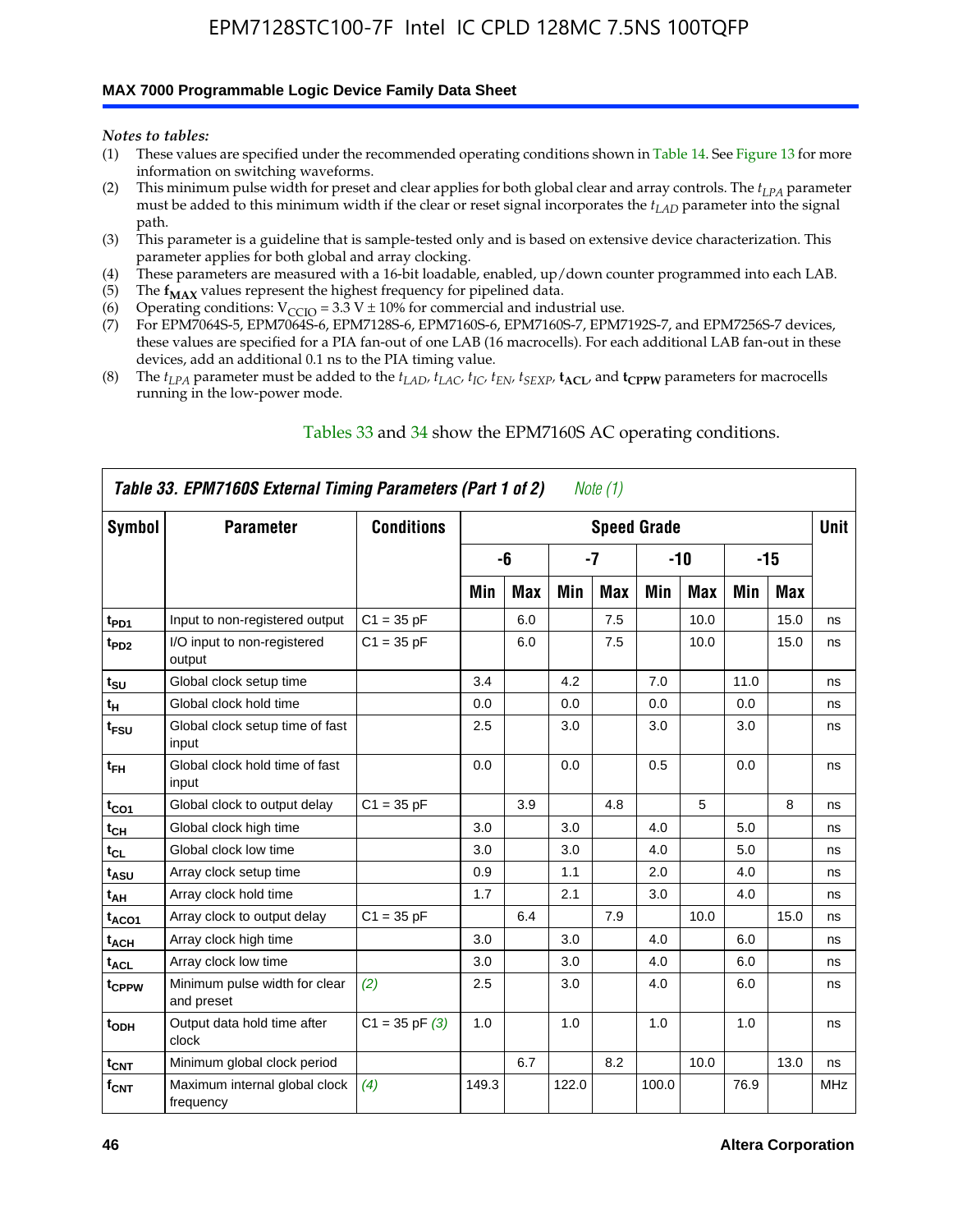*Notes to tables:*

(1) These values are specified under the recommended operating conditions shown in Table 14. See Figure 13 for more information on switching waveforms.
(2) This minimum pulse width for preset and clear applies for both global clear and array controls. The $t_{LPA}$ parameter must be added to this minimum width if the clear or reset signal incorporates the $t_{LAD}$ parameter into the signal path.
(3) This parameter is a guideline that is sample-tested only and is based on extensive device characterization. This parameter applies for both global and array clocking.
(4) These parameters are measured with a 16-bit loadable, enabled, up/down counter programmed into each LAB.
(5) The $\mathbf{f_{MAX}}$ values represent the highest frequency for pipelined data.
(6) Operating conditions: $V_{CCIO}$ = 3.3 V ± 10% for commercial and industrial use.
(7) For EPM7064S-5, EPM7064S-6, EPM7128S-6, EPM7160S-6, EPM7160S-7, EPM7192S-7, and EPM7256S-7 devices, these values are specified for a PIA fan-out of one LAB (16 macrocells). For each additional LAB fan-out in these devices, add an additional 0.1 ns to the PIA timing value.
(8) The $t_{LPA}$ parameter must be added to the $t_{LAD}$, $t_{LAC}$, $t_{IC}$, $t_{EN}$, $t_{SEXP}$, $\mathbf{t_{ACL}}$, and $\mathbf{t_{CPPW}}$ parameters for macrocells running in the low-power mode.

Tables 33 and 34 show the EPM7160S AC operating conditions.

**Table 33. EPM7160S External Timing Parameters (Part 1 of 2)** *Note (1)*

| Symbol | Parameter | Conditions | Speed Grade | | | | | | | | Unit |
|---|---|---|---|---|---|---|---|---|---|---|---|
| | | | -6 | | -7 | | -10 | | -15 | | |
| | | | Min | Max | Min | Max | Min | Max | Min | Max | |
| $t_{PD1}$ | Input to non-registered output | C1 = 35 pF | | 6.0 | | 7.5 | | 10.0 | | 15.0 | ns |
| $t_{PD2}$ | I/O input to non-registered output | C1 = 35 pF | | 6.0 | | 7.5 | | 10.0 | | 15.0 | ns |
| $t_{SU}$ | Global clock setup time | | 3.4 | | 4.2 | | 7.0 | | 11.0 | | ns |
| $t_{H}$ | Global clock hold time | | 0.0 | | 0.0 | | 0.0 | | 0.0 | | ns |
| $t_{FSU}$ | Global clock setup time of fast input | | 2.5 | | 3.0 | | 3.0 | | 3.0 | | ns |
| $t_{FH}$ | Global clock hold time of fast input | | 0.0 | | 0.0 | | 0.5 | | 0.0 | | ns |
| $t_{CO1}$ | Global clock to output delay | C1 = 35 pF | | 3.9 | | 4.8 | | 5 | | 8 | ns |
| $t_{CH}$ | Global clock high time | | 3.0 | | 3.0 | | 4.0 | | 5.0 | | ns |
| $t_{CL}$ | Global clock low time | | 3.0 | | 3.0 | | 4.0 | | 5.0 | | ns |
| $t_{ASU}$ | Array clock setup time | | 0.9 | | 1.1 | | 2.0 | | 4.0 | | ns |
| $t_{AH}$ | Array clock hold time | | 1.7 | | 2.1 | | 3.0 | | 4.0 | | ns |
| $t_{ACO1}$ | Array clock to output delay | C1 = 35 pF | | 6.4 | | 7.9 | | 10.0 | | 15.0 | ns |
| $t_{ACH}$ | Array clock high time | | 3.0 | | 3.0 | | 4.0 | | 6.0 | | ns |
| $t_{ACL}$ | Array clock low time | | 3.0 | | 3.0 | | 4.0 | | 6.0 | | ns |
| $t_{CPPW}$ | Minimum pulse width for clear and preset | *(2)* | 2.5 | | 3.0 | | 4.0 | | 6.0 | | ns |
| $t_{ODH}$ | Output data hold time after clock | C1 = 35 pF *(3)* | 1.0 | | 1.0 | | 1.0 | | 1.0 | | ns |
| $t_{CNT}$ | Minimum global clock period | | | 6.7 | | 8.2 | | 10.0 | | 13.0 | ns |
| $f_{CNT}$ | Maximum internal global clock frequency | *(4)* | 149.3 | | 122.0 | | 100.0 | | 76.9 | | MHz |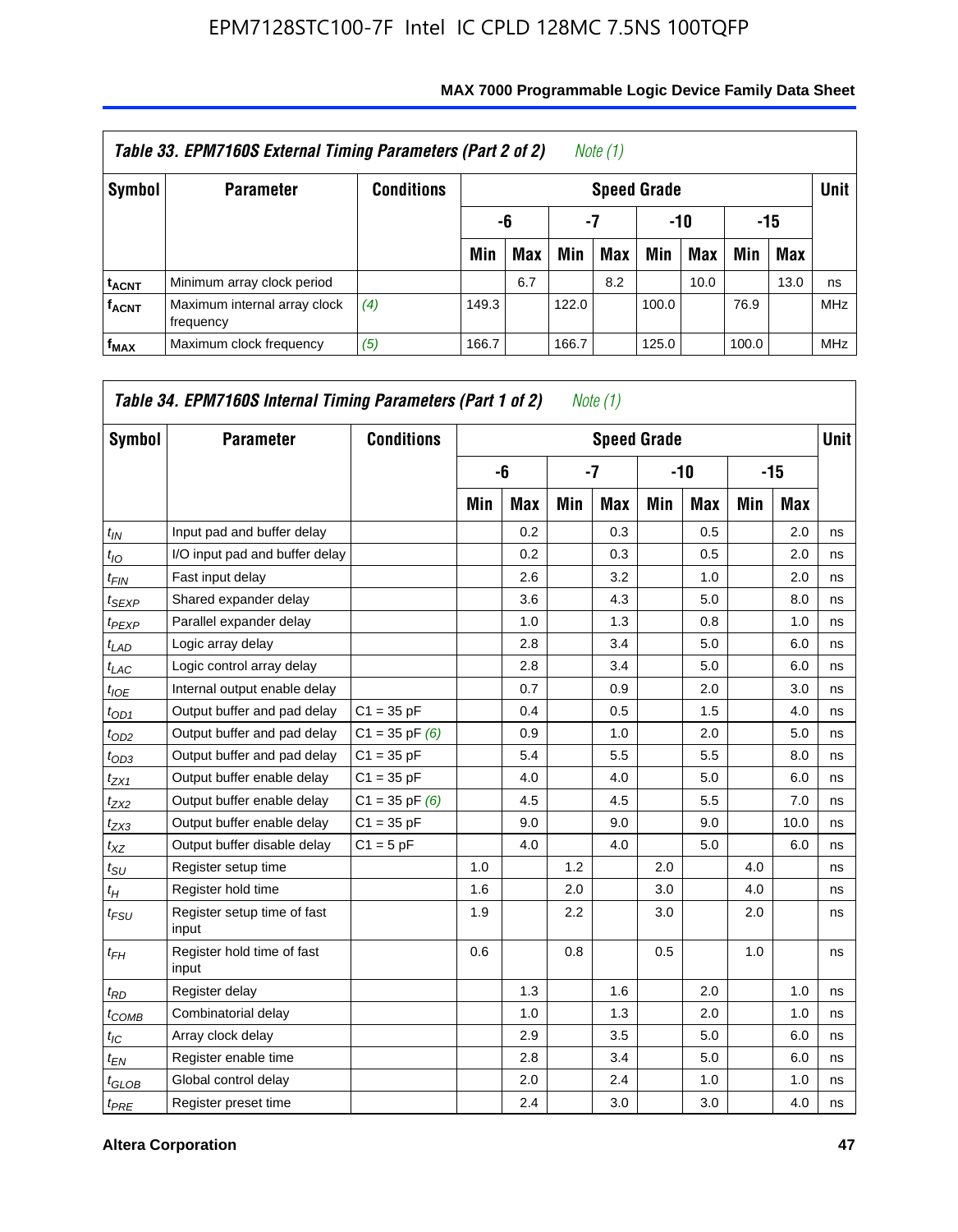**Table 33. EPM7160S External Timing Parameters (Part 2 of 2)** *Note (1)*

| Symbol | Parameter | Conditions | Speed Grade | | | | | | | | Unit |
|---|---|---|---|---|---|---|---|---|---|---|---|
| | | | -6 | | -7 | | -10 | | -15 | | |
| | | | Min | Max | Min | Max | Min | Max | Min | Max | |
| $t_{ACNT}$ | Minimum array clock period | | | 6.7 | | 8.2 | | 10.0 | | 13.0 | ns |
| $f_{ACNT}$ | Maximum internal array clock frequency | *(4)* | 149.3 | | 122.0 | | 100.0 | | 76.9 | | MHz |
| $f_{MAX}$ | Maximum clock frequency | *(5)* | 166.7 | | 166.7 | | 125.0 | | 100.0 | | MHz |

**Table 34. EPM7160S Internal Timing Parameters (Part 1 of 2)** *Note (1)*

| Symbol | Parameter | Conditions | Speed Grade | | | | | | | | Unit |
|---|---|---|---|---|---|---|---|---|---|---|---|
| | | | -6 | | -7 | | -10 | | -15 | | |
| | | | Min | Max | Min | Max | Min | Max | Min | Max | |
| $t_{IN}$ | Input pad and buffer delay | | | 0.2 | | 0.3 | | 0.5 | | 2.0 | ns |
| $t_{IO}$ | I/O input pad and buffer delay | | | 0.2 | | 0.3 | | 0.5 | | 2.0 | ns |
| $t_{FIN}$ | Fast input delay | | | 2.6 | | 3.2 | | 1.0 | | 2.0 | ns |
| $t_{SEXP}$ | Shared expander delay | | | 3.6 | | 4.3 | | 5.0 | | 8.0 | ns |
| $t_{PEXP}$ | Parallel expander delay | | | 1.0 | | 1.3 | | 0.8 | | 1.0 | ns |
| $t_{LAD}$ | Logic array delay | | | 2.8 | | 3.4 | | 5.0 | | 6.0 | ns |
| $t_{LAC}$ | Logic control array delay | | | 2.8 | | 3.4 | | 5.0 | | 6.0 | ns |
| $t_{IOE}$ | Internal output enable delay | | | 0.7 | | 0.9 | | 2.0 | | 3.0 | ns |
| $t_{OD1}$ | Output buffer and pad delay | C1 = 35 pF | | 0.4 | | 0.5 | | 1.5 | | 4.0 | ns |
| $t_{OD2}$ | Output buffer and pad delay | C1 = 35 pF *(6)* | | 0.9 | | 1.0 | | 2.0 | | 5.0 | ns |
| $t_{OD3}$ | Output buffer and pad delay | C1 = 35 pF | | 5.4 | | 5.5 | | 5.5 | | 8.0 | ns |
| $t_{ZX1}$ | Output buffer enable delay | C1 = 35 pF | | 4.0 | | 4.0 | | 5.0 | | 6.0 | ns |
| $t_{ZX2}$ | Output buffer enable delay | C1 = 35 pF *(6)* | | 4.5 | | 4.5 | | 5.5 | | 7.0 | ns |
| $t_{ZX3}$ | Output buffer enable delay | C1 = 35 pF | | 9.0 | | 9.0 | | 9.0 | | 10.0 | ns |
| $t_{XZ}$ | Output buffer disable delay | C1 = 5 pF | | 4.0 | | 4.0 | | 5.0 | | 6.0 | ns |
| $t_{SU}$ | Register setup time | | 1.0 | | 1.2 | | 2.0 | | 4.0 | | ns |
| $t_{H}$ | Register hold time | | 1.6 | | 2.0 | | 3.0 | | 4.0 | | ns |
| $t_{FSU}$ | Register setup time of fast input | | 1.9 | | 2.2 | | 3.0 | | 2.0 | | ns |
| $t_{FH}$ | Register hold time of fast input | | 0.6 | | 0.8 | | 0.5 | | 1.0 | | ns |
| $t_{RD}$ | Register delay | | | 1.3 | | 1.6 | | 2.0 | | 1.0 | ns |
| $t_{COMB}$ | Combinatorial delay | | | 1.0 | | 1.3 | | 2.0 | | 1.0 | ns |
| $t_{IC}$ | Array clock delay | | | 2.9 | | 3.5 | | 5.0 | | 6.0 | ns |
| $t_{EN}$ | Register enable time | | | 2.8 | | 3.4 | | 5.0 | | 6.0 | ns |
| $t_{GLOB}$ | Global control delay | | | 2.0 | | 2.4 | | 1.0 | | 1.0 | ns |
| $t_{PRE}$ | Register preset time | | | 2.4 | | 3.0 | | 3.0 | | 4.0 | ns |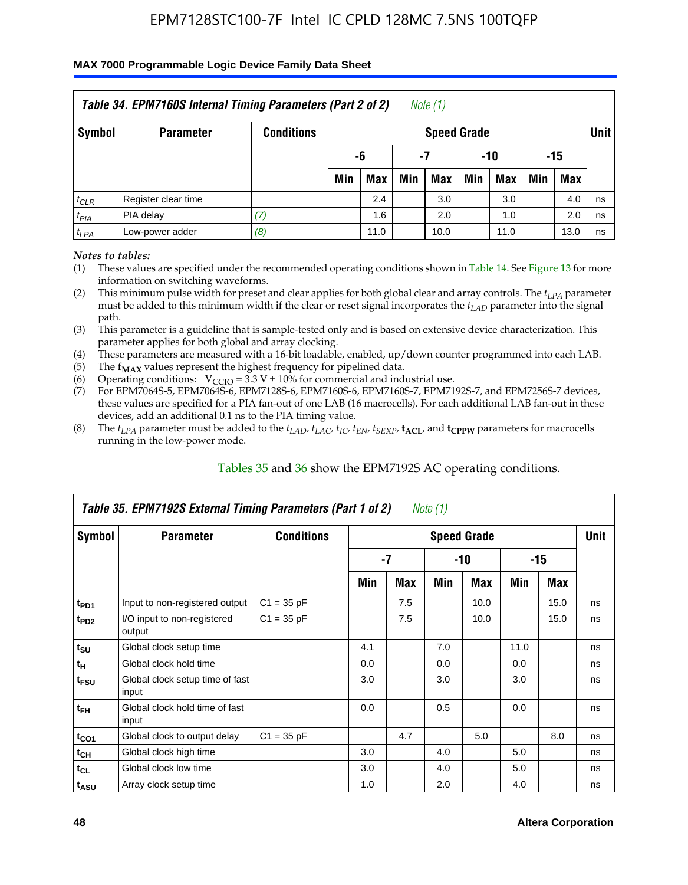## Table 34. EPM7160S Internal Timing Parameters (Part 2 of 2) *Note (1)*

| Symbol | Parameter | Conditions | Speed Grade | | | | | | | | Unit |
|---|---|---|---|---|---|---|---|---|---|---|---|
| | | | -6 | | -7 | | -10 | | -15 | | |
| | | | Min | Max | Min | Max | Min | Max | Min | Max | |
| $t_{CLR}$ | Register clear time | | | 2.4 | | 3.0 | | 3.0 | | 4.0 | ns |
| $t_{PIA}$ | PIA delay | *(7)* | | 1.6 | | 2.0 | | 1.0 | | 2.0 | ns |
| $t_{LPA}$ | Low-power adder | *(8)* | | 11.0 | | 10.0 | | 11.0 | | 13.0 | ns |

*Notes to tables:*

(1) These values are specified under the recommended operating conditions shown in Table 14. See Figure 13 for more information on switching waveforms.
(2) This minimum pulse width for preset and clear applies for both global clear and array controls. The $t_{LPA}$ parameter must be added to this minimum width if the clear or reset signal incorporates the $t_{LAD}$ parameter into the signal path.
(3) This parameter is a guideline that is sample-tested only and is based on extensive device characterization. This parameter applies for both global and array clocking.
(4) These parameters are measured with a 16-bit loadable, enabled, up/down counter programmed into each LAB.
(5) The $\mathbf{f_{MAX}}$ values represent the highest frequency for pipelined data.
(6) Operating conditions: $V_{CCIO} = 3.3\ V \pm 10\%$ for commercial and industrial use.
(7) For EPM7064S-5, EPM7064S-6, EPM7128S-6, EPM7160S-6, EPM7160S-7, EPM7192S-7, and EPM7256S-7 devices, these values are specified for a PIA fan-out of one LAB (16 macrocells). For each additional LAB fan-out in these devices, add an additional 0.1 ns to the PIA timing value.
(8) The $t_{LPA}$ parameter must be added to the $t_{LAD}$, $t_{LAC}$, $t_{IC}$, $t_{EN}$, $t_{SEXP}$, $\mathbf{t_{ACL}}$, and $\mathbf{t_{CPPW}}$ parameters for macrocells running in the low-power mode.

Tables 35 and 36 show the EPM7192S AC operating conditions.

## Table 35. EPM7192S External Timing Parameters (Part 1 of 2) *Note (1)*

| Symbol | Parameter | Conditions | Speed Grade | | | | | | Unit |
|---|---|---|---|---|---|---|---|---|---|
| | | | -7 | | -10 | | -15 | | |
| | | | Min | Max | Min | Max | Min | Max | |
| $t_{PD1}$ | Input to non-registered output | C1 = 35 pF | | 7.5 | | 10.0 | | 15.0 | ns |
| $t_{PD2}$ | I/O input to non-registered output | C1 = 35 pF | | 7.5 | | 10.0 | | 15.0 | ns |
| $t_{SU}$ | Global clock setup time | | 4.1 | | 7.0 | | 11.0 | | ns |
| $t_{H}$ | Global clock hold time | | 0.0 | | 0.0 | | 0.0 | | ns |
| $t_{FSU}$ | Global clock setup time of fast input | | 3.0 | | 3.0 | | 3.0 | | ns |
| $t_{FH}$ | Global clock hold time of fast input | | 0.0 | | 0.5 | | 0.0 | | ns |
| $t_{CO1}$ | Global clock to output delay | C1 = 35 pF | | 4.7 | | 5.0 | | 8.0 | ns |
| $t_{CH}$ | Global clock high time | | 3.0 | | 4.0 | | 5.0 | | ns |
| $t_{CL}$ | Global clock low time | | 3.0 | | 4.0 | | 5.0 | | ns |
| $t_{ASU}$ | Array clock setup time | | 1.0 | | 2.0 | | 4.0 | | ns |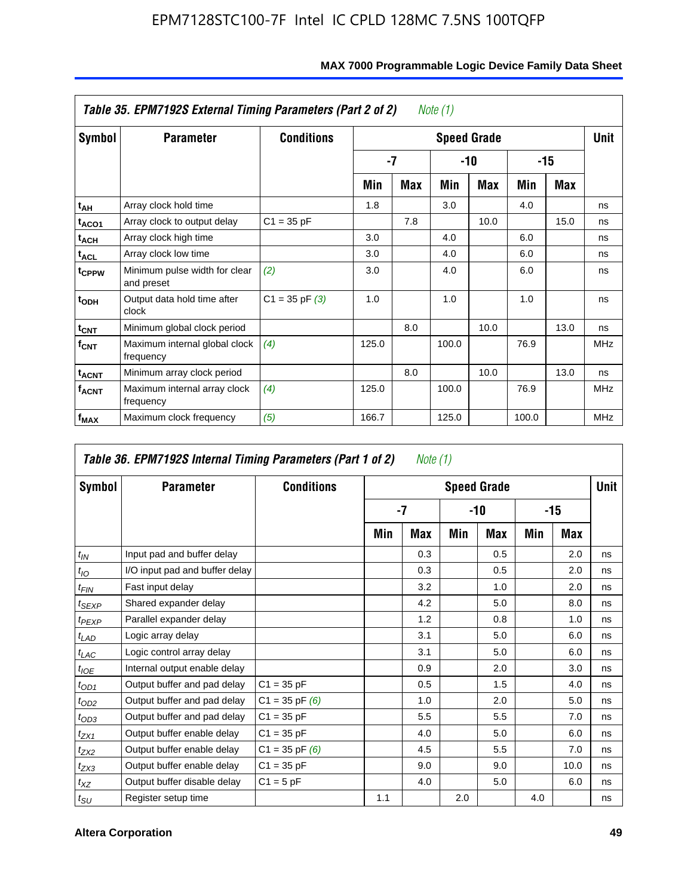| Table 35. EPM7192S External Timing Parameters (Part 2 of 2) *Note (1)* | | | | | | | | | |
|---|---|---|---|---|---|---|---|---|---|
| **Symbol** | **Parameter** | **Conditions** | **Speed Grade** | | | | | | **Unit** |
| | | | **-7** | | **-10** | | **-15** | | |
| | | | **Min** | **Max** | **Min** | **Max** | **Min** | **Max** | |
| $t_{AH}$ | Array clock hold time | | 1.8 | | 3.0 | | 4.0 | | ns |
| $t_{ACO1}$ | Array clock to output delay | C1 = 35 pF | | 7.8 | | 10.0 | | 15.0 | ns |
| $t_{ACH}$ | Array clock high time | | 3.0 | | 4.0 | | 6.0 | | ns |
| $t_{ACL}$ | Array clock low time | | 3.0 | | 4.0 | | 6.0 | | ns |
| $t_{CPPW}$ | Minimum pulse width for clear and preset | *(2)* | 3.0 | | 4.0 | | 6.0 | | ns |
| $t_{ODH}$ | Output data hold time after clock | C1 = 35 pF *(3)* | 1.0 | | 1.0 | | 1.0 | | ns |
| $t_{CNT}$ | Minimum global clock period | | | 8.0 | | 10.0 | | 13.0 | ns |
| $f_{CNT}$ | Maximum internal global clock frequency | *(4)* | 125.0 | | 100.0 | | 76.9 | | MHz |
| $t_{ACNT}$ | Minimum array clock period | | | 8.0 | | 10.0 | | 13.0 | ns |
| $f_{ACNT}$ | Maximum internal array clock frequency | *(4)* | 125.0 | | 100.0 | | 76.9 | | MHz |
| $f_{MAX}$ | Maximum clock frequency | *(5)* | 166.7 | | 125.0 | | 100.0 | | MHz |

| Table 36. EPM7192S Internal Timing Parameters (Part 1 of 2) *Note (1)* | | | | | | | | | |
|---|---|---|---|---|---|---|---|---|---|
| **Symbol** | **Parameter** | **Conditions** | **Speed Grade** | | | | | | **Unit** |
| | | | **-7** | | **-10** | | **-15** | | |
| | | | **Min** | **Max** | **Min** | **Max** | **Min** | **Max** | |
| $t_{IN}$ | Input pad and buffer delay | | | 0.3 | | 0.5 | | 2.0 | ns |
| $t_{IO}$ | I/O input pad and buffer delay | | | 0.3 | | 0.5 | | 2.0 | ns |
| $t_{FIN}$ | Fast input delay | | | 3.2 | | 1.0 | | 2.0 | ns |
| $t_{SEXP}$ | Shared expander delay | | | 4.2 | | 5.0 | | 8.0 | ns |
| $t_{PEXP}$ | Parallel expander delay | | | 1.2 | | 0.8 | | 1.0 | ns |
| $t_{LAD}$ | Logic array delay | | | 3.1 | | 5.0 | | 6.0 | ns |
| $t_{LAC}$ | Logic control array delay | | | 3.1 | | 5.0 | | 6.0 | ns |
| $t_{IOE}$ | Internal output enable delay | | | 0.9 | | 2.0 | | 3.0 | ns |
| $t_{OD1}$ | Output buffer and pad delay | C1 = 35 pF | | 0.5 | | 1.5 | | 4.0 | ns |
| $t_{OD2}$ | Output buffer and pad delay | C1 = 35 pF *(6)* | | 1.0 | | 2.0 | | 5.0 | ns |
| $t_{OD3}$ | Output buffer and pad delay | C1 = 35 pF | | 5.5 | | 5.5 | | 7.0 | ns |
| $t_{ZX1}$ | Output buffer enable delay | C1 = 35 pF | | 4.0 | | 5.0 | | 6.0 | ns |
| $t_{ZX2}$ | Output buffer enable delay | C1 = 35 pF *(6)* | | 4.5 | | 5.5 | | 7.0 | ns |
| $t_{ZX3}$ | Output buffer enable delay | C1 = 35 pF | | 9.0 | | 9.0 | | 10.0 | ns |
| $t_{XZ}$ | Output buffer disable delay | C1 = 5 pF | | 4.0 | | 5.0 | | 6.0 | ns |
| $t_{SU}$ | Register setup time | | 1.1 | | 2.0 | | 4.0 | | ns |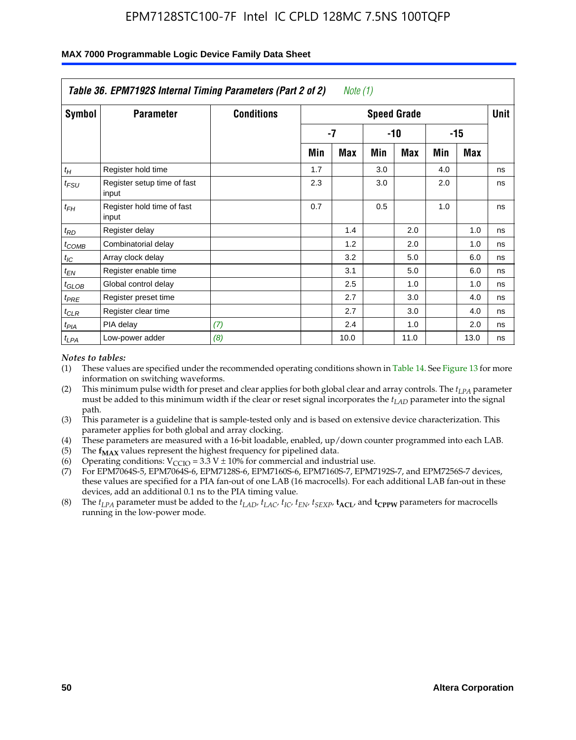| Table 36. EPM7192S Internal Timing Parameters (Part 2 of 2) *Note (1)* | | | | | | | | | |
|---|---|---|---|---|---|---|---|---|---|
| Symbol | Parameter | Conditions | Speed Grade | | | | | | Unit |
| | | | -7 | | -10 | | -15 | | |
| | | | Min | Max | Min | Max | Min | Max | |
| $t_H$ | Register hold time | | 1.7 | | 3.0 | | 4.0 | | ns |
| $t_{FSU}$ | Register setup time of fast input | | 2.3 | | 3.0 | | 2.0 | | ns |
| $t_{FH}$ | Register hold time of fast input | | 0.7 | | 0.5 | | 1.0 | | ns |
| $t_{RD}$ | Register delay | | | 1.4 | | 2.0 | | 1.0 | ns |
| $t_{COMB}$ | Combinatorial delay | | | 1.2 | | 2.0 | | 1.0 | ns |
| $t_{IC}$ | Array clock delay | | | 3.2 | | 5.0 | | 6.0 | ns |
| $t_{EN}$ | Register enable time | | | 3.1 | | 5.0 | | 6.0 | ns |
| $t_{GLOB}$ | Global control delay | | | 2.5 | | 1.0 | | 1.0 | ns |
| $t_{PRE}$ | Register preset time | | | 2.7 | | 3.0 | | 4.0 | ns |
| $t_{CLR}$ | Register clear time | | | 2.7 | | 3.0 | | 4.0 | ns |
| $t_{PIA}$ | PIA delay | *(7)* | | 2.4 | | 1.0 | | 2.0 | ns |
| $t_{LPA}$ | Low-power adder | *(8)* | | 10.0 | | 11.0 | | 13.0 | ns |

*Notes to tables:*

(1) These values are specified under the recommended operating conditions shown in Table 14. See Figure 13 for more information on switching waveforms.

(2) This minimum pulse width for preset and clear applies for both global clear and array controls. The $t_{LPA}$ parameter must be added to this minimum width if the clear or reset signal incorporates the $t_{LAD}$ parameter into the signal path.

(3) This parameter is a guideline that is sample-tested only and is based on extensive device characterization. This parameter applies for both global and array clocking.

(4) These parameters are measured with a 16-bit loadable, enabled, up/down counter programmed into each LAB.

(5) The $\mathbf{f_{MAX}}$ values represent the highest frequency for pipelined data.

(6) Operating conditions: $V_{CCIO} = 3.3$ V ± 10% for commercial and industrial use.

(7) For EPM7064S-5, EPM7064S-6, EPM7128S-6, EPM7160S-6, EPM7160S-7, EPM7192S-7, and EPM7256S-7 devices, these values are specified for a PIA fan-out of one LAB (16 macrocells). For each additional LAB fan-out in these devices, add an additional 0.1 ns to the PIA timing value.

(8) The $t_{LPA}$ parameter must be added to the $t_{LAD}$, $t_{LAC}$, $t_{IC}$, $t_{EN}$, $t_{SEXP}$, $\mathbf{t_{ACL}}$, and $\mathbf{t_{CPPW}}$ parameters for macrocells running in the low-power mode.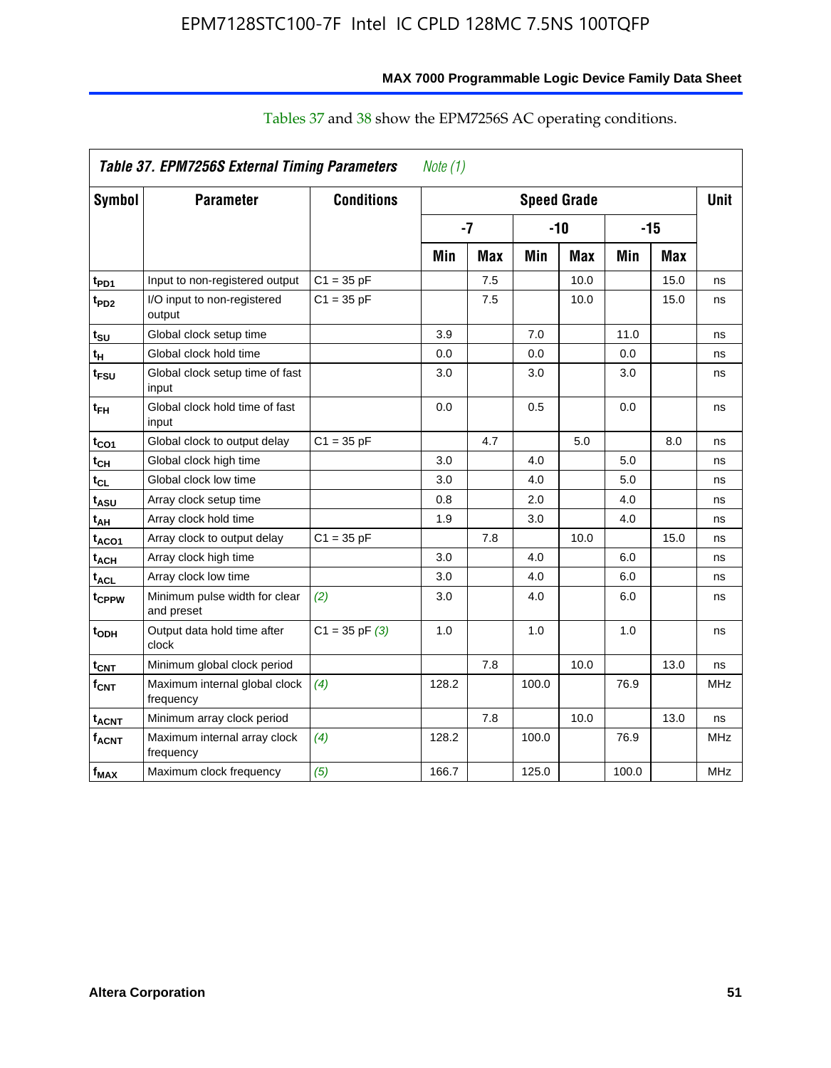Tables 37 and 38 show the EPM7256S AC operating conditions.

| Table 37. EPM7256S External Timing Parameters *Note (1)* | | | | | | | | | |
|---|---|---|---|---|---|---|---|---|---|
| Symbol | Parameter | Conditions | Speed Grade | | | | | | Unit |
| | | | -7 | | -10 | | -15 | | |
| | | | Min | Max | Min | Max | Min | Max | |
| $t_{PD1}$ | Input to non-registered output | C1 = 35 pF | | 7.5 | | 10.0 | | 15.0 | ns |
| $t_{PD2}$ | I/O input to non-registered output | C1 = 35 pF | | 7.5 | | 10.0 | | 15.0 | ns |
| $t_{SU}$ | Global clock setup time | | 3.9 | | 7.0 | | 11.0 | | ns |
| $t_{H}$ | Global clock hold time | | 0.0 | | 0.0 | | 0.0 | | ns |
| $t_{FSU}$ | Global clock setup time of fast input | | 3.0 | | 3.0 | | 3.0 | | ns |
| $t_{FH}$ | Global clock hold time of fast input | | 0.0 | | 0.5 | | 0.0 | | ns |
| $t_{CO1}$ | Global clock to output delay | C1 = 35 pF | | 4.7 | | 5.0 | | 8.0 | ns |
| $t_{CH}$ | Global clock high time | | 3.0 | | 4.0 | | 5.0 | | ns |
| $t_{CL}$ | Global clock low time | | 3.0 | | 4.0 | | 5.0 | | ns |
| $t_{ASU}$ | Array clock setup time | | 0.8 | | 2.0 | | 4.0 | | ns |
| $t_{AH}$ | Array clock hold time | | 1.9 | | 3.0 | | 4.0 | | ns |
| $t_{ACO1}$ | Array clock to output delay | C1 = 35 pF | | 7.8 | | 10.0 | | 15.0 | ns |
| $t_{ACH}$ | Array clock high time | | 3.0 | | 4.0 | | 6.0 | | ns |
| $t_{ACL}$ | Array clock low time | | 3.0 | | 4.0 | | 6.0 | | ns |
| $t_{CPPW}$ | Minimum pulse width for clear and preset | *(2)* | 3.0 | | 4.0 | | 6.0 | | ns |
| $t_{ODH}$ | Output data hold time after clock | C1 = 35 pF *(3)* | 1.0 | | 1.0 | | 1.0 | | ns |
| $t_{CNT}$ | Minimum global clock period | | | 7.8 | | 10.0 | | 13.0 | ns |
| $f_{CNT}$ | Maximum internal global clock frequency | *(4)* | 128.2 | | 100.0 | | 76.9 | | MHz |
| $t_{ACNT}$ | Minimum array clock period | | | 7.8 | | 10.0 | | 13.0 | ns |
| $f_{ACNT}$ | Maximum internal array clock frequency | *(4)* | 128.2 | | 100.0 | | 76.9 | | MHz |
| $f_{MAX}$ | Maximum clock frequency | *(5)* | 166.7 | | 125.0 | | 100.0 | | MHz |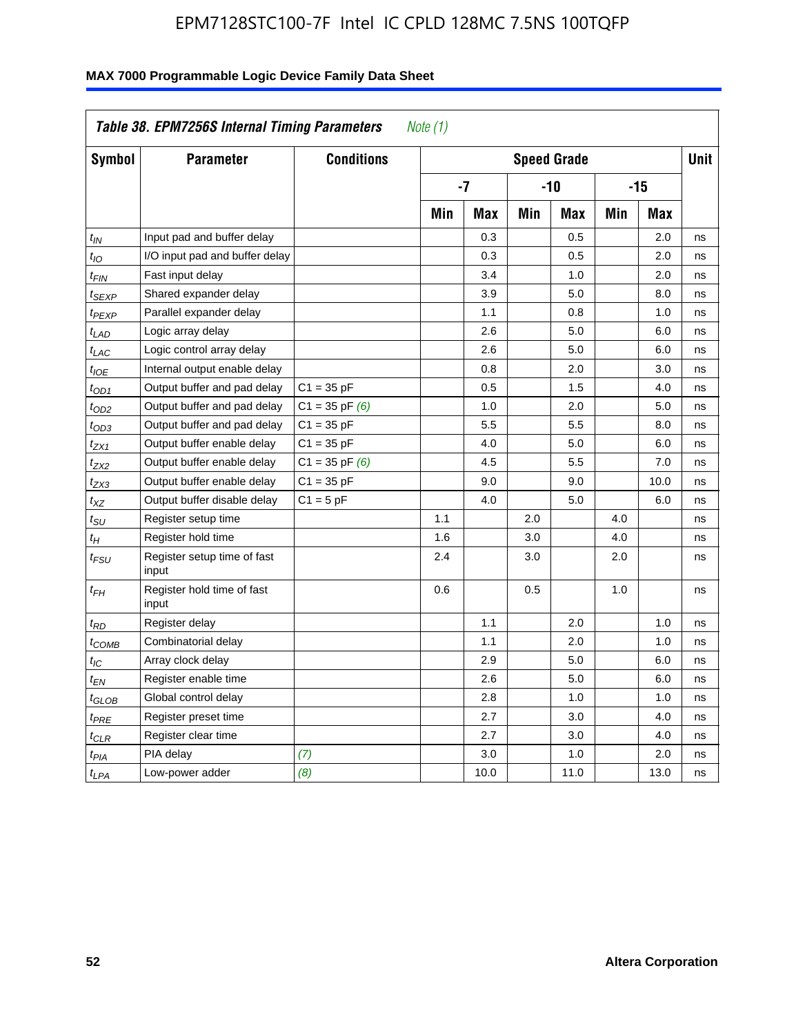## Table 38. EPM7256S Internal Timing Parameters *Note (1)*

| Symbol | Parameter | Conditions | Speed Grade | | | | | | Unit |
|---|---|---|---|---|---|---|---|---|---|
| | | | -7 | | -10 | | -15 | | |
| | | | Min | Max | Min | Max | Min | Max | |
| $t_{IN}$ | Input pad and buffer delay | | | 0.3 | | 0.5 | | 2.0 | ns |
| $t_{IO}$ | I/O input pad and buffer delay | | | 0.3 | | 0.5 | | 2.0 | ns |
| $t_{FIN}$ | Fast input delay | | | 3.4 | | 1.0 | | 2.0 | ns |
| $t_{SEXP}$ | Shared expander delay | | | 3.9 | | 5.0 | | 8.0 | ns |
| $t_{PEXP}$ | Parallel expander delay | | | 1.1 | | 0.8 | | 1.0 | ns |
| $t_{LAD}$ | Logic array delay | | | 2.6 | | 5.0 | | 6.0 | ns |
| $t_{LAC}$ | Logic control array delay | | | 2.6 | | 5.0 | | 6.0 | ns |
| $t_{IOE}$ | Internal output enable delay | | | 0.8 | | 2.0 | | 3.0 | ns |
| $t_{OD1}$ | Output buffer and pad delay | C1 = 35 pF | | 0.5 | | 1.5 | | 4.0 | ns |
| $t_{OD2}$ | Output buffer and pad delay | C1 = 35 pF *(6)* | | 1.0 | | 2.0 | | 5.0 | ns |
| $t_{OD3}$ | Output buffer and pad delay | C1 = 35 pF | | 5.5 | | 5.5 | | 8.0 | ns |
| $t_{ZX1}$ | Output buffer enable delay | C1 = 35 pF | | 4.0 | | 5.0 | | 6.0 | ns |
| $t_{ZX2}$ | Output buffer enable delay | C1 = 35 pF *(6)* | | 4.5 | | 5.5 | | 7.0 | ns |
| $t_{ZX3}$ | Output buffer enable delay | C1 = 35 pF | | 9.0 | | 9.0 | | 10.0 | ns |
| $t_{XZ}$ | Output buffer disable delay | C1 = 5 pF | | 4.0 | | 5.0 | | 6.0 | ns |
| $t_{SU}$ | Register setup time | | 1.1 | | 2.0 | | 4.0 | | ns |
| $t_{H}$ | Register hold time | | 1.6 | | 3.0 | | 4.0 | | ns |
| $t_{FSU}$ | Register setup time of fast input | | 2.4 | | 3.0 | | 2.0 | | ns |
| $t_{FH}$ | Register hold time of fast input | | 0.6 | | 0.5 | | 1.0 | | ns |
| $t_{RD}$ | Register delay | | | 1.1 | | 2.0 | | 1.0 | ns |
| $t_{COMB}$ | Combinatorial delay | | | 1.1 | | 2.0 | | 1.0 | ns |
| $t_{IC}$ | Array clock delay | | | 2.9 | | 5.0 | | 6.0 | ns |
| $t_{EN}$ | Register enable time | | | 2.6 | | 5.0 | | 6.0 | ns |
| $t_{GLOB}$ | Global control delay | | | 2.8 | | 1.0 | | 1.0 | ns |
| $t_{PRE}$ | Register preset time | | | 2.7 | | 3.0 | | 4.0 | ns |
| $t_{CLR}$ | Register clear time | | | 2.7 | | 3.0 | | 4.0 | ns |
| $t_{PIA}$ | PIA delay | *(7)* | | 3.0 | | 1.0 | | 2.0 | ns |
| $t_{LPA}$ | Low-power adder | *(8)* | | 10.0 | | 11.0 | | 13.0 | ns |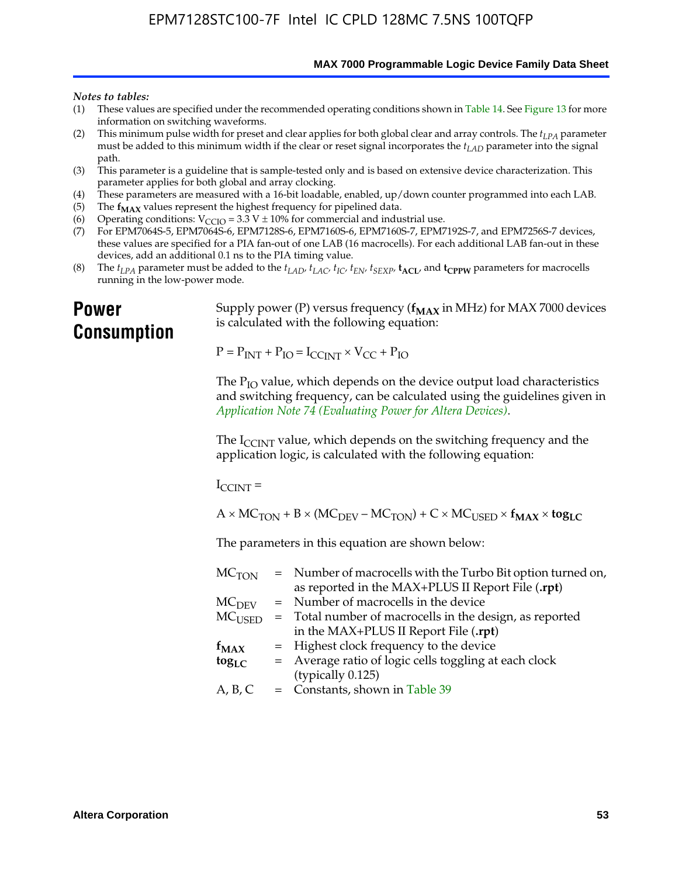*Notes to tables:*

1. These values are specified under the recommended operating conditions shown in Table 14. See Figure 13 for more information on switching waveforms.
2. This minimum pulse width for preset and clear applies for both global clear and array controls. The $t_{LPA}$ parameter must be added to this minimum width if the clear or reset signal incorporates the $t_{LAD}$ parameter into the signal path.
3. This parameter is a guideline that is sample-tested only and is based on extensive device characterization. This parameter applies for both global and array clocking.
4. These parameters are measured with a 16-bit loadable, enabled, up/down counter programmed into each LAB.
5. The $\mathbf{f_{MAX}}$ values represent the highest frequency for pipelined data.
6. Operating conditions: $V_{CCIO}$ = 3.3 V ± 10% for commercial and industrial use.
7. For EPM7064S-5, EPM7064S-6, EPM7128S-6, EPM7160S-6, EPM7160S-7, EPM7192S-7, and EPM7256S-7 devices, these values are specified for a PIA fan-out of one LAB (16 macrocells). For each additional LAB fan-out in these devices, add an additional 0.1 ns to the PIA timing value.
8. The $t_{LPA}$ parameter must be added to the $t_{LAD}$, $t_{LAC}$, $t_{IC}$, $t_{EN}$, $t_{SEXP}$, $\mathbf{t_{ACL}}$, and $\mathbf{t_{CPPW}}$ parameters for macrocells running in the low-power mode.

# Power Consumption

Supply power (P) versus frequency ($\mathbf{f_{MAX}}$ in MHz) for MAX 7000 devices is calculated with the following equation:

$$P = P_{INT} + P_{IO} = I_{CCINT} \times V_{CC} + P_{IO}$$

The $P_{IO}$ value, which depends on the device output load characteristics and switching frequency, can be calculated using the guidelines given in *Application Note 74 (Evaluating Power for Altera Devices)*.

The $I_{CCINT}$ value, which depends on the switching frequency and the application logic, is calculated with the following equation:

$$I_{CCINT} =$$

$$A \times MC_{TON} + B \times (MC_{DEV} - MC_{TON}) + C \times MC_{USED} \times \mathbf{f_{MAX}} \times \mathbf{tog_{LC}}$$

The parameters in this equation are shown below:

| | | |
|---|---|---|
| $MC_{TON}$ | = | Number of macrocells with the Turbo Bit option turned on, as reported in the MAX+PLUS II Report File (**.rpt**) |
| $MC_{DEV}$ | = | Number of macrocells in the device |
| $MC_{USED}$ | = | Total number of macrocells in the design, as reported in the MAX+PLUS II Report File (**.rpt**) |
| $\mathbf{f_{MAX}}$ | = | Highest clock frequency to the device |
| $\mathbf{tog_{LC}}$ | = | Average ratio of logic cells toggling at each clock (typically 0.125) |
| A, B, C | = | Constants, shown in Table 39 |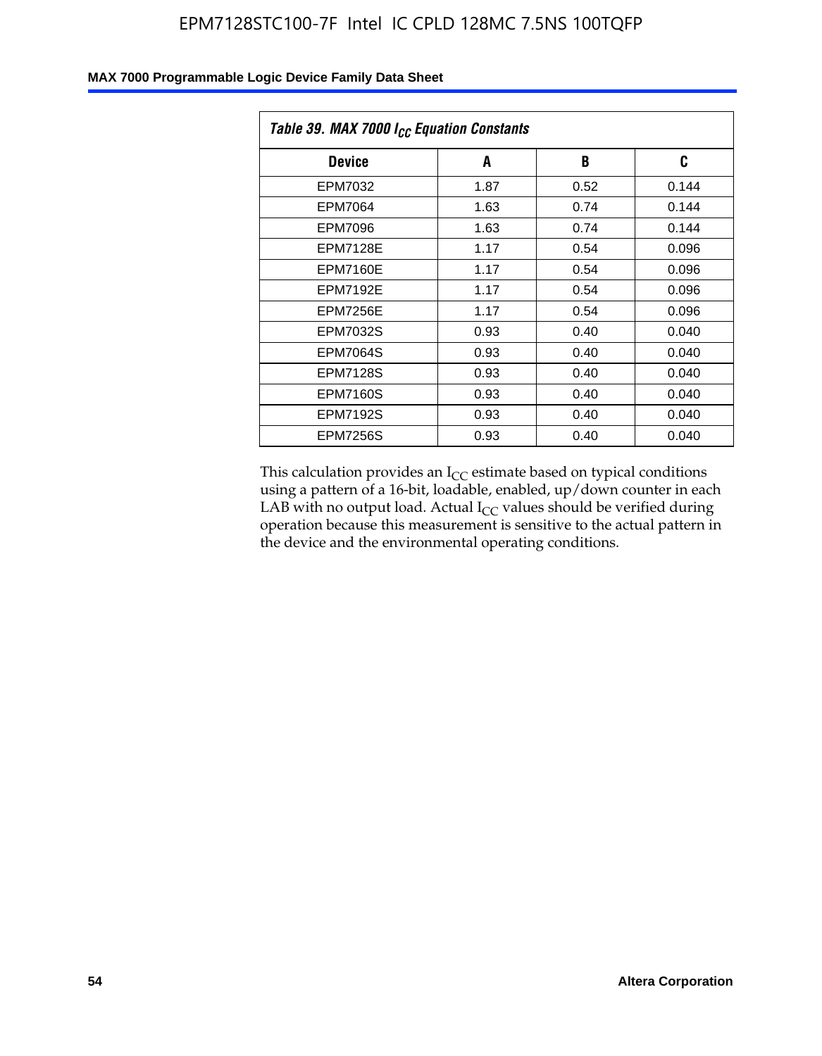| Table 39. MAX 7000 $I_{CC}$ Equation Constants | | | |
|---|---|---|---|
| **Device** | **A** | **B** | **C** |
| EPM7032 | 1.87 | 0.52 | 0.144 |
| EPM7064 | 1.63 | 0.74 | 0.144 |
| EPM7096 | 1.63 | 0.74 | 0.144 |
| EPM7128E | 1.17 | 0.54 | 0.096 |
| EPM7160E | 1.17 | 0.54 | 0.096 |
| EPM7192E | 1.17 | 0.54 | 0.096 |
| EPM7256E | 1.17 | 0.54 | 0.096 |
| EPM7032S | 0.93 | 0.40 | 0.040 |
| EPM7064S | 0.93 | 0.40 | 0.040 |
| EPM7128S | 0.93 | 0.40 | 0.040 |
| EPM7160S | 0.93 | 0.40 | 0.040 |
| EPM7192S | 0.93 | 0.40 | 0.040 |
| EPM7256S | 0.93 | 0.40 | 0.040 |

This calculation provides an $I_{CC}$ estimate based on typical conditions using a pattern of a 16-bit, loadable, enabled, up/down counter in each LAB with no output load. Actual $I_{CC}$ values should be verified during operation because this measurement is sensitive to the actual pattern in the device and the environmental operating conditions.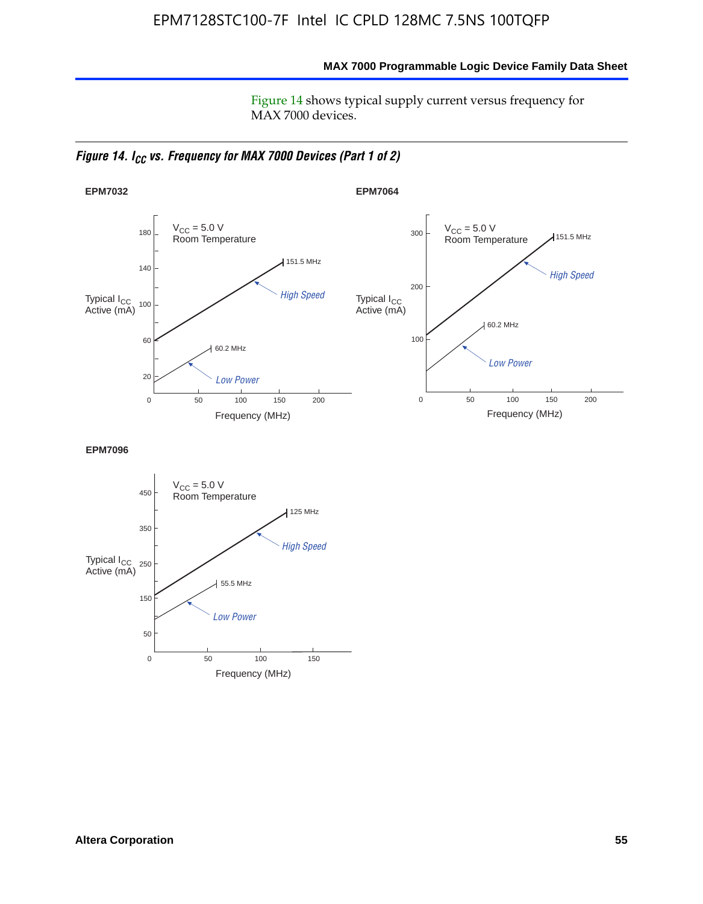Figure 14 shows typical supply current versus frequency for MAX 7000 devices.

*Figure 14. $I_{CC}$ vs. Frequency for MAX 7000 Devices (Part 1 of 2)*

**EPM7032**

$V_{CC}$ = 5.0 V
Room Temperature

Typical $I_{CC}$ Active (mA)

Frequency (MHz)

High Speed — 151.5 MHz

Low Power — 60.2 MHz

**EPM7064**

$V_{CC}$ = 5.0 V
Room Temperature

Typical $I_{CC}$ Active (mA)

Frequency (MHz)

High Speed — 151.5 MHz

Low Power — 60.2 MHz

**EPM7096**

$V_{CC}$ = 5.0 V
Room Temperature

Typical $I_{CC}$ Active (mA)

Frequency (MHz)

High Speed — 125 MHz

Low Power — 55.5 MHz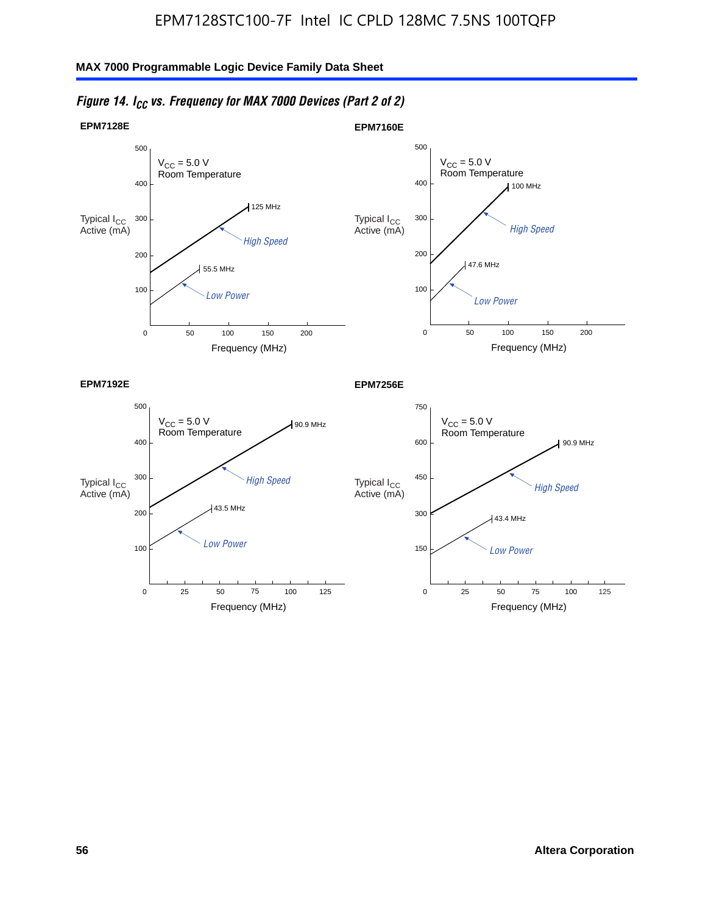*Figure 14. $I_{CC}$ vs. Frequency for MAX 7000 Devices (Part 2 of 2)*

**EPM7128E**

$V_{CC}$ = 5.0 V
Room Temperature

Typical $I_{CC}$ Active (mA)

High Speed — 125 MHz

Low Power — 55.5 MHz

Frequency (MHz)

**EPM7160E**

$V_{CC}$ = 5.0 V
Room Temperature

Typical $I_{CC}$ Active (mA)

High Speed — 100 MHz

Low Power — 47.6 MHz

Frequency (MHz)

**EPM7192E**

$V_{CC}$ = 5.0 V
Room Temperature

Typical $I_{CC}$ Active (mA)

High Speed — 90.9 MHz

Low Power — 43.5 MHz

Frequency (MHz)

**EPM7256E**

$V_{CC}$ = 5.0 V
Room Temperature

Typical $I_{CC}$ Active (mA)

High Speed — 90.9 MHz

Low Power — 43.4 MHz

Frequency (MHz)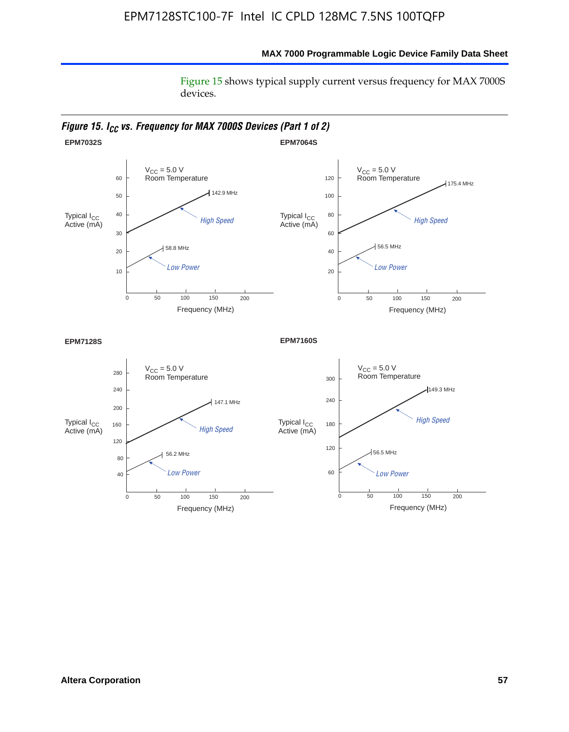Figure 15 shows typical supply current versus frequency for MAX 7000S devices.

*Figure 15. $I_{CC}$ vs. Frequency for MAX 7000S Devices (Part 1 of 2)*

**EPM7032S**

$V_{CC}$ = 5.0 V
Room Temperature

Typical $I_{CC}$ Active (mA)

High Speed: 142.9 MHz

Low Power: 58.8 MHz

Frequency (MHz)

**EPM7064S**

$V_{CC}$ = 5.0 V
Room Temperature

Typical $I_{CC}$ Active (mA)

High Speed: 175.4 MHz

Low Power: 56.5 MHz

Frequency (MHz)

**EPM7128S**

$V_{CC}$ = 5.0 V
Room Temperature

Typical $I_{CC}$ Active (mA)

High Speed: 147.1 MHz

Low Power: 56.2 MHz

Frequency (MHz)

**EPM7160S**

$V_{CC}$ = 5.0 V
Room Temperature

Typical $I_{CC}$ Active (mA)

High Speed: 149.3 MHz

Low Power: 56.5 MHz

Frequency (MHz)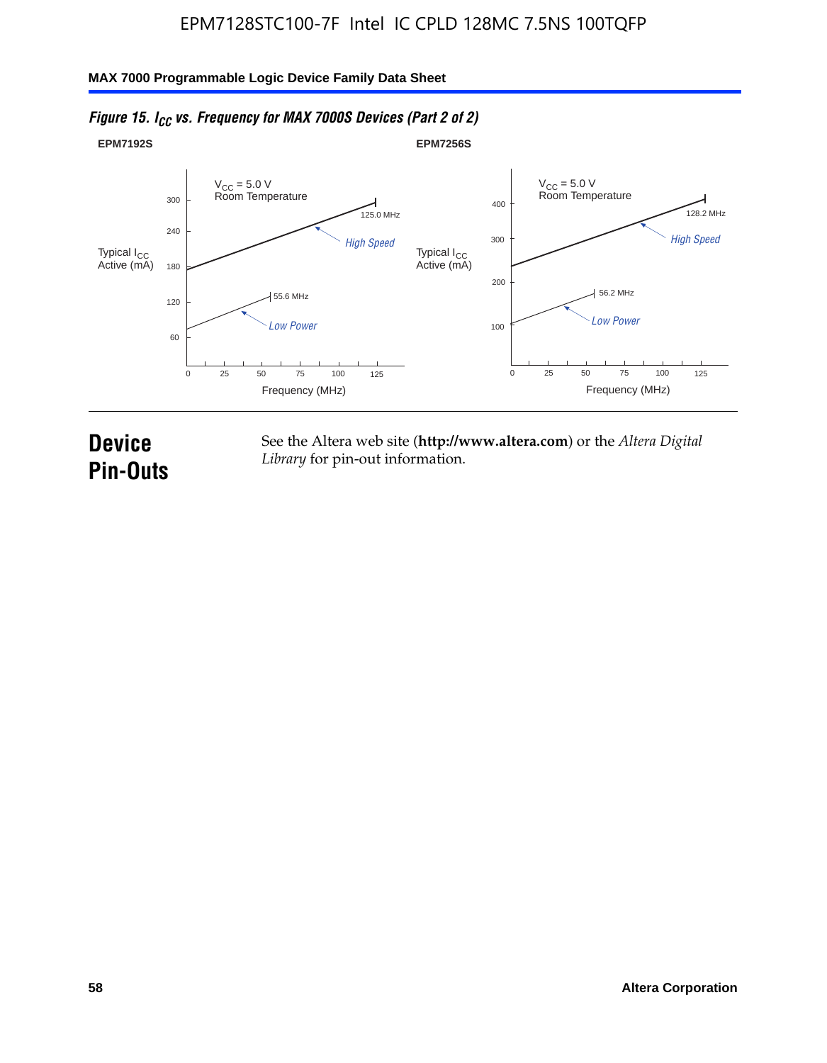*Figure 15. $I_{CC}$ vs. Frequency for MAX 7000S Devices (Part 2 of 2)*

**EPM7192S**

$V_{CC}$ = 5.0 V
Room Temperature

Typical $I_{CC}$ Active (mA)

300, 240, 180, 120, 60

125.0 MHz — *High Speed*

55.6 MHz — *Low Power*

0, 25, 50, 75, 100, 125

Frequency (MHz)

**EPM7256S**

$V_{CC}$ = 5.0 V
Room Temperature

Typical $I_{CC}$ Active (mA)

400, 300, 200, 100

128.2 MHz — *High Speed*

56.2 MHz — *Low Power*

0, 25, 50, 75, 100, 125

Frequency (MHz)

# Device Pin-Outs

See the Altera web site (**http://www.altera.com**) or the *Altera Digital Library* for pin-out information.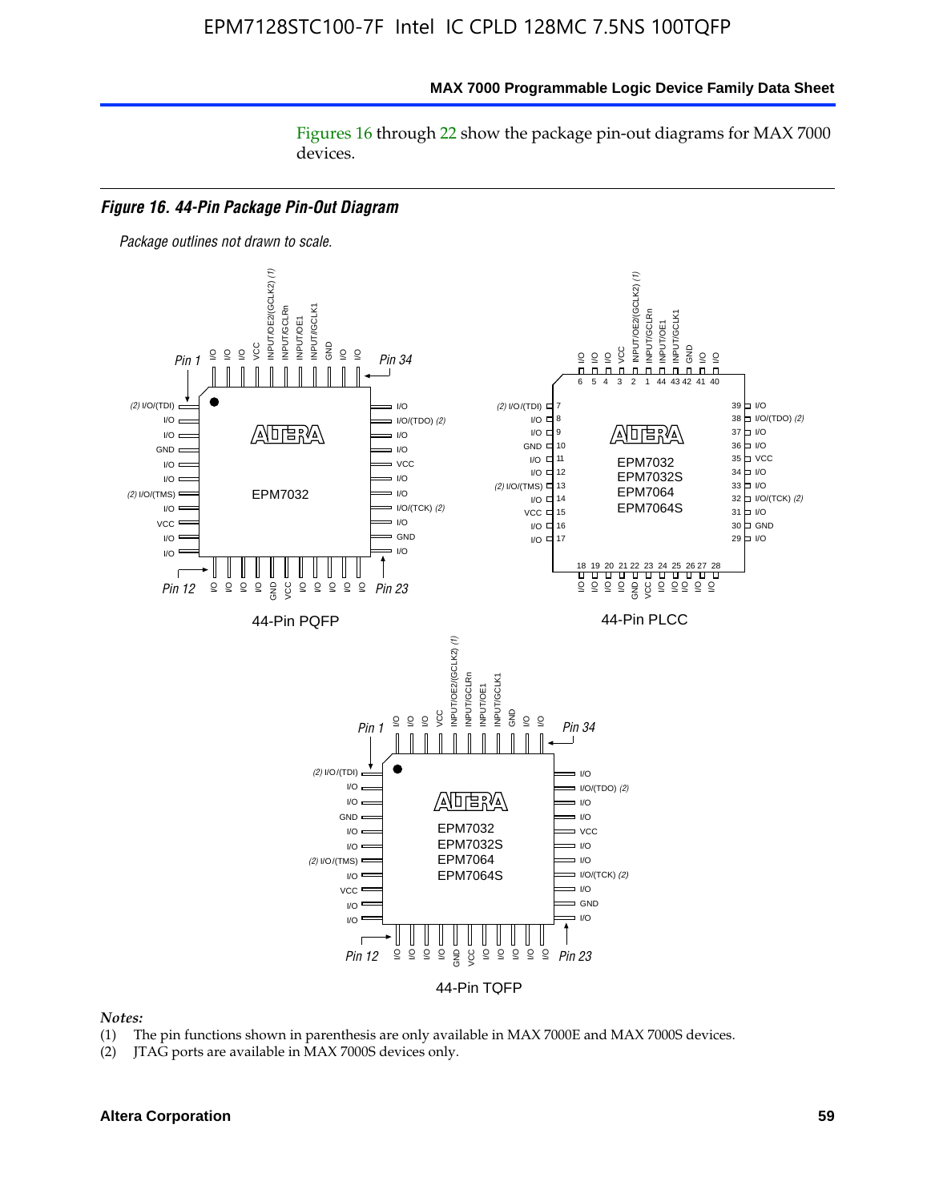Figures 16 through 22 show the package pin-out diagrams for MAX 7000 devices.

### *Figure 16. 44-Pin Package Pin-Out Diagram*

*Package outlines not drawn to scale.*

44-Pin PQFP

44-Pin PLCC

44-Pin TQFP

*Notes:*

(1) The pin functions shown in parenthesis are only available in MAX 7000E and MAX 7000S devices.

(2) JTAG ports are available in MAX 7000S devices only.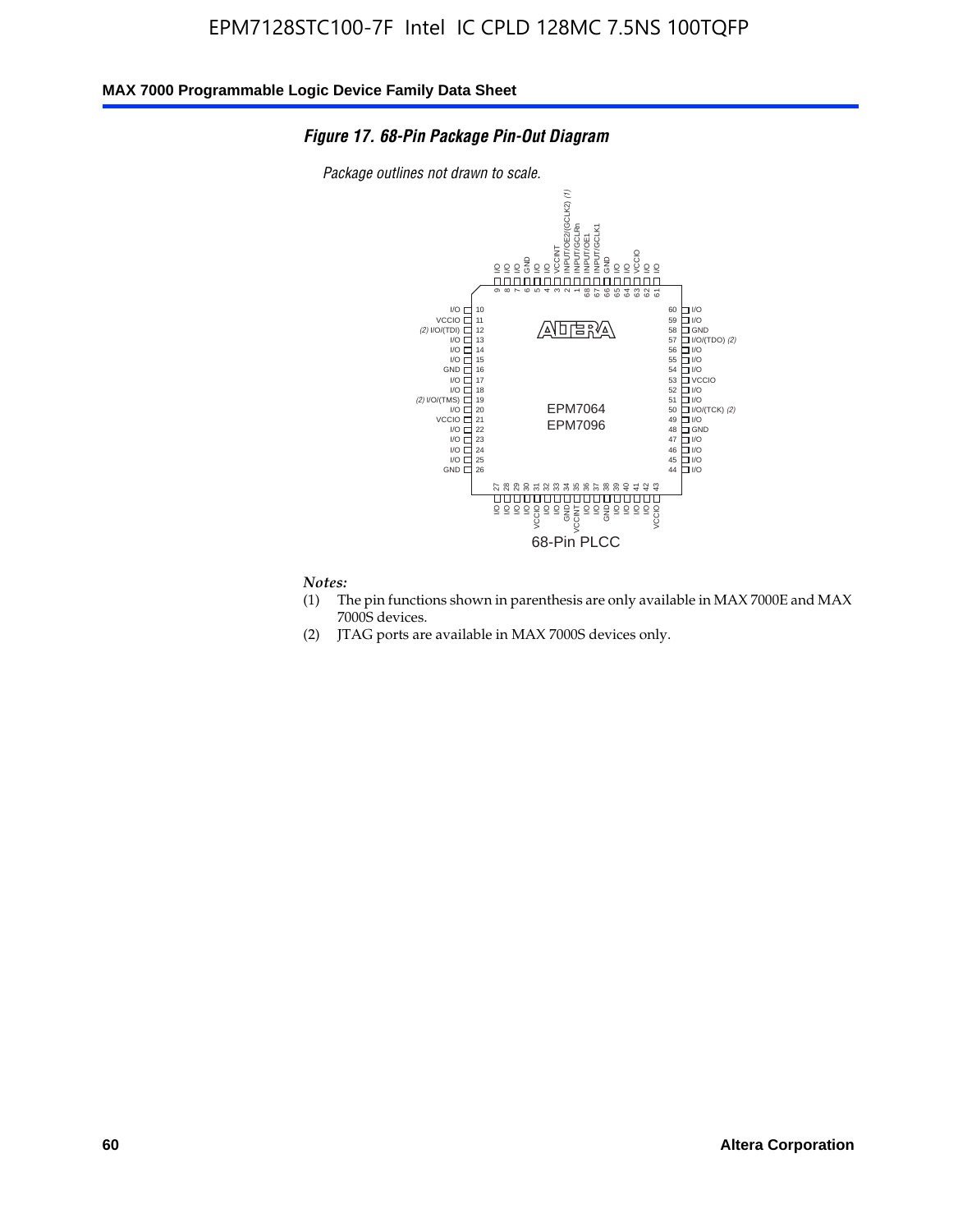EPM7128STC100-7F Intel IC CPLD 128MC 7.5NS 100TQFP

***Figure 17. 68-Pin Package Pin-Out Diagram***

*Package outlines not drawn to scale.*

| Pin | Function | Pin | Function |
|---|---|---|---|
| 1 | INPUT/GCLRn | 35 | VCCINT |
| 2 | INPUT/OE2/(GCLK2) (1) | 36 | I/O |
| 3 | VCCINT | 37 | I/O |
| 4 | I/O | 38 | GND |
| 5 | I/O | 39 | I/O |
| 6 | GND | 40 | I/O |
| 7 | I/O | 41 | I/O |
| 8 | I/O | 42 | I/O |
| 9 | I/O | 43 | VCCIO |
| 10 | I/O | 44 | I/O |
| 11 | VCCIO | 45 | I/O |
| 12 | (2) I/O/(TDI) | 46 | I/O |
| 13 | I/O | 47 | I/O |
| 14 | I/O | 48 | GND |
| 15 | I/O | 49 | I/O |
| 16 | GND | 50 | I/O/(TCK) (2) |
| 17 | I/O | 51 | I/O |
| 18 | I/O | 52 | I/O |
| 19 | (2) I/O/(TMS) | 53 | VCCIO |
| 20 | I/O | 54 | I/O |
| 21 | VCCIO | 55 | I/O |
| 22 | I/O | 56 | I/O |
| 23 | I/O | 57 | I/O/(TDO) (2) |
| 24 | I/O | 58 | GND |
| 25 | I/O | 59 | I/O |
| 26 | GND | 60 | I/O |
| 27 | I/O | 61 | I/O |
| 28 | I/O | 62 | I/O |
| 29 | I/O | 63 | VCCIO |
| 30 | I/O | 64 | I/O |
| 31 | VCCIO | 65 | I/O |
| 32 | I/O | 66 | GND |
| 33 | I/O | 67 | INPUT/GCLK1 |
| 34 | GND | 68 | INPUT/OE1 |

EPM7064
EPM7096

68-Pin PLCC

*Notes:*

(1) The pin functions shown in parenthesis are only available in MAX 7000E and MAX 7000S devices.

(2) JTAG ports are available in MAX 7000S devices only.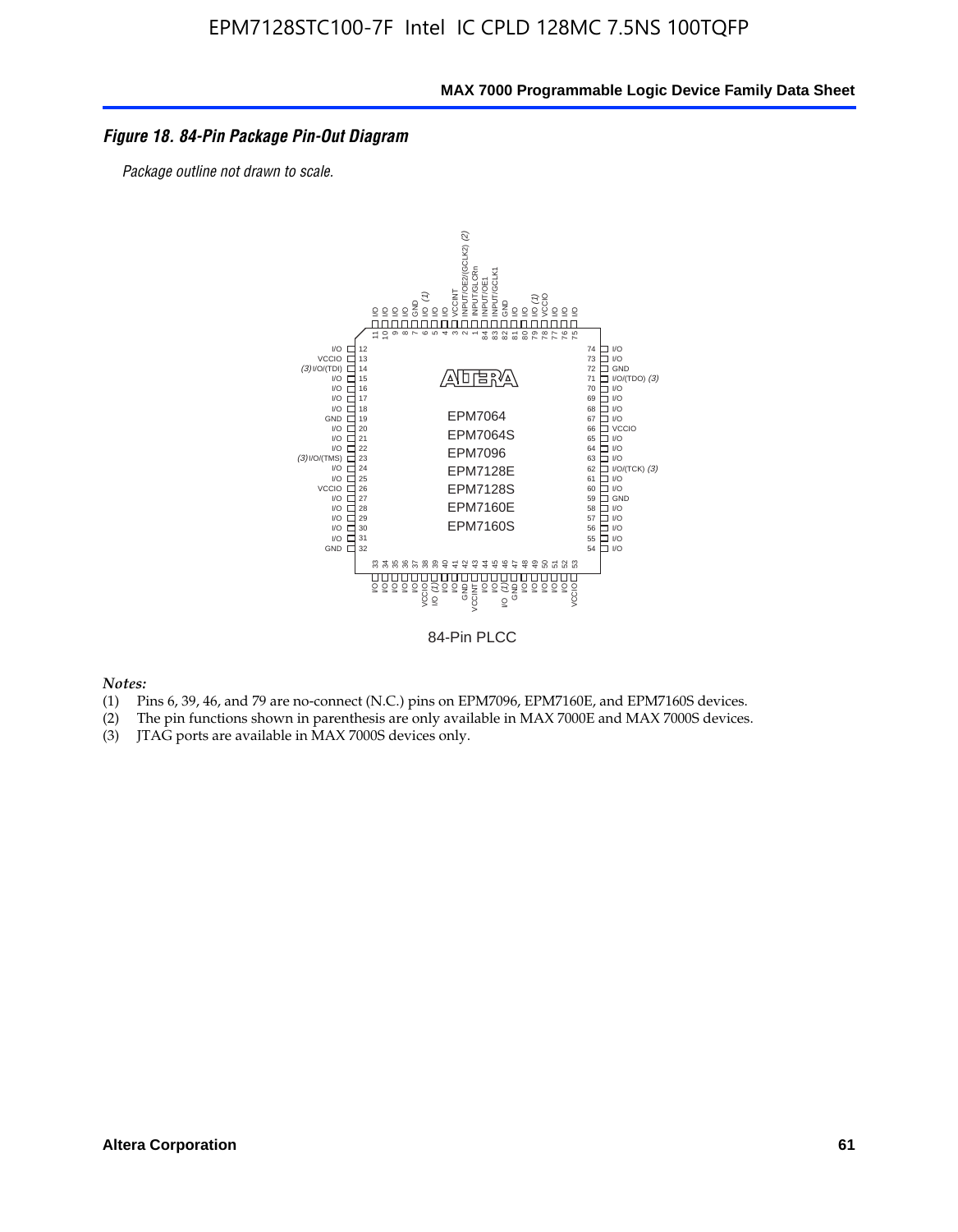### *Figure 18. 84-Pin Package Pin-Out Diagram*

*Package outline not drawn to scale.*

Top side (pins 11 down to 75, left to right):

| Pin | Function |
|---|---|
| 11 | I/O |
| 10 | I/O |
| 9 | I/O |
| 8 | I/O |
| 7 | GND |
| 6 | I/O *(1)* |
| 5 | I/O |
| 4 | I/O |
| 3 | VCCINT |
| 2 | INPUT/OE2/(GCLK2) *(2)* |
| 1 | INPUT/GLCRn |
| 84 | INPUT/OE1 |
| 83 | INPUT/GCLK1 |
| 82 | GND |
| 81 | I/O |
| 80 | I/O |
| 79 | I/O *(1)* |
| 78 | VCCIO |
| 77 | I/O |
| 76 | I/O |
| 75 | I/O |

Left side:

| Pin | Function |
|---|---|
| 12 | I/O |
| 13 | VCCIO |
| 14 | *(3)* I/O/(TDI) |
| 15 | I/O |
| 16 | I/O |
| 17 | I/O |
| 18 | I/O |
| 19 | GND |
| 20 | I/O |
| 21 | I/O |
| 22 | I/O |
| 23 | *(3)* I/O/(TMS) |
| 24 | I/O |
| 25 | I/O |
| 26 | VCCIO |
| 27 | I/O |
| 28 | I/O |
| 29 | I/O |
| 30 | I/O |
| 31 | I/O |
| 32 | GND |

Bottom side:

| Pin | Function |
|---|---|
| 33 | I/O |
| 34 | I/O |
| 35 | I/O |
| 36 | I/O |
| 37 | I/O |
| 38 | VCCIO |
| 39 | I/O *(1)* |
| 40 | I/O |
| 41 | I/O |
| 42 | GND |
| 43 | VCCINT |
| 44 | I/O |
| 45 | I/O |
| 46 | I/O *(1)* |
| 47 | GND |
| 48 | I/O |
| 49 | I/O |
| 50 | I/O |
| 51 | I/O |
| 52 | I/O |
| 53 | VCCIO |

Right side:

| Pin | Function |
|---|---|
| 74 | I/O |
| 73 | I/O |
| 72 | GND |
| 71 | I/O/(TDO) *(3)* |
| 70 | I/O |
| 69 | I/O |
| 68 | I/O |
| 67 | I/O |
| 66 | VCCIO |
| 65 | I/O |
| 64 | I/O |
| 63 | I/O |
| 62 | I/O/(TCK) *(3)* |
| 61 | I/O |
| 60 | I/O |
| 59 | GND |
| 58 | I/O |
| 57 | I/O |
| 56 | I/O |
| 55 | I/O |
| 54 | I/O |

Devices: EPM7064, EPM7064S, EPM7096, EPM7128E, EPM7128S, EPM7160E, EPM7160S

84-Pin PLCC

*Notes:*

1. Pins 6, 39, 46, and 79 are no-connect (N.C.) pins on EPM7096, EPM7160E, and EPM7160S devices.
2. The pin functions shown in parenthesis are only available in MAX 7000E and MAX 7000S devices.
3. JTAG ports are available in MAX 7000S devices only.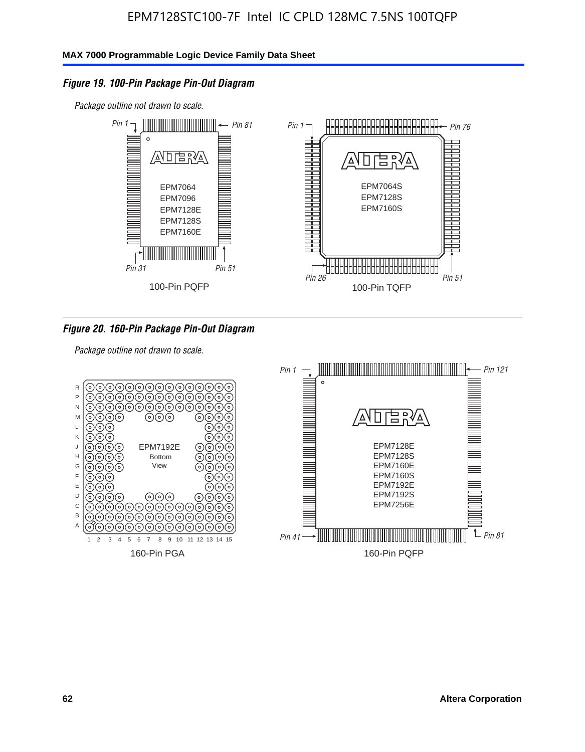### Figure 19. 100-Pin Package Pin-Out Diagram

*Package outline not drawn to scale.*

Pin 1, Pin 81, Pin 31, Pin 51

EPM7064
EPM7096
EPM7128E
EPM7128S
EPM7160E

100-Pin PQFP

Pin 1, Pin 76, Pin 26, Pin 51

EPM7064S
EPM7128S
EPM7160S

100-Pin TQFP

### Figure 20. 160-Pin Package Pin-Out Diagram

*Package outline not drawn to scale.*

EPM7192E
Bottom
View

160-Pin PGA

Pin 1, Pin 121, Pin 41, Pin 81

EPM7128E
EPM7128S
EPM7160E
EPM7160S
EPM7192E
EPM7192S
EPM7256E

160-Pin PQFP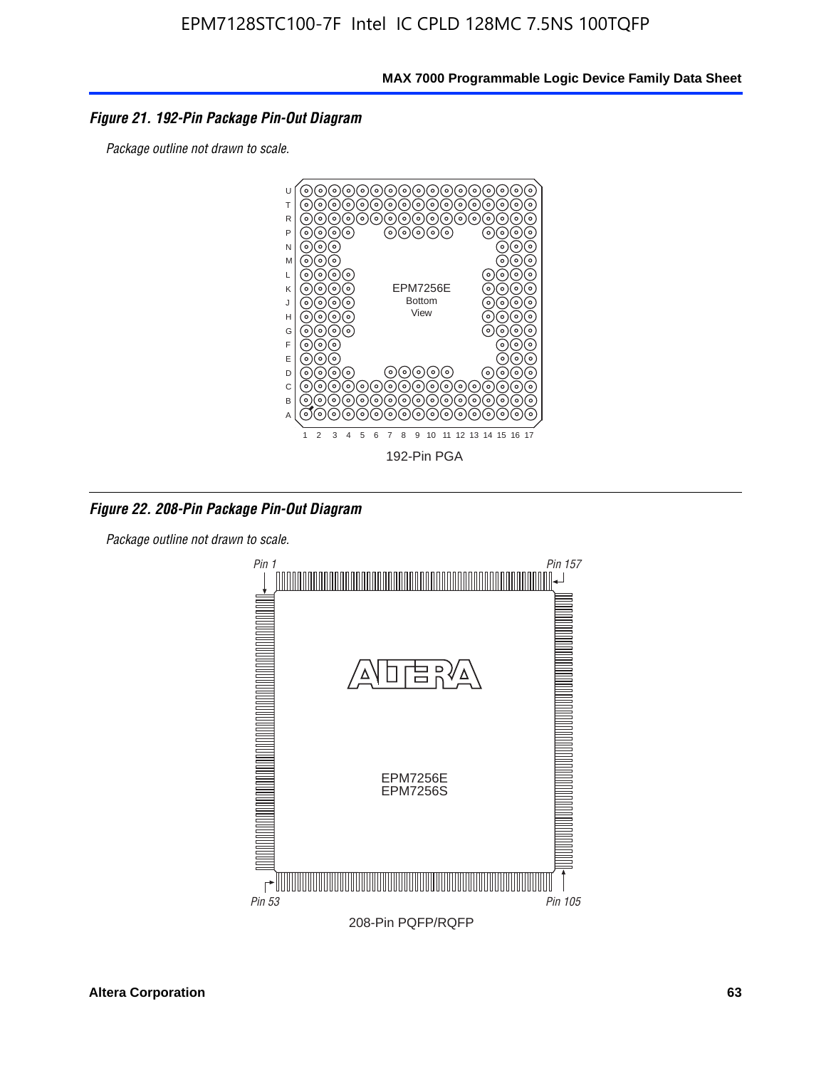*Figure 21. 192-Pin Package Pin-Out Diagram*

*Package outline not drawn to scale.*

EPM7256E
Bottom
View

192-Pin PGA

*Figure 22. 208-Pin Package Pin-Out Diagram*

*Package outline not drawn to scale.*

*Pin 1* *Pin 157* *Pin 53* *Pin 105*

EPM7256E
EPM7256S

208-Pin PQFP/RQFP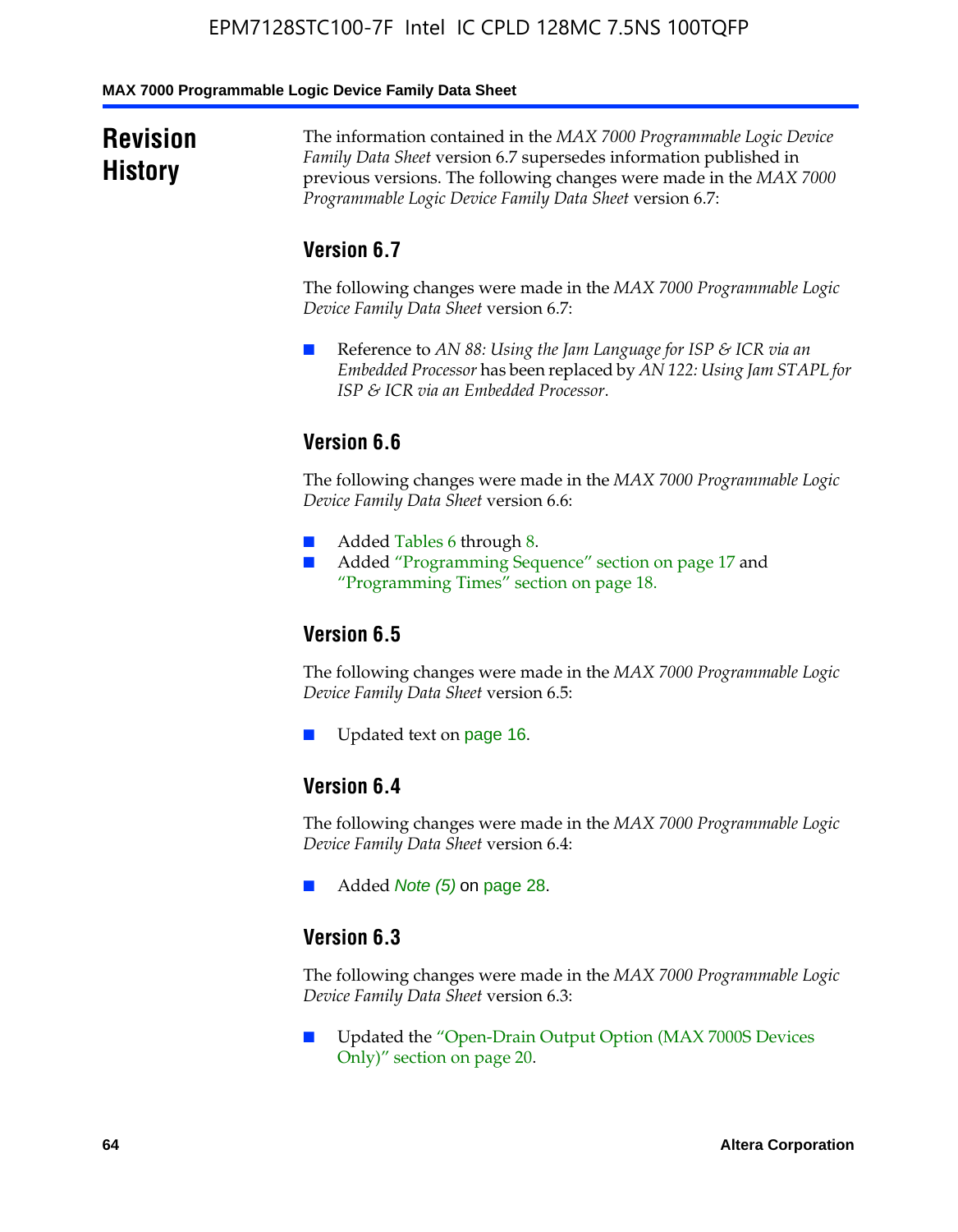# Revision History

The information contained in the *MAX 7000 Programmable Logic Device Family Data Sheet* version 6.7 supersedes information published in previous versions. The following changes were made in the *MAX 7000 Programmable Logic Device Family Data Sheet* version 6.7:

## Version 6.7

The following changes were made in the *MAX 7000 Programmable Logic Device Family Data Sheet* version 6.7:

- Reference to *AN 88: Using the Jam Language for ISP & ICR via an Embedded Processor* has been replaced by *AN 122: Using Jam STAPL for ISP & ICR via an Embedded Processor*.

## Version 6.6

The following changes were made in the *MAX 7000 Programmable Logic Device Family Data Sheet* version 6.6:

- Added Tables 6 through 8.
- Added "Programming Sequence" section on page 17 and "Programming Times" section on page 18.

## Version 6.5

The following changes were made in the *MAX 7000 Programmable Logic Device Family Data Sheet* version 6.5:

- Updated text on page 16.

## Version 6.4

The following changes were made in the *MAX 7000 Programmable Logic Device Family Data Sheet* version 6.4:

- Added *Note (5)* on page 28.

## Version 6.3

The following changes were made in the *MAX 7000 Programmable Logic Device Family Data Sheet* version 6.3:

- Updated the "Open-Drain Output Option (MAX 7000S Devices Only)" section on page 20.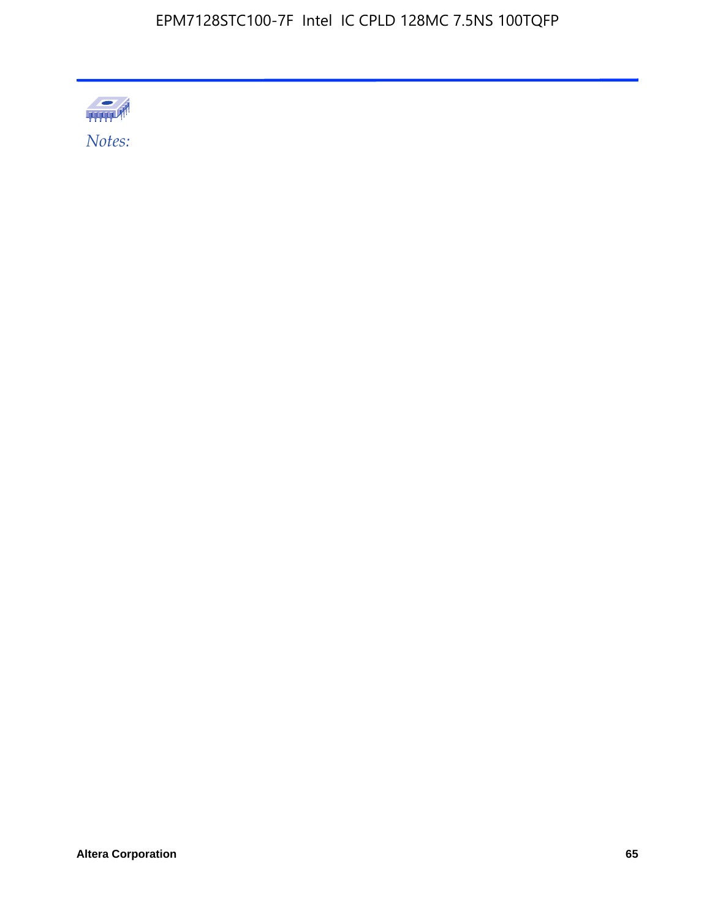*Notes:*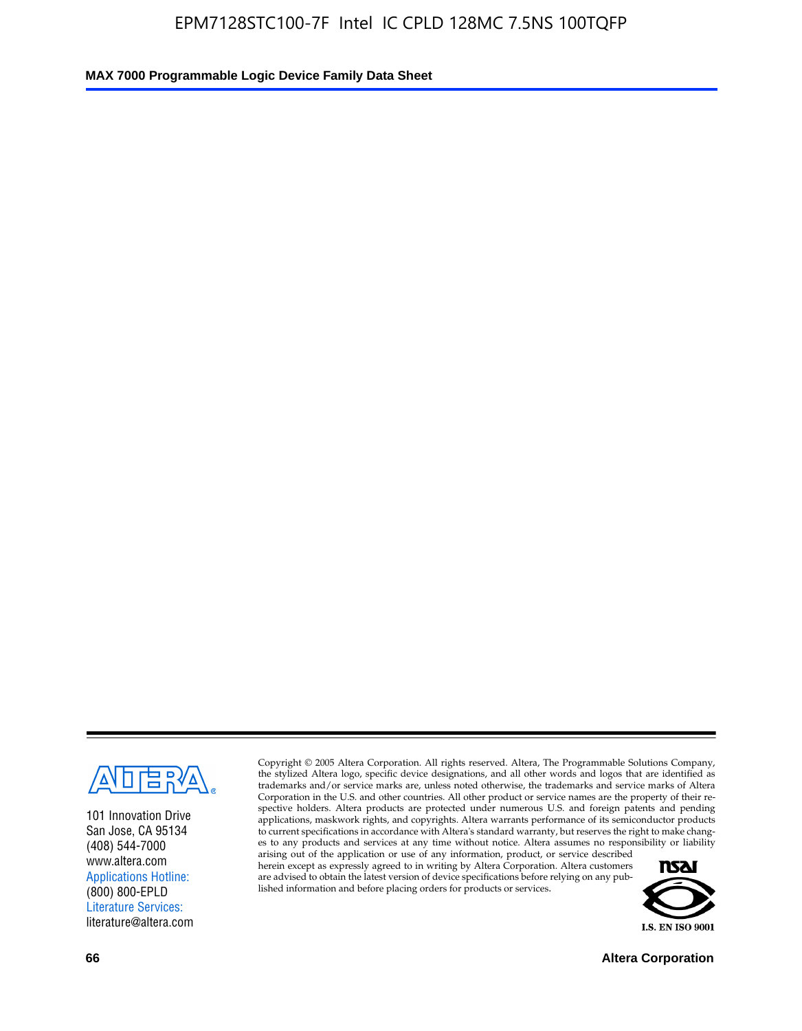101 Innovation Drive
San Jose, CA 95134
(408) 544-7000
www.altera.com
Applications Hotline:
(800) 800-EPLD
Literature Services:
literature@altera.com

Copyright © 2005 Altera Corporation. All rights reserved. Altera, The Programmable Solutions Company, the stylized Altera logo, specific device designations, and all other words and logos that are identified as trademarks and/or service marks are, unless noted otherwise, the trademarks and service marks of Altera Corporation in the U.S. and other countries. All other product or service names are the property of their respective holders. Altera products are protected under numerous U.S. and foreign patents and pending applications, maskwork rights, and copyrights. Altera warrants performance of its semiconductor products to current specifications in accordance with Altera's standard warranty, but reserves the right to make changes to any products and services at any time without notice. Altera assumes no responsibility or liability arising out of the application or use of any information, product, or service described herein except as expressly agreed to in writing by Altera Corporation. Altera customers are advised to obtain the latest version of device specifications before relying on any published information and before placing orders for products or services.

I.S. EN ISO 9001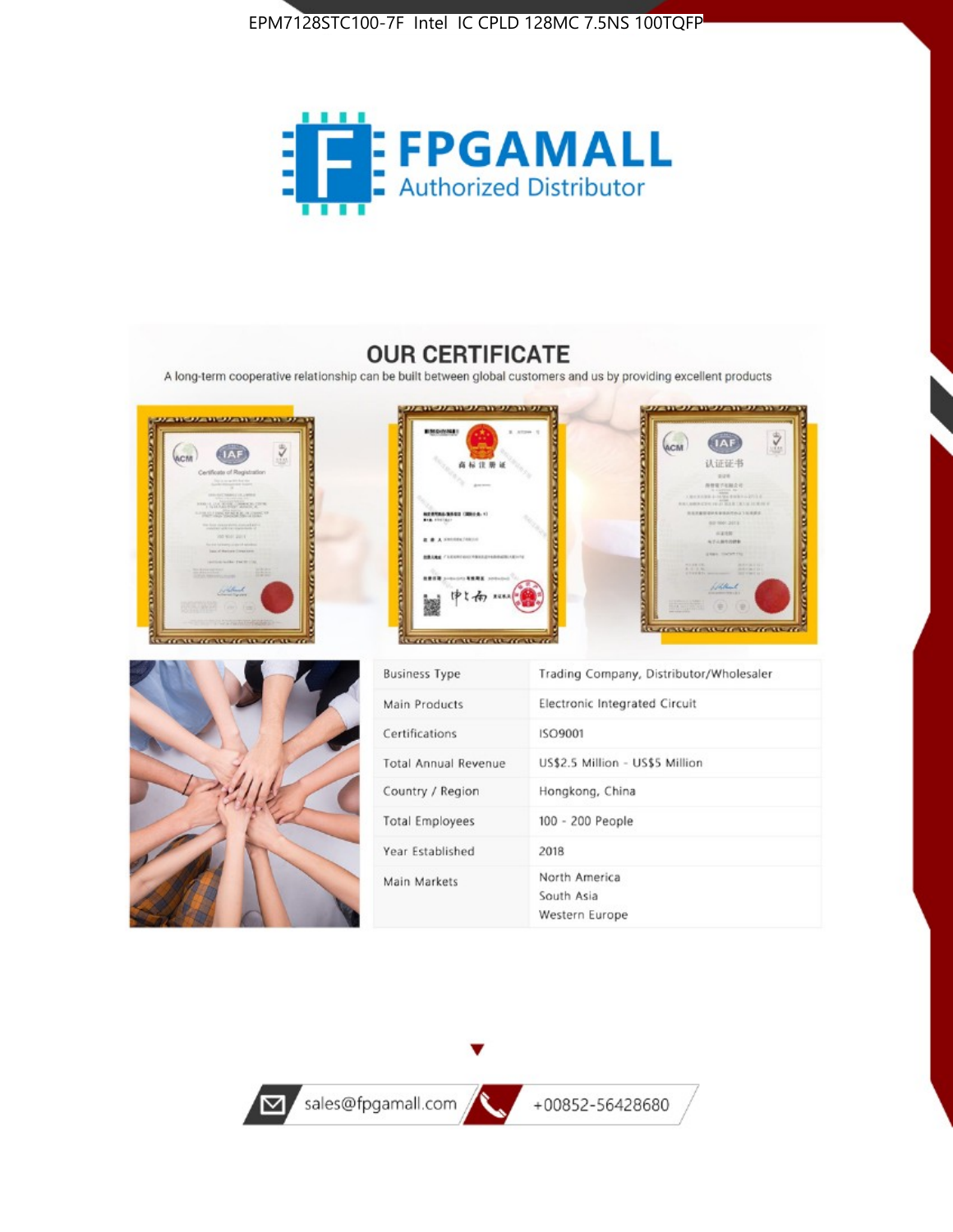FPGAMALL
Authorized Distributor

## OUR CERTIFICATE

A long-term cooperative relationship can be built between global customers and us by providing excellent products

| | |
|---|---|
| Business Type | Trading Company, Distributor/Wholesaler |
| Main Products | Electronic Integrated Circuit |
| Certifications | ISO9001 |
| Total Annual Revenue | US$2.5 Million - US$5 Million |
| Country / Region | Hongkong, China |
| Total Employees | 100 - 200 People |
| Year Established | 2018 |
| Main Markets | North America<br>South Asia<br>Western Europe |

sales@fpgamall.com

+00852-56428680